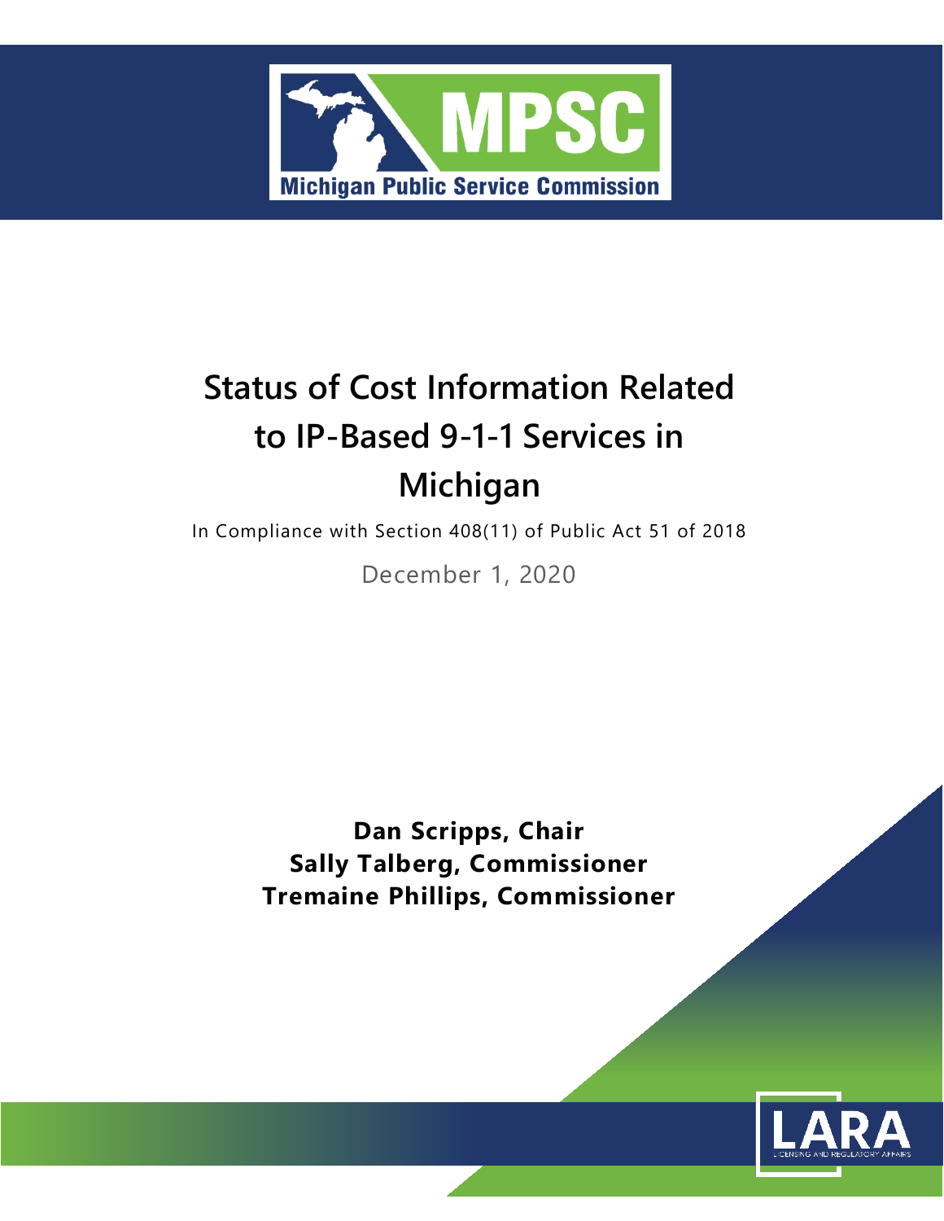MPSC

Michigan Public Service Commission

# Status of Cost Information Related to IP-Based 9-1-1 Services in Michigan

In Compliance with Section 408(11) of Public Act 51 of 2018

December 1, 2020

**Dan Scripps, Chair**
**Sally Talberg, Commissioner**
**Tremaine Phillips, Commissioner**

LARA

LICENSING AND REGULATORY AFFAIRS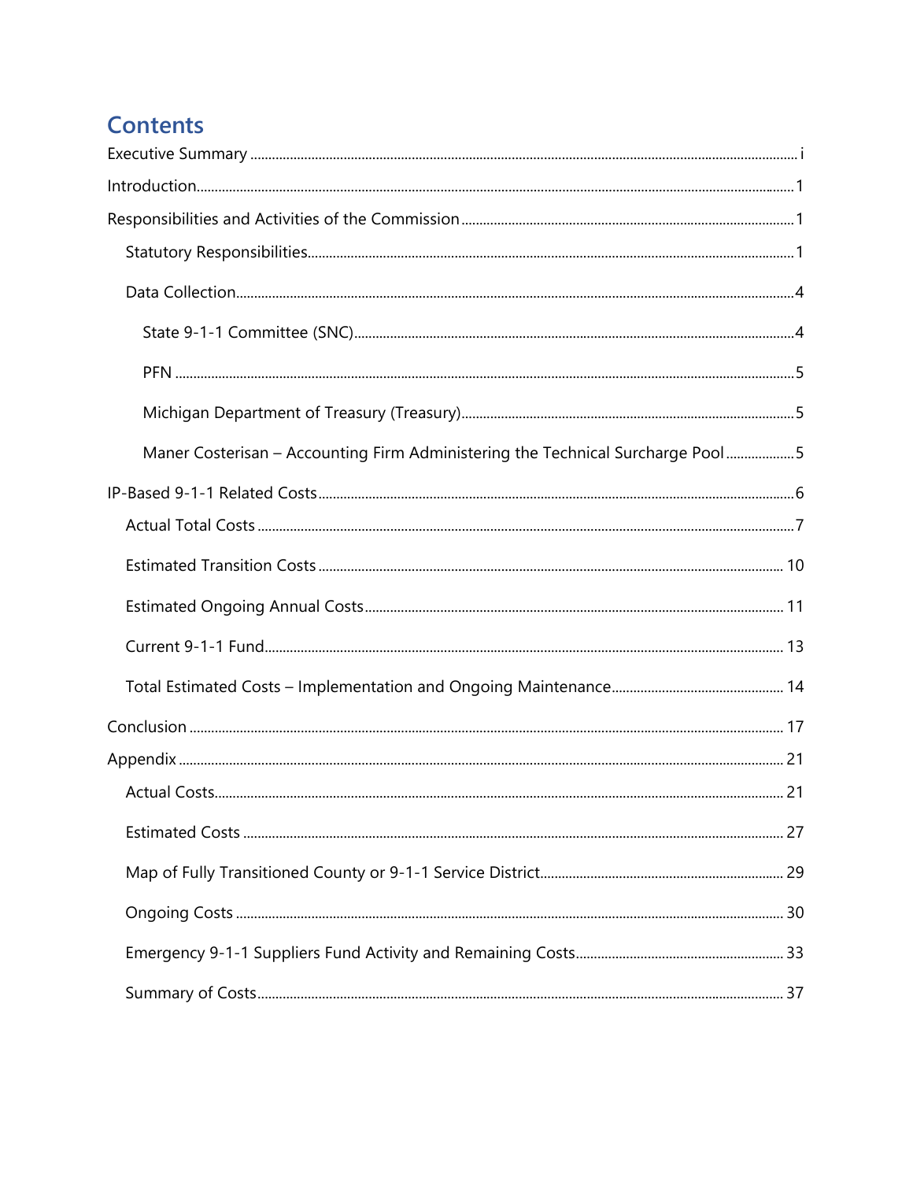# Contents

Executive Summary ........ i

Introduction ........ 1

Responsibilities and Activities of the Commission ........ 1

- Statutory Responsibilities ........ 1
- Data Collection ........ 4
  - State 9-1-1 Committee (SNC) ........ 4
  - PFN ........ 5
  - Michigan Department of Treasury (Treasury) ........ 5
  - Maner Costerisan – Accounting Firm Administering the Technical Surcharge Pool ........ 5

IP-Based 9-1-1 Related Costs ........ 6

- Actual Total Costs ........ 7
- Estimated Transition Costs ........ 10
- Estimated Ongoing Annual Costs ........ 11
- Current 9-1-1 Fund ........ 13
- Total Estimated Costs – Implementation and Ongoing Maintenance ........ 14

Conclusion ........ 17

Appendix ........ 21

- Actual Costs ........ 21
- Estimated Costs ........ 27
- Map of Fully Transitioned County or 9-1-1 Service District ........ 29
- Ongoing Costs ........ 30
- Emergency 9-1-1 Suppliers Fund Activity and Remaining Costs ........ 33
- Summary of Costs ........ 37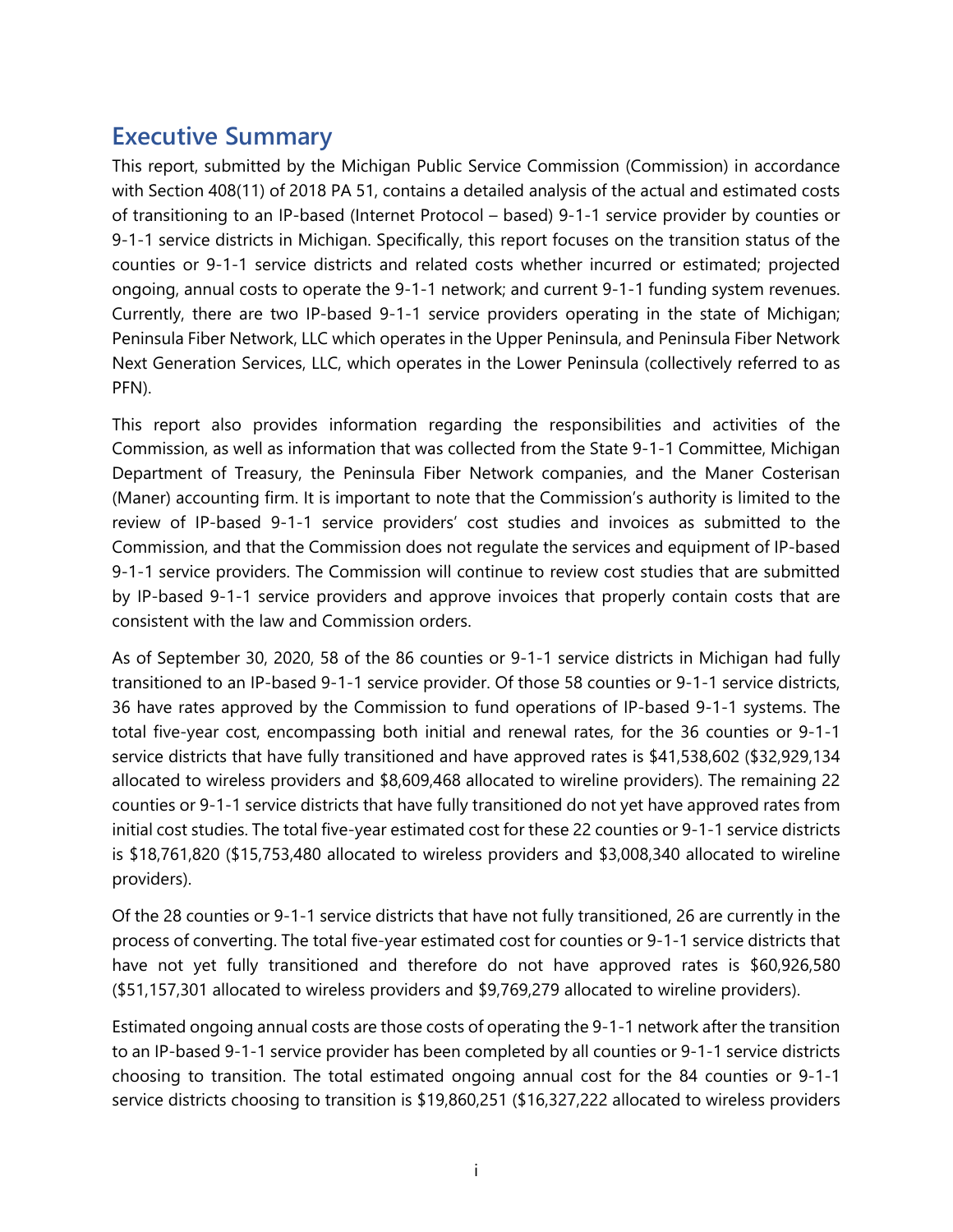## Executive Summary

This report, submitted by the Michigan Public Service Commission (Commission) in accordance with Section 408(11) of 2018 PA 51, contains a detailed analysis of the actual and estimated costs of transitioning to an IP-based (Internet Protocol – based) 9-1-1 service provider by counties or 9-1-1 service districts in Michigan. Specifically, this report focuses on the transition status of the counties or 9-1-1 service districts and related costs whether incurred or estimated; projected ongoing, annual costs to operate the 9-1-1 network; and current 9-1-1 funding system revenues. Currently, there are two IP-based 9-1-1 service providers operating in the state of Michigan; Peninsula Fiber Network, LLC which operates in the Upper Peninsula, and Peninsula Fiber Network Next Generation Services, LLC, which operates in the Lower Peninsula (collectively referred to as PFN).

This report also provides information regarding the responsibilities and activities of the Commission, as well as information that was collected from the State 9-1-1 Committee, Michigan Department of Treasury, the Peninsula Fiber Network companies, and the Maner Costerisan (Maner) accounting firm. It is important to note that the Commission's authority is limited to the review of IP-based 9-1-1 service providers' cost studies and invoices as submitted to the Commission, and that the Commission does not regulate the services and equipment of IP-based 9-1-1 service providers. The Commission will continue to review cost studies that are submitted by IP-based 9-1-1 service providers and approve invoices that properly contain costs that are consistent with the law and Commission orders.

As of September 30, 2020, 58 of the 86 counties or 9-1-1 service districts in Michigan had fully transitioned to an IP-based 9-1-1 service provider. Of those 58 counties or 9-1-1 service districts, 36 have rates approved by the Commission to fund operations of IP-based 9-1-1 systems. The total five-year cost, encompassing both initial and renewal rates, for the 36 counties or 9-1-1 service districts that have fully transitioned and have approved rates is $41,538,602 ($32,929,134 allocated to wireless providers and $8,609,468 allocated to wireline providers). The remaining 22 counties or 9-1-1 service districts that have fully transitioned do not yet have approved rates from initial cost studies. The total five-year estimated cost for these 22 counties or 9-1-1 service districts is $18,761,820 ($15,753,480 allocated to wireless providers and $3,008,340 allocated to wireline providers).

Of the 28 counties or 9-1-1 service districts that have not fully transitioned, 26 are currently in the process of converting. The total five-year estimated cost for counties or 9-1-1 service districts that have not yet fully transitioned and therefore do not have approved rates is $60,926,580 ($51,157,301 allocated to wireless providers and $9,769,279 allocated to wireline providers).

Estimated ongoing annual costs are those costs of operating the 9-1-1 network after the transition to an IP-based 9-1-1 service provider has been completed by all counties or 9-1-1 service districts choosing to transition. The total estimated ongoing annual cost for the 84 counties or 9-1-1 service districts choosing to transition is $19,860,251 ($16,327,222 allocated to wireless providers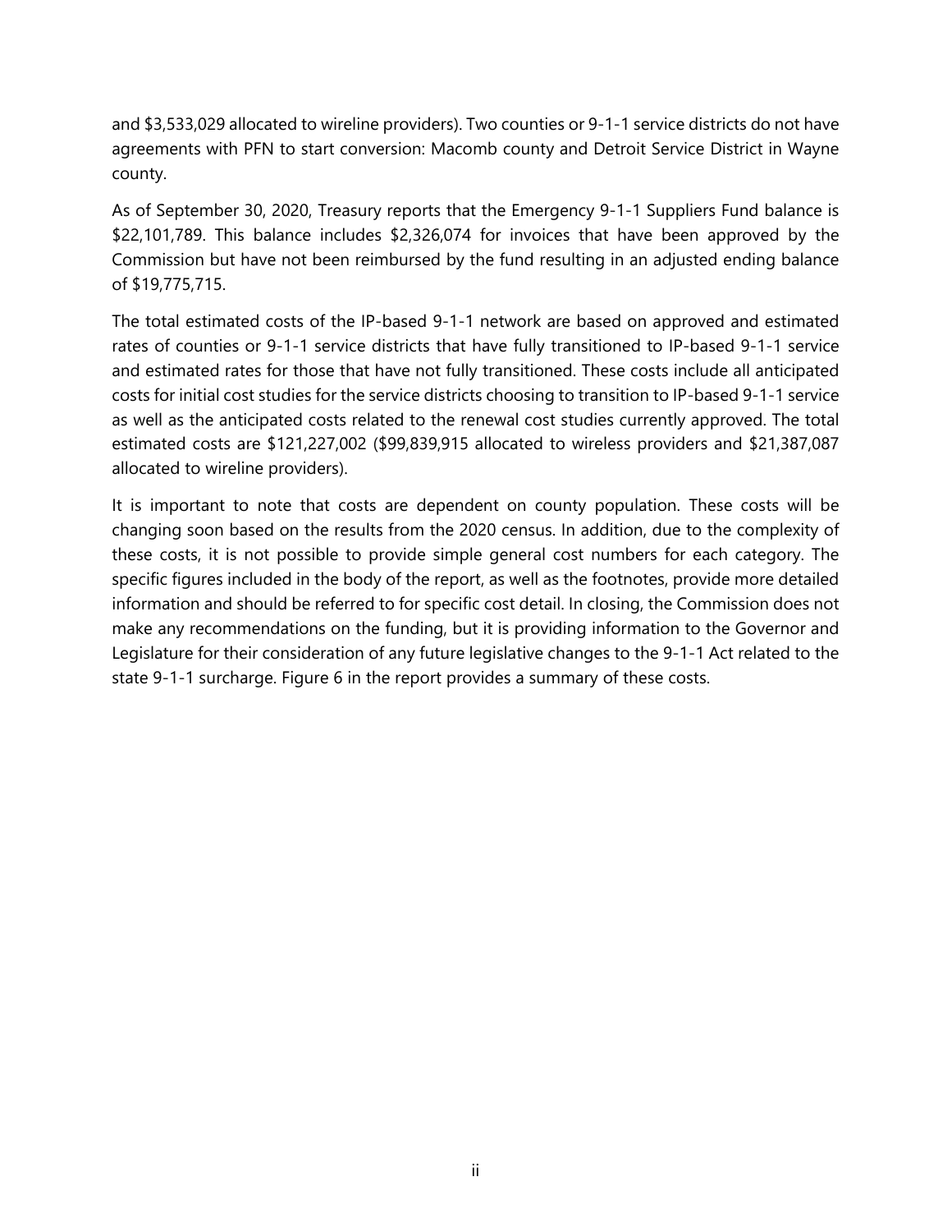and $3,533,029 allocated to wireline providers). Two counties or 9-1-1 service districts do not have agreements with PFN to start conversion: Macomb county and Detroit Service District in Wayne county.

As of September 30, 2020, Treasury reports that the Emergency 9-1-1 Suppliers Fund balance is $22,101,789. This balance includes $2,326,074 for invoices that have been approved by the Commission but have not been reimbursed by the fund resulting in an adjusted ending balance of $19,775,715.

The total estimated costs of the IP-based 9-1-1 network are based on approved and estimated rates of counties or 9-1-1 service districts that have fully transitioned to IP-based 9-1-1 service and estimated rates for those that have not fully transitioned. These costs include all anticipated costs for initial cost studies for the service districts choosing to transition to IP-based 9-1-1 service as well as the anticipated costs related to the renewal cost studies currently approved. The total estimated costs are $121,227,002 ($99,839,915 allocated to wireless providers and $21,387,087 allocated to wireline providers).

It is important to note that costs are dependent on county population. These costs will be changing soon based on the results from the 2020 census. In addition, due to the complexity of these costs, it is not possible to provide simple general cost numbers for each category. The specific figures included in the body of the report, as well as the footnotes, provide more detailed information and should be referred to for specific cost detail. In closing, the Commission does not make any recommendations on the funding, but it is providing information to the Governor and Legislature for their consideration of any future legislative changes to the 9-1-1 Act related to the state 9-1-1 surcharge. Figure 6 in the report provides a summary of these costs.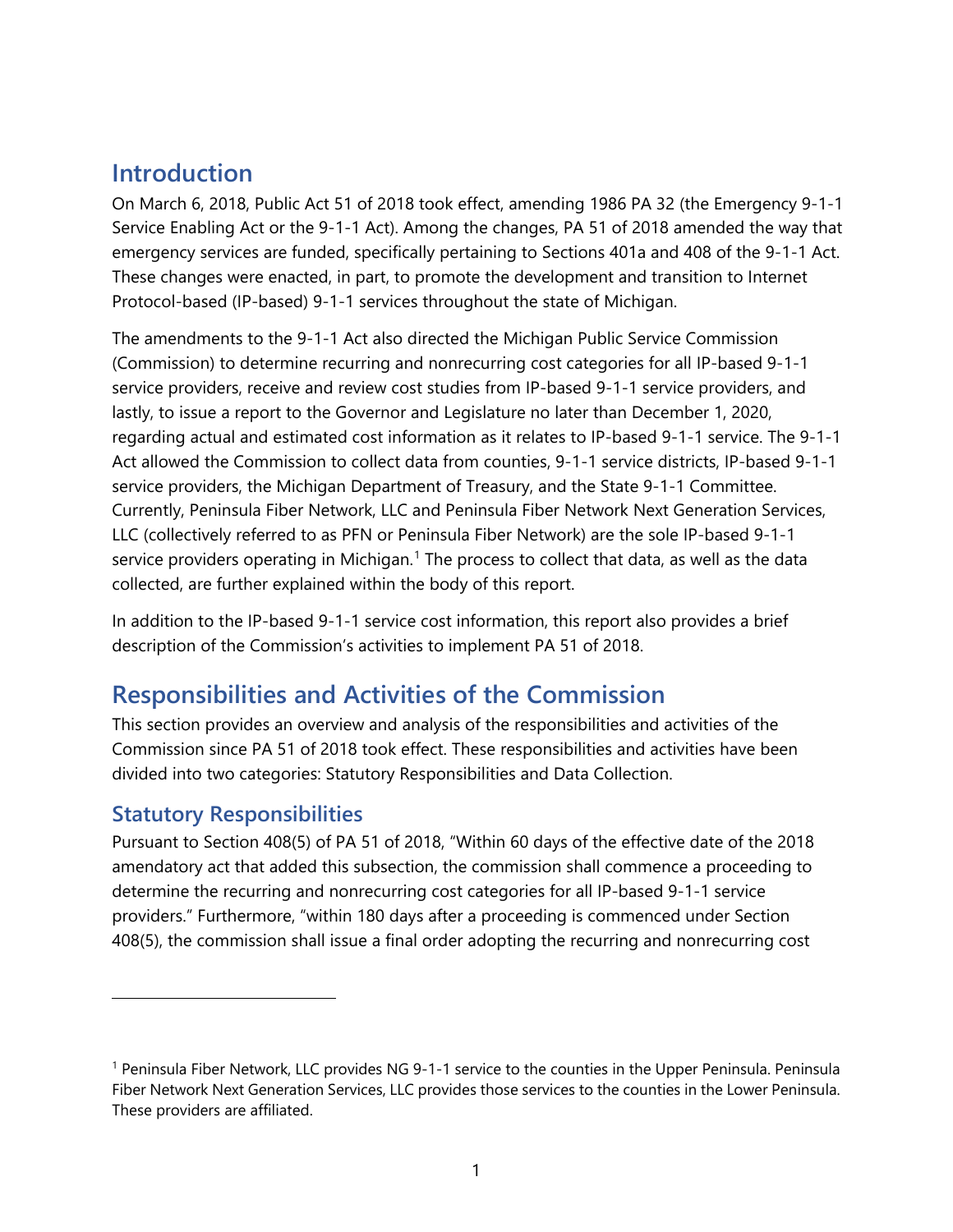## Introduction

On March 6, 2018, Public Act 51 of 2018 took effect, amending 1986 PA 32 (the Emergency 9-1-1 Service Enabling Act or the 9-1-1 Act). Among the changes, PA 51 of 2018 amended the way that emergency services are funded, specifically pertaining to Sections 401a and 408 of the 9-1-1 Act. These changes were enacted, in part, to promote the development and transition to Internet Protocol-based (IP-based) 9-1-1 services throughout the state of Michigan.

The amendments to the 9-1-1 Act also directed the Michigan Public Service Commission (Commission) to determine recurring and nonrecurring cost categories for all IP-based 9-1-1 service providers, receive and review cost studies from IP-based 9-1-1 service providers, and lastly, to issue a report to the Governor and Legislature no later than December 1, 2020, regarding actual and estimated cost information as it relates to IP-based 9-1-1 service. The 9-1-1 Act allowed the Commission to collect data from counties, 9-1-1 service districts, IP-based 9-1-1 service providers, the Michigan Department of Treasury, and the State 9-1-1 Committee. Currently, Peninsula Fiber Network, LLC and Peninsula Fiber Network Next Generation Services, LLC (collectively referred to as PFN or Peninsula Fiber Network) are the sole IP-based 9-1-1 service providers operating in Michigan.[1] The process to collect that data, as well as the data collected, are further explained within the body of this report.

In addition to the IP-based 9-1-1 service cost information, this report also provides a brief description of the Commission's activities to implement PA 51 of 2018.

## Responsibilities and Activities of the Commission

This section provides an overview and analysis of the responsibilities and activities of the Commission since PA 51 of 2018 took effect. These responsibilities and activities have been divided into two categories: Statutory Responsibilities and Data Collection.

### Statutory Responsibilities

Pursuant to Section 408(5) of PA 51 of 2018, "Within 60 days of the effective date of the 2018 amendatory act that added this subsection, the commission shall commence a proceeding to determine the recurring and nonrecurring cost categories for all IP-based 9-1-1 service providers." Furthermore, "within 180 days after a proceeding is commenced under Section 408(5), the commission shall issue a final order adopting the recurring and nonrecurring cost

---

[1] Peninsula Fiber Network, LLC provides NG 9-1-1 service to the counties in the Upper Peninsula. Peninsula Fiber Network Next Generation Services, LLC provides those services to the counties in the Lower Peninsula. These providers are affiliated.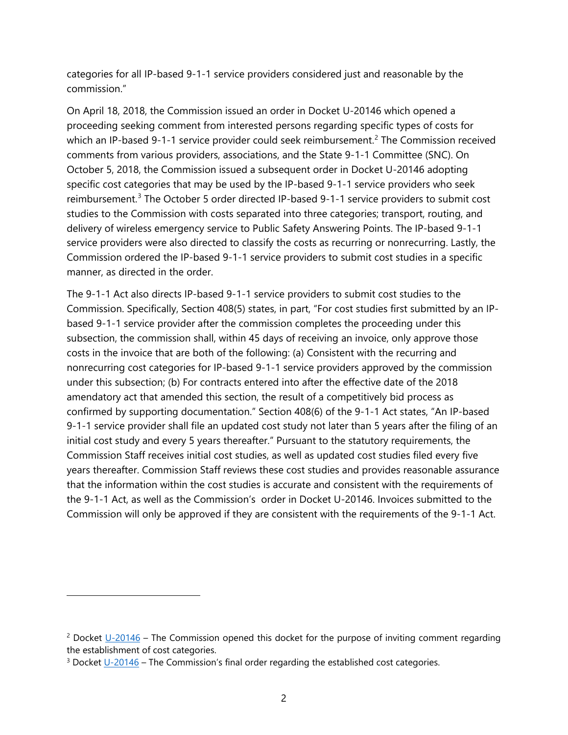categories for all IP-based 9-1-1 service providers considered just and reasonable by the commission."

On April 18, 2018, the Commission issued an order in Docket U-20146 which opened a proceeding seeking comment from interested persons regarding specific types of costs for which an IP-based 9-1-1 service provider could seek reimbursement.[2] The Commission received comments from various providers, associations, and the State 9-1-1 Committee (SNC). On October 5, 2018, the Commission issued a subsequent order in Docket U-20146 adopting specific cost categories that may be used by the IP-based 9-1-1 service providers who seek reimbursement.[3] The October 5 order directed IP-based 9-1-1 service providers to submit cost studies to the Commission with costs separated into three categories; transport, routing, and delivery of wireless emergency service to Public Safety Answering Points. The IP-based 9-1-1 service providers were also directed to classify the costs as recurring or nonrecurring. Lastly, the Commission ordered the IP-based 9-1-1 service providers to submit cost studies in a specific manner, as directed in the order.

The 9-1-1 Act also directs IP-based 9-1-1 service providers to submit cost studies to the Commission. Specifically, Section 408(5) states, in part, "For cost studies first submitted by an IP-based 9-1-1 service provider after the commission completes the proceeding under this subsection, the commission shall, within 45 days of receiving an invoice, only approve those costs in the invoice that are both of the following: (a) Consistent with the recurring and nonrecurring cost categories for IP-based 9-1-1 service providers approved by the commission under this subsection; (b) For contracts entered into after the effective date of the 2018 amendatory act that amended this section, the result of a competitively bid process as confirmed by supporting documentation." Section 408(6) of the 9-1-1 Act states, "An IP-based 9-1-1 service provider shall file an updated cost study not later than 5 years after the filing of an initial cost study and every 5 years thereafter." Pursuant to the statutory requirements, the Commission Staff receives initial cost studies, as well as updated cost studies filed every five years thereafter. Commission Staff reviews these cost studies and provides reasonable assurance that the information within the cost studies is accurate and consistent with the requirements of the 9-1-1 Act, as well as the Commission's order in Docket U-20146. Invoices submitted to the Commission will only be approved if they are consistent with the requirements of the 9-1-1 Act.

---

[2] Docket U-20146 – The Commission opened this docket for the purpose of inviting comment regarding the establishment of cost categories.

[3] Docket U-20146 – The Commission's final order regarding the established cost categories.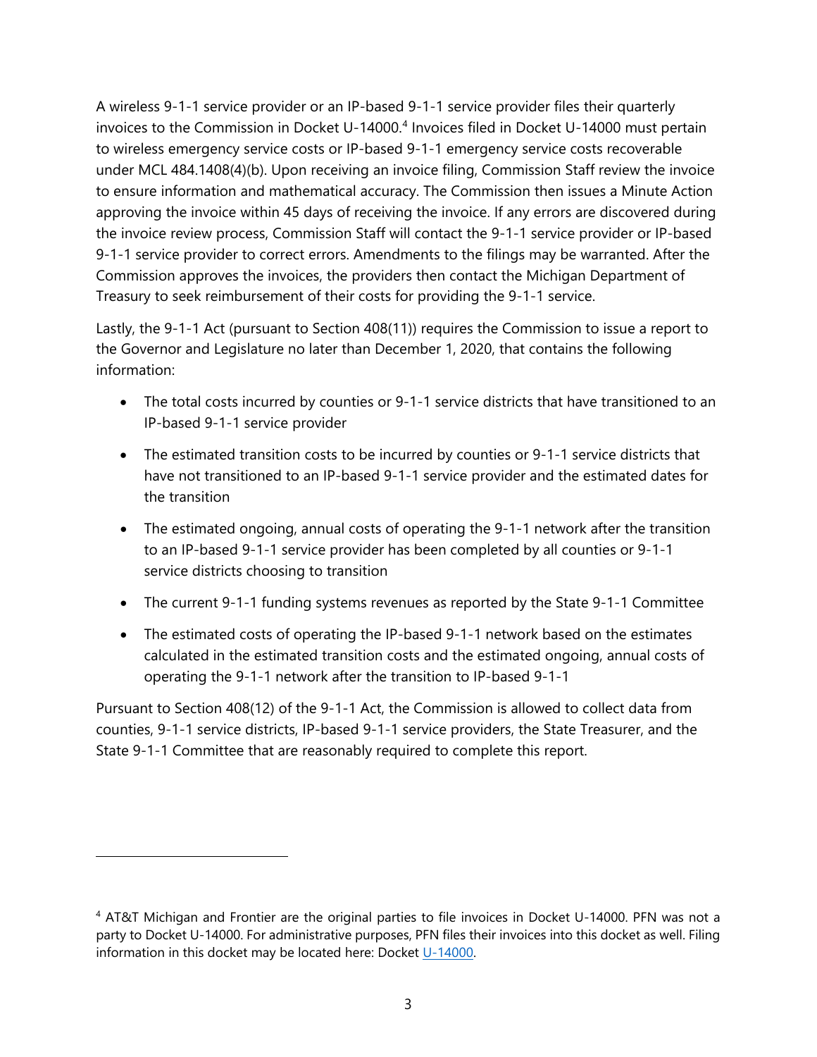A wireless 9-1-1 service provider or an IP-based 9-1-1 service provider files their quarterly invoices to the Commission in Docket U-14000.[4] Invoices filed in Docket U-14000 must pertain to wireless emergency service costs or IP-based 9-1-1 emergency service costs recoverable under MCL 484.1408(4)(b). Upon receiving an invoice filing, Commission Staff review the invoice to ensure information and mathematical accuracy. The Commission then issues a Minute Action approving the invoice within 45 days of receiving the invoice. If any errors are discovered during the invoice review process, Commission Staff will contact the 9-1-1 service provider or IP-based 9-1-1 service provider to correct errors. Amendments to the filings may be warranted. After the Commission approves the invoices, the providers then contact the Michigan Department of Treasury to seek reimbursement of their costs for providing the 9-1-1 service.

Lastly, the 9-1-1 Act (pursuant to Section 408(11)) requires the Commission to issue a report to the Governor and Legislature no later than December 1, 2020, that contains the following information:

- The total costs incurred by counties or 9-1-1 service districts that have transitioned to an IP-based 9-1-1 service provider
- The estimated transition costs to be incurred by counties or 9-1-1 service districts that have not transitioned to an IP-based 9-1-1 service provider and the estimated dates for the transition
- The estimated ongoing, annual costs of operating the 9-1-1 network after the transition to an IP-based 9-1-1 service provider has been completed by all counties or 9-1-1 service districts choosing to transition
- The current 9-1-1 funding systems revenues as reported by the State 9-1-1 Committee
- The estimated costs of operating the IP-based 9-1-1 network based on the estimates calculated in the estimated transition costs and the estimated ongoing, annual costs of operating the 9-1-1 network after the transition to IP-based 9-1-1

Pursuant to Section 408(12) of the 9-1-1 Act, the Commission is allowed to collect data from counties, 9-1-1 service districts, IP-based 9-1-1 service providers, the State Treasurer, and the State 9-1-1 Committee that are reasonably required to complete this report.

---

[4] AT&T Michigan and Frontier are the original parties to file invoices in Docket U-14000. PFN was not a party to Docket U-14000. For administrative purposes, PFN files their invoices into this docket as well. Filing information in this docket may be located here: Docket U-14000.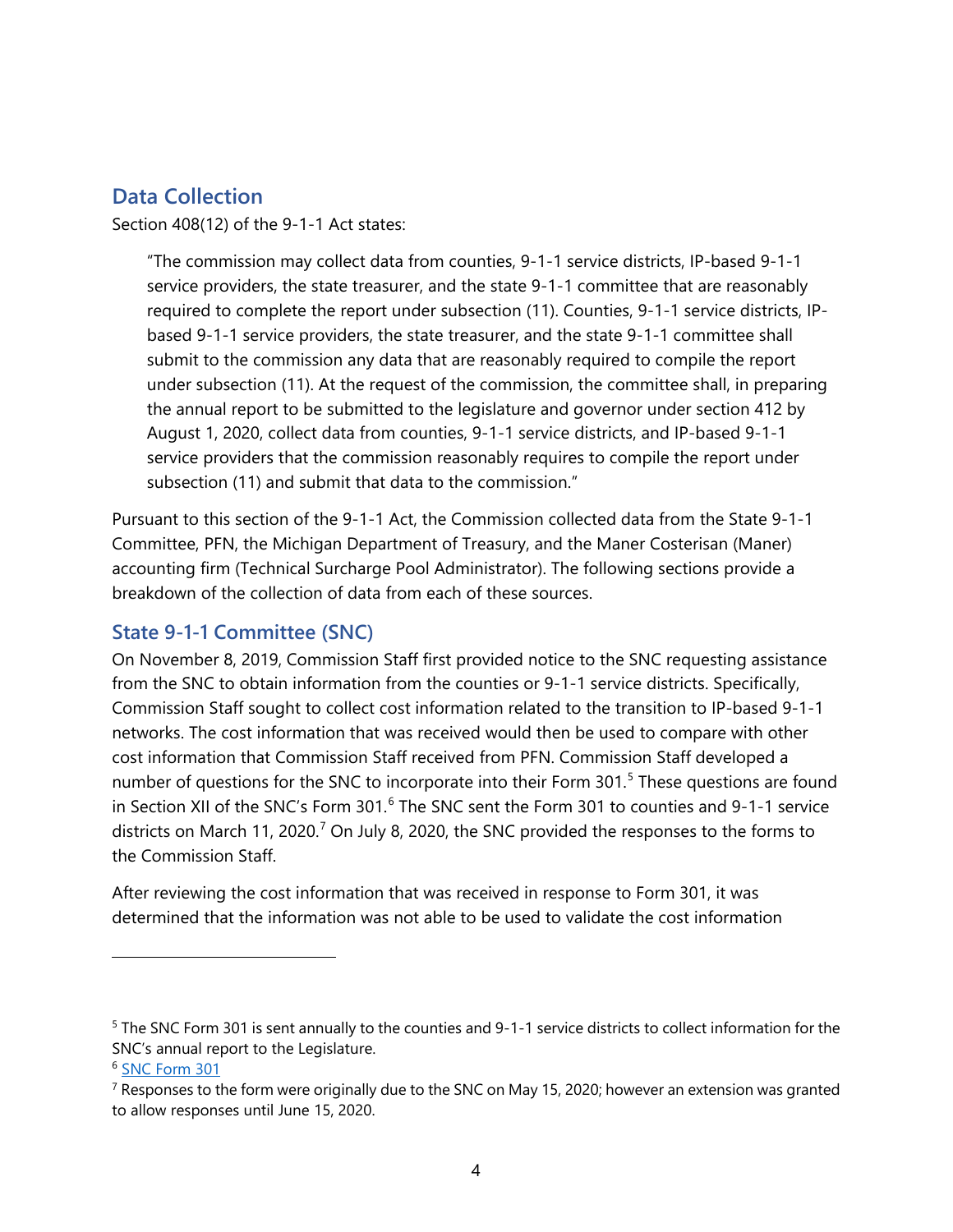## Data Collection

Section 408(12) of the 9-1-1 Act states:

> "The commission may collect data from counties, 9-1-1 service districts, IP-based 9-1-1 service providers, the state treasurer, and the state 9-1-1 committee that are reasonably required to complete the report under subsection (11). Counties, 9-1-1 service districts, IP-based 9-1-1 service providers, the state treasurer, and the state 9-1-1 committee shall submit to the commission any data that are reasonably required to compile the report under subsection (11). At the request of the commission, the committee shall, in preparing the annual report to be submitted to the legislature and governor under section 412 by August 1, 2020, collect data from counties, 9-1-1 service districts, and IP-based 9-1-1 service providers that the commission reasonably requires to compile the report under subsection (11) and submit that data to the commission."

Pursuant to this section of the 9-1-1 Act, the Commission collected data from the State 9-1-1 Committee, PFN, the Michigan Department of Treasury, and the Maner Costerisan (Maner) accounting firm (Technical Surcharge Pool Administrator). The following sections provide a breakdown of the collection of data from each of these sources.

### State 9-1-1 Committee (SNC)

On November 8, 2019, Commission Staff first provided notice to the SNC requesting assistance from the SNC to obtain information from the counties or 9-1-1 service districts. Specifically, Commission Staff sought to collect cost information related to the transition to IP-based 9-1-1 networks. The cost information that was received would then be used to compare with other cost information that Commission Staff received from PFN. Commission Staff developed a number of questions for the SNC to incorporate into their Form 301.[5] These questions are found in Section XII of the SNC's Form 301.[6] The SNC sent the Form 301 to counties and 9-1-1 service districts on March 11, 2020.[7] On July 8, 2020, the SNC provided the responses to the forms to the Commission Staff.

After reviewing the cost information that was received in response to Form 301, it was determined that the information was not able to be used to validate the cost information

---

[5] The SNC Form 301 is sent annually to the counties and 9-1-1 service districts to collect information for the SNC's annual report to the Legislature.

[6] SNC Form 301

[7] Responses to the form were originally due to the SNC on May 15, 2020; however an extension was granted to allow responses until June 15, 2020.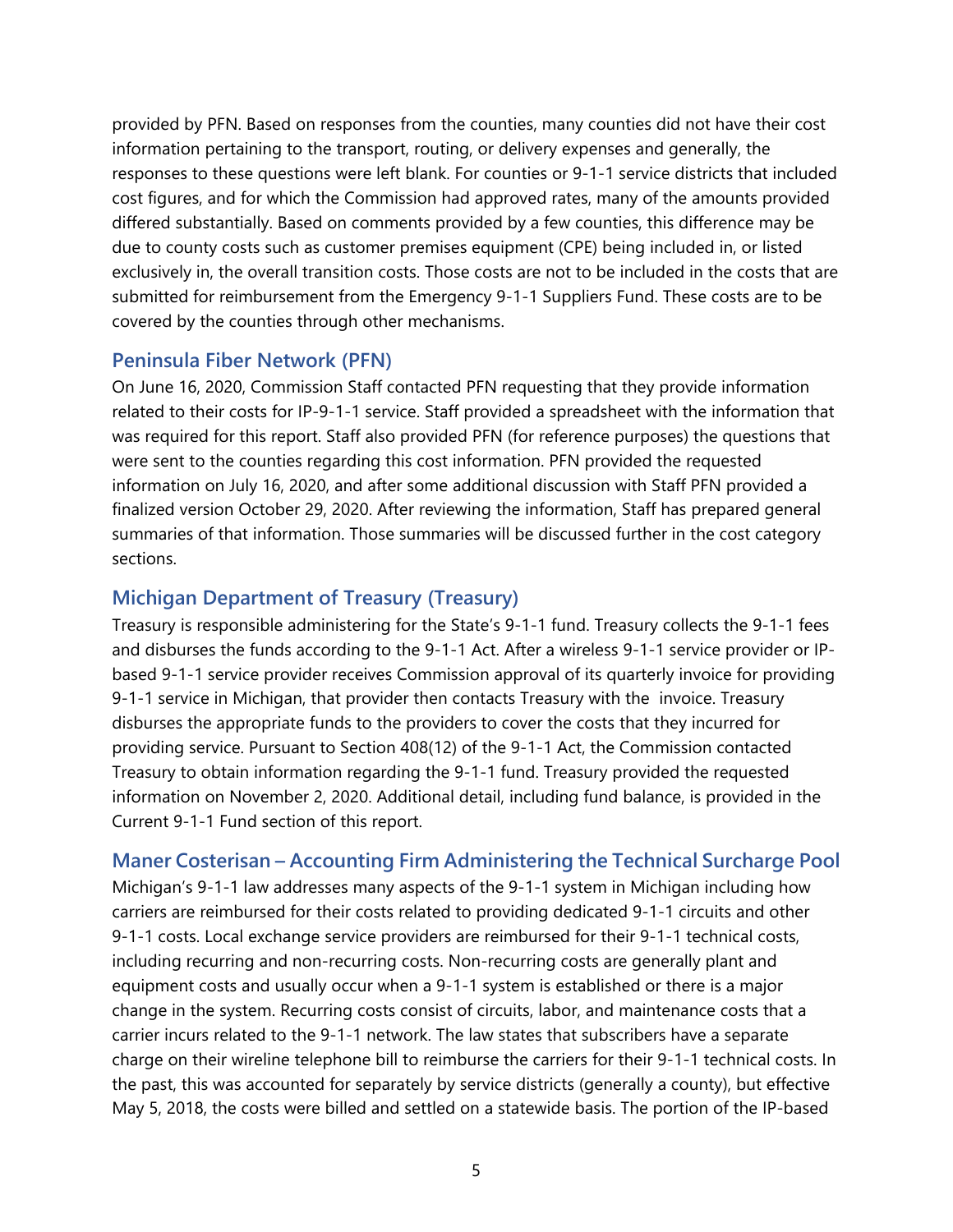provided by PFN. Based on responses from the counties, many counties did not have their cost information pertaining to the transport, routing, or delivery expenses and generally, the responses to these questions were left blank. For counties or 9-1-1 service districts that included cost figures, and for which the Commission had approved rates, many of the amounts provided differed substantially. Based on comments provided by a few counties, this difference may be due to county costs such as customer premises equipment (CPE) being included in, or listed exclusively in, the overall transition costs. Those costs are not to be included in the costs that are submitted for reimbursement from the Emergency 9-1-1 Suppliers Fund. These costs are to be covered by the counties through other mechanisms.

## Peninsula Fiber Network (PFN)

On June 16, 2020, Commission Staff contacted PFN requesting that they provide information related to their costs for IP-9-1-1 service. Staff provided a spreadsheet with the information that was required for this report. Staff also provided PFN (for reference purposes) the questions that were sent to the counties regarding this cost information. PFN provided the requested information on July 16, 2020, and after some additional discussion with Staff PFN provided a finalized version October 29, 2020. After reviewing the information, Staff has prepared general summaries of that information. Those summaries will be discussed further in the cost category sections.

## Michigan Department of Treasury (Treasury)

Treasury is responsible administering for the State's 9-1-1 fund. Treasury collects the 9-1-1 fees and disburses the funds according to the 9-1-1 Act. After a wireless 9-1-1 service provider or IP-based 9-1-1 service provider receives Commission approval of its quarterly invoice for providing 9-1-1 service in Michigan, that provider then contacts Treasury with the invoice. Treasury disburses the appropriate funds to the providers to cover the costs that they incurred for providing service. Pursuant to Section 408(12) of the 9-1-1 Act, the Commission contacted Treasury to obtain information regarding the 9-1-1 fund. Treasury provided the requested information on November 2, 2020. Additional detail, including fund balance, is provided in the Current 9-1-1 Fund section of this report.

## Maner Costerisan – Accounting Firm Administering the Technical Surcharge Pool

Michigan's 9-1-1 law addresses many aspects of the 9-1-1 system in Michigan including how carriers are reimbursed for their costs related to providing dedicated 9-1-1 circuits and other 9-1-1 costs. Local exchange service providers are reimbursed for their 9-1-1 technical costs, including recurring and non-recurring costs. Non-recurring costs are generally plant and equipment costs and usually occur when a 9-1-1 system is established or there is a major change in the system. Recurring costs consist of circuits, labor, and maintenance costs that a carrier incurs related to the 9-1-1 network. The law states that subscribers have a separate charge on their wireline telephone bill to reimburse the carriers for their 9-1-1 technical costs. In the past, this was accounted for separately by service districts (generally a county), but effective May 5, 2018, the costs were billed and settled on a statewide basis. The portion of the IP-based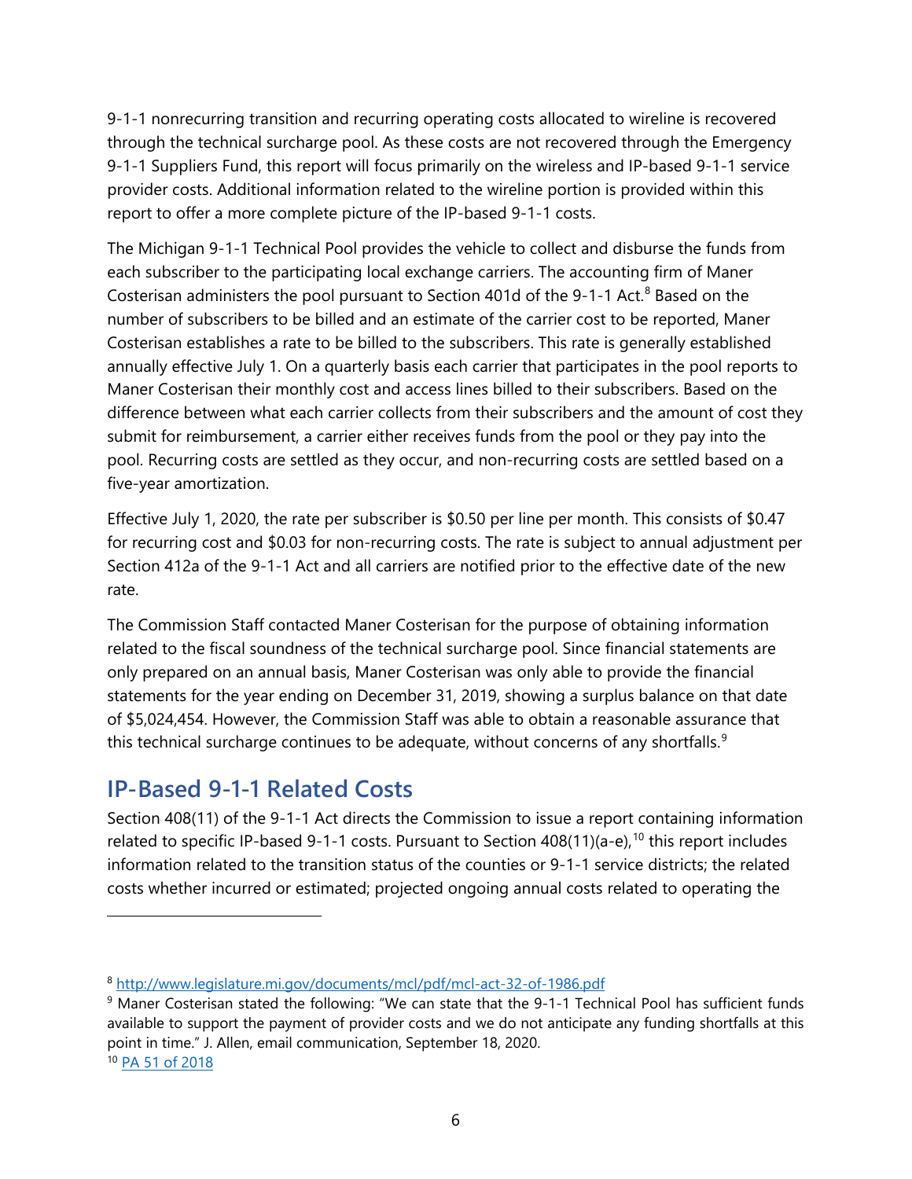9-1-1 nonrecurring transition and recurring operating costs allocated to wireline is recovered through the technical surcharge pool. As these costs are not recovered through the Emergency 9-1-1 Suppliers Fund, this report will focus primarily on the wireless and IP-based 9-1-1 service provider costs. Additional information related to the wireline portion is provided within this report to offer a more complete picture of the IP-based 9-1-1 costs.

The Michigan 9-1-1 Technical Pool provides the vehicle to collect and disburse the funds from each subscriber to the participating local exchange carriers. The accounting firm of Maner Costerisan administers the pool pursuant to Section 401d of the 9-1-1 Act.[8] Based on the number of subscribers to be billed and an estimate of the carrier cost to be reported, Maner Costerisan establishes a rate to be billed to the subscribers. This rate is generally established annually effective July 1. On a quarterly basis each carrier that participates in the pool reports to Maner Costerisan their monthly cost and access lines billed to their subscribers. Based on the difference between what each carrier collects from their subscribers and the amount of cost they submit for reimbursement, a carrier either receives funds from the pool or they pay into the pool. Recurring costs are settled as they occur, and non-recurring costs are settled based on a five-year amortization.

Effective July 1, 2020, the rate per subscriber is $0.50 per line per month. This consists of $0.47 for recurring cost and $0.03 for non-recurring costs. The rate is subject to annual adjustment per Section 412a of the 9-1-1 Act and all carriers are notified prior to the effective date of the new rate.

The Commission Staff contacted Maner Costerisan for the purpose of obtaining information related to the fiscal soundness of the technical surcharge pool. Since financial statements are only prepared on an annual basis, Maner Costerisan was only able to provide the financial statements for the year ending on December 31, 2019, showing a surplus balance on that date of $5,024,454. However, the Commission Staff was able to obtain a reasonable assurance that this technical surcharge continues to be adequate, without concerns of any shortfalls.[9]

## IP-Based 9-1-1 Related Costs

Section 408(11) of the 9-1-1 Act directs the Commission to issue a report containing information related to specific IP-based 9-1-1 costs. Pursuant to Section 408(11)(a-e),[10] this report includes information related to the transition status of the counties or 9-1-1 service districts; the related costs whether incurred or estimated; projected ongoing annual costs related to operating the

---

[8] http://www.legislature.mi.gov/documents/mcl/pdf/mcl-act-32-of-1986.pdf

[9] Maner Costerisan stated the following: "We can state that the 9-1-1 Technical Pool has sufficient funds available to support the payment of provider costs and we do not anticipate any funding shortfalls at this point in time." J. Allen, email communication, September 18, 2020.

[10] PA 51 of 2018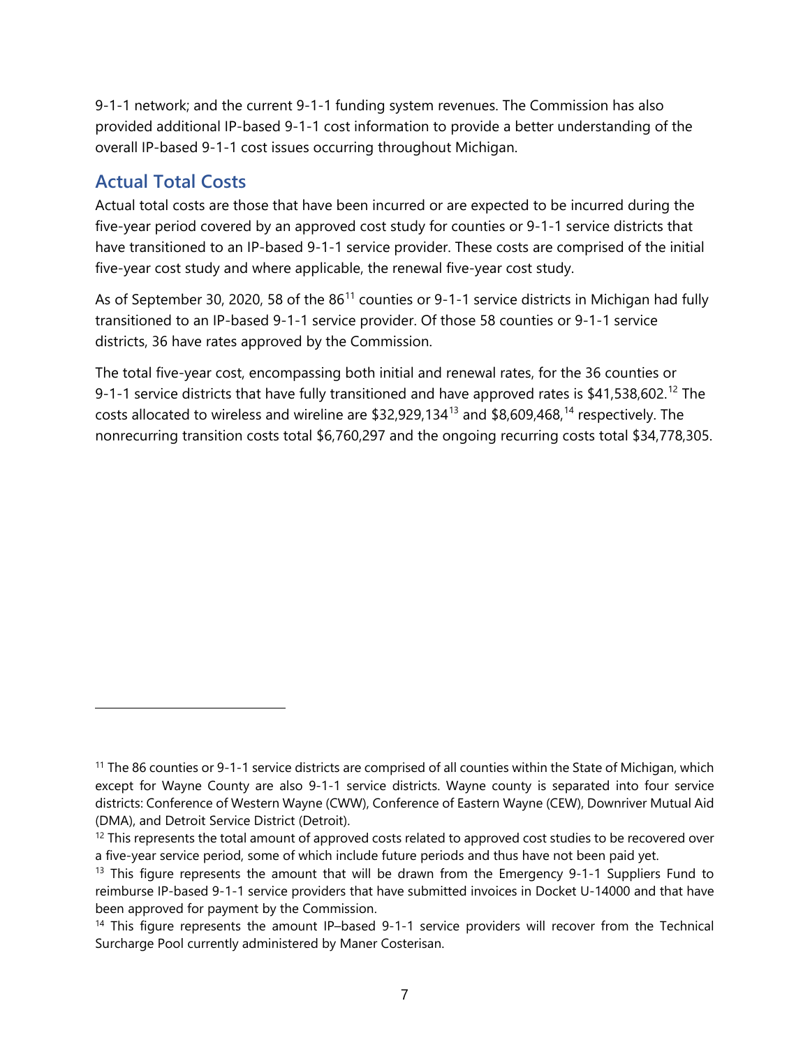9-1-1 network; and the current 9-1-1 funding system revenues. The Commission has also provided additional IP-based 9-1-1 cost information to provide a better understanding of the overall IP-based 9-1-1 cost issues occurring throughout Michigan.

## Actual Total Costs

Actual total costs are those that have been incurred or are expected to be incurred during the five-year period covered by an approved cost study for counties or 9-1-1 service districts that have transitioned to an IP-based 9-1-1 service provider. These costs are comprised of the initial five-year cost study and where applicable, the renewal five-year cost study.

As of September 30, 2020, 58 of the 86[11] counties or 9-1-1 service districts in Michigan had fully transitioned to an IP-based 9-1-1 service provider. Of those 58 counties or 9-1-1 service districts, 36 have rates approved by the Commission.

The total five-year cost, encompassing both initial and renewal rates, for the 36 counties or 9-1-1 service districts that have fully transitioned and have approved rates is $41,538,602.[12] The costs allocated to wireless and wireline are $32,929,134[13] and $8,609,468,[14] respectively. The nonrecurring transition costs total $6,760,297 and the ongoing recurring costs total $34,778,305.

---

[11] The 86 counties or 9-1-1 service districts are comprised of all counties within the State of Michigan, which except for Wayne County are also 9-1-1 service districts. Wayne county is separated into four service districts: Conference of Western Wayne (CWW), Conference of Eastern Wayne (CEW), Downriver Mutual Aid (DMA), and Detroit Service District (Detroit).

[12] This represents the total amount of approved costs related to approved cost studies to be recovered over a five-year service period, some of which include future periods and thus have not been paid yet.

[13] This figure represents the amount that will be drawn from the Emergency 9-1-1 Suppliers Fund to reimburse IP-based 9-1-1 service providers that have submitted invoices in Docket U-14000 and that have been approved for payment by the Commission.

[14] This figure represents the amount IP–based 9-1-1 service providers will recover from the Technical Surcharge Pool currently administered by Maner Costerisan.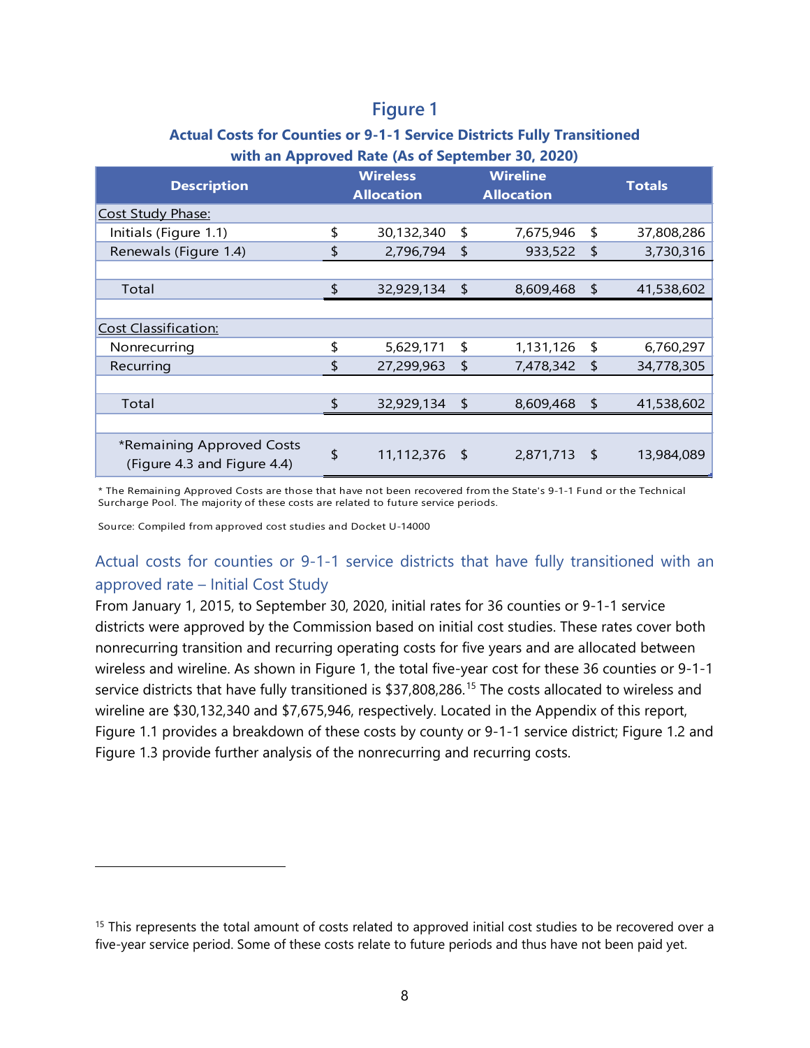## Figure 1

### Actual Costs for Counties or 9-1-1 Service Districts Fully Transitioned with an Approved Rate (As of September 30, 2020)

| Description | Wireless Allocation | Wireline Allocation | Totals |
|---|---|---|---|
| Cost Study Phase: | | | |
| Initials (Figure 1.1) | $ 30,132,340 | $ 7,675,946 | $ 37,808,286 |
| Renewals (Figure 1.4) | $ 2,796,794 | $ 933,522 | $ 3,730,316 |
| | | | |
| Total | $ 32,929,134 | $ 8,609,468 | $ 41,538,602 |
| | | | |
| Cost Classification: | | | |
| Nonrecurring | $ 5,629,171 | $ 1,131,126 | $ 6,760,297 |
| Recurring | $ 27,299,963 | $ 7,478,342 | $ 34,778,305 |
| | | | |
| Total | $ 32,929,134 | $ 8,609,468 | $ 41,538,602 |
| | | | |
| *Remaining Approved Costs (Figure 4.3 and Figure 4.4) | $ 11,112,376 | $ 2,871,713 | $ 13,984,089 |

* The Remaining Approved Costs are those that have not been recovered from the State's 9-1-1 Fund or the Technical Surcharge Pool. The majority of these costs are related to future service periods.

Source: Compiled from approved cost studies and Docket U-14000

### Actual costs for counties or 9-1-1 service districts that have fully transitioned with an approved rate – Initial Cost Study

From January 1, 2015, to September 30, 2020, initial rates for 36 counties or 9-1-1 service districts were approved by the Commission based on initial cost studies. These rates cover both nonrecurring transition and recurring operating costs for five years and are allocated between wireless and wireline. As shown in Figure 1, the total five-year cost for these 36 counties or 9-1-1 service districts that have fully transitioned is $37,808,286.[15] The costs allocated to wireless and wireline are $30,132,340 and $7,675,946, respectively. Located in the Appendix of this report, Figure 1.1 provides a breakdown of these costs by county or 9-1-1 service district; Figure 1.2 and Figure 1.3 provide further analysis of the nonrecurring and recurring costs.

---

[15] This represents the total amount of costs related to approved initial cost studies to be recovered over a five-year service period. Some of these costs relate to future periods and thus have not been paid yet.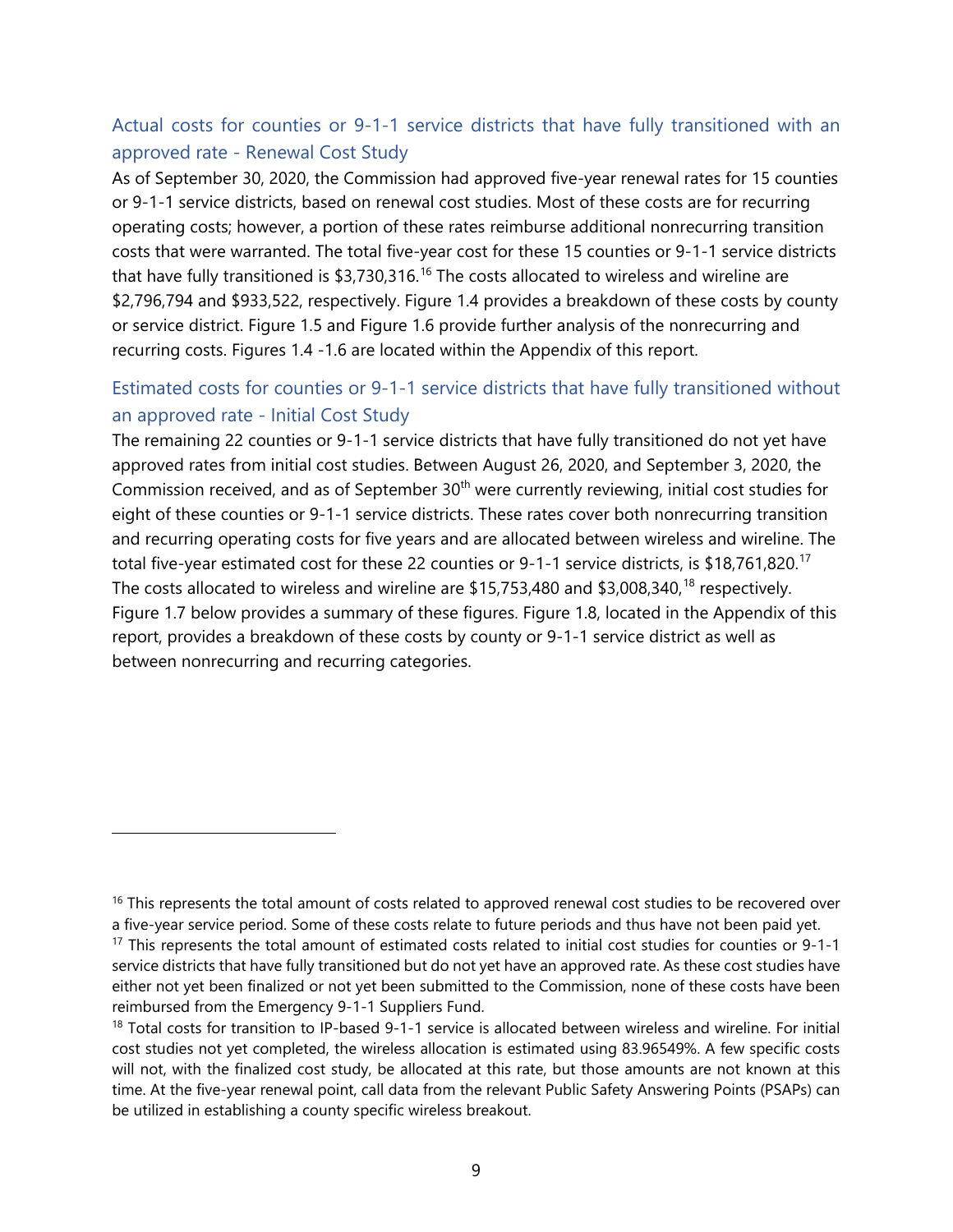## Actual costs for counties or 9-1-1 service districts that have fully transitioned with an approved rate - Renewal Cost Study

As of September 30, 2020, the Commission had approved five-year renewal rates for 15 counties or 9-1-1 service districts, based on renewal cost studies. Most of these costs are for recurring operating costs; however, a portion of these rates reimburse additional nonrecurring transition costs that were warranted. The total five-year cost for these 15 counties or 9-1-1 service districts that have fully transitioned is $3,730,316.[16] The costs allocated to wireless and wireline are $2,796,794 and $933,522, respectively. Figure 1.4 provides a breakdown of these costs by county or service district. Figure 1.5 and Figure 1.6 provide further analysis of the nonrecurring and recurring costs. Figures 1.4 -1.6 are located within the Appendix of this report.

## Estimated costs for counties or 9-1-1 service districts that have fully transitioned without an approved rate - Initial Cost Study

The remaining 22 counties or 9-1-1 service districts that have fully transitioned do not yet have approved rates from initial cost studies. Between August 26, 2020, and September 3, 2020, the Commission received, and as of September 30th were currently reviewing, initial cost studies for eight of these counties or 9-1-1 service districts. These rates cover both nonrecurring transition and recurring operating costs for five years and are allocated between wireless and wireline. The total five-year estimated cost for these 22 counties or 9-1-1 service districts, is $18,761,820.[17] The costs allocated to wireless and wireline are $15,753,480 and $3,008,340,[18] respectively. Figure 1.7 below provides a summary of these figures. Figure 1.8, located in the Appendix of this report, provides a breakdown of these costs by county or 9-1-1 service district as well as between nonrecurring and recurring categories.

---

[16] This represents the total amount of costs related to approved renewal cost studies to be recovered over a five-year service period. Some of these costs relate to future periods and thus have not been paid yet.

[17] This represents the total amount of estimated costs related to initial cost studies for counties or 9-1-1 service districts that have fully transitioned but do not yet have an approved rate. As these cost studies have either not yet been finalized or not yet been submitted to the Commission, none of these costs have been reimbursed from the Emergency 9-1-1 Suppliers Fund.

[18] Total costs for transition to IP-based 9-1-1 service is allocated between wireless and wireline. For initial cost studies not yet completed, the wireless allocation is estimated using 83.96549%. A few specific costs will not, with the finalized cost study, be allocated at this rate, but those amounts are not known at this time. At the five-year renewal point, call data from the relevant Public Safety Answering Points (PSAPs) can be utilized in establishing a county specific wireless breakout.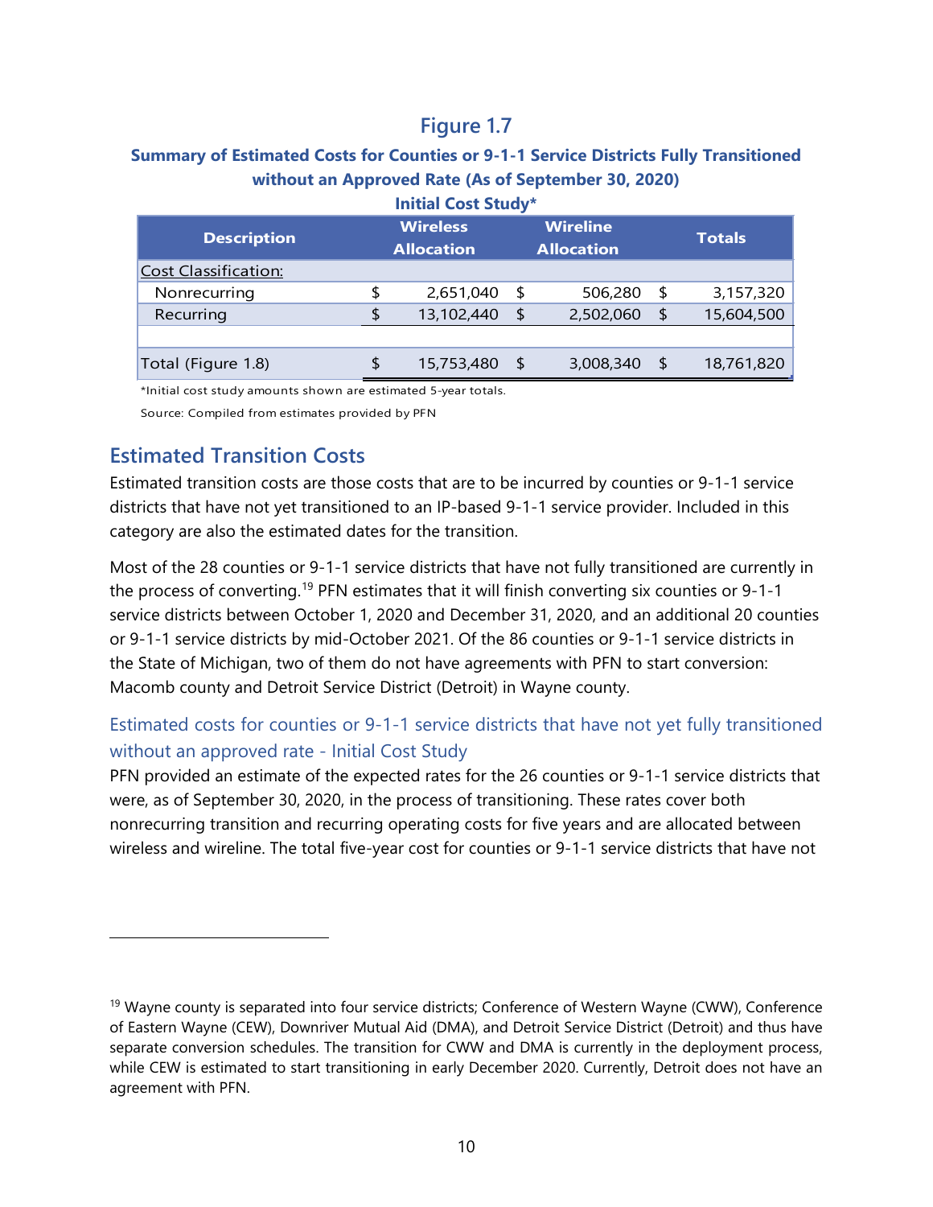## Figure 1.7

### Summary of Estimated Costs for Counties or 9-1-1 Service Districts Fully Transitioned without an Approved Rate (As of September 30, 2020)

**Initial Cost Study***

| Description | Wireless Allocation | Wireline Allocation | Totals |
|---|---|---|---|
| Cost Classification: | | | |
| Nonrecurring | $ 2,651,040 | $ 506,280 | $ 3,157,320 |
| Recurring | $ 13,102,440 | $ 2,502,060 | $ 15,604,500 |
| | | | |
| Total (Figure 1.8) | $ 15,753,480 | $ 3,008,340 | $ 18,761,820 |

*Initial cost study amounts shown are estimated 5-year totals.

Source: Compiled from estimates provided by PFN

## Estimated Transition Costs

Estimated transition costs are those costs that are to be incurred by counties or 9-1-1 service districts that have not yet transitioned to an IP-based 9-1-1 service provider. Included in this category are also the estimated dates for the transition.

Most of the 28 counties or 9-1-1 service districts that have not fully transitioned are currently in the process of converting.[19] PFN estimates that it will finish converting six counties or 9-1-1 service districts between October 1, 2020 and December 31, 2020, and an additional 20 counties or 9-1-1 service districts by mid-October 2021. Of the 86 counties or 9-1-1 service districts in the State of Michigan, two of them do not have agreements with PFN to start conversion: Macomb county and Detroit Service District (Detroit) in Wayne county.

### Estimated costs for counties or 9-1-1 service districts that have not yet fully transitioned without an approved rate - Initial Cost Study

PFN provided an estimate of the expected rates for the 26 counties or 9-1-1 service districts that were, as of September 30, 2020, in the process of transitioning. These rates cover both nonrecurring transition and recurring operating costs for five years and are allocated between wireless and wireline. The total five-year cost for counties or 9-1-1 service districts that have not

---

[19] Wayne county is separated into four service districts; Conference of Western Wayne (CWW), Conference of Eastern Wayne (CEW), Downriver Mutual Aid (DMA), and Detroit Service District (Detroit) and thus have separate conversion schedules. The transition for CWW and DMA is currently in the deployment process, while CEW is estimated to start transitioning in early December 2020. Currently, Detroit does not have an agreement with PFN.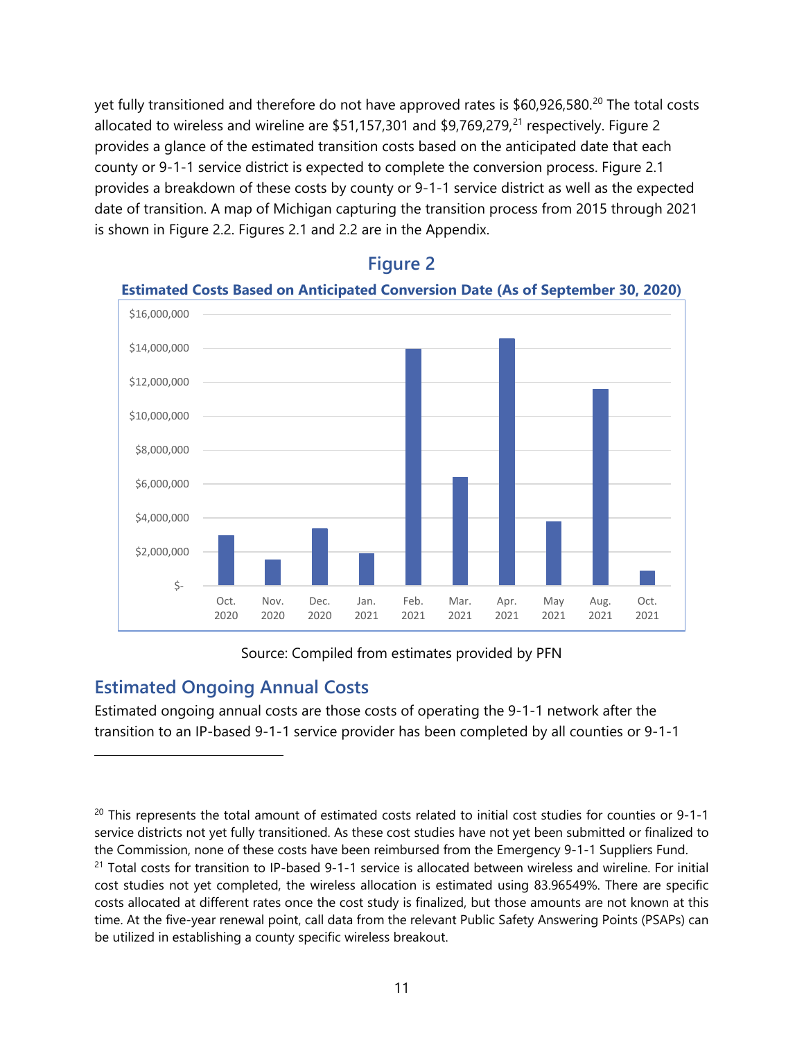yet fully transitioned and therefore do not have approved rates is $60,926,580.[20] The total costs allocated to wireless and wireline are $51,157,301 and $9,769,279,[21] respectively. Figure 2 provides a glance of the estimated transition costs based on the anticipated date that each county or 9-1-1 service district is expected to complete the conversion process. Figure 2.1 provides a breakdown of these costs by county or 9-1-1 service district as well as the expected date of transition. A map of Michigan capturing the transition process from 2015 through 2021 is shown in Figure 2.2. Figures 2.1 and 2.2 are in the Appendix.

## Figure 2

**Estimated Costs Based on Anticipated Conversion Date (As of September 30, 2020)**

Source: Compiled from estimates provided by PFN

## Estimated Ongoing Annual Costs

Estimated ongoing annual costs are those costs of operating the 9-1-1 network after the transition to an IP-based 9-1-1 service provider has been completed by all counties or 9-1-1

---

[20] This represents the total amount of estimated costs related to initial cost studies for counties or 9-1-1 service districts not yet fully transitioned. As these cost studies have not yet been submitted or finalized to the Commission, none of these costs have been reimbursed from the Emergency 9-1-1 Suppliers Fund.

[21] Total costs for transition to IP-based 9-1-1 service is allocated between wireless and wireline. For initial cost studies not yet completed, the wireless allocation is estimated using 83.96549%. There are specific costs allocated at different rates once the cost study is finalized, but those amounts are not known at this time. At the five-year renewal point, call data from the relevant Public Safety Answering Points (PSAPs) can be utilized in establishing a county specific wireless breakout.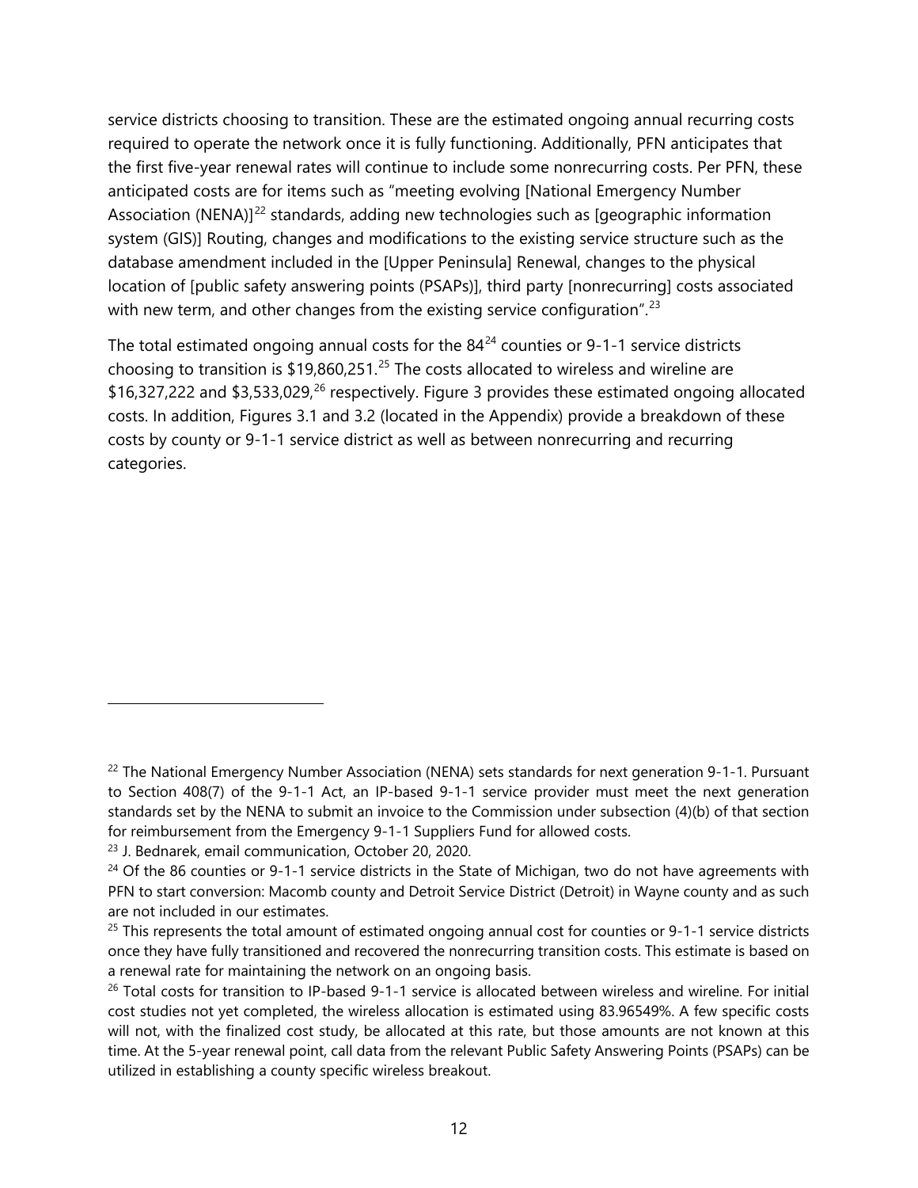service districts choosing to transition. These are the estimated ongoing annual recurring costs required to operate the network once it is fully functioning. Additionally, PFN anticipates that the first five-year renewal rates will continue to include some nonrecurring costs. Per PFN, these anticipated costs are for items such as "meeting evolving [National Emergency Number Association (NENA)][22] standards, adding new technologies such as [geographic information system (GIS)] Routing, changes and modifications to the existing service structure such as the database amendment included in the [Upper Peninsula] Renewal, changes to the physical location of [public safety answering points (PSAPs)], third party [nonrecurring] costs associated with new term, and other changes from the existing service configuration".[23]

The total estimated ongoing annual costs for the 84[24] counties or 9-1-1 service districts choosing to transition is $19,860,251.[25] The costs allocated to wireless and wireline are $16,327,222 and $3,533,029,[26] respectively. Figure 3 provides these estimated ongoing allocated costs. In addition, Figures 3.1 and 3.2 (located in the Appendix) provide a breakdown of these costs by county or 9-1-1 service district as well as between nonrecurring and recurring categories.

---

[22] The National Emergency Number Association (NENA) sets standards for next generation 9-1-1. Pursuant to Section 408(7) of the 9-1-1 Act, an IP-based 9-1-1 service provider must meet the next generation standards set by the NENA to submit an invoice to the Commission under subsection (4)(b) of that section for reimbursement from the Emergency 9-1-1 Suppliers Fund for allowed costs.

[23] J. Bednarek, email communication, October 20, 2020.

[24] Of the 86 counties or 9-1-1 service districts in the State of Michigan, two do not have agreements with PFN to start conversion: Macomb county and Detroit Service District (Detroit) in Wayne county and as such are not included in our estimates.

[25] This represents the total amount of estimated ongoing annual cost for counties or 9-1-1 service districts once they have fully transitioned and recovered the nonrecurring transition costs. This estimate is based on a renewal rate for maintaining the network on an ongoing basis.

[26] Total costs for transition to IP-based 9-1-1 service is allocated between wireless and wireline. For initial cost studies not yet completed, the wireless allocation is estimated using 83.96549%. A few specific costs will not, with the finalized cost study, be allocated at this rate, but those amounts are not known at this time. At the 5-year renewal point, call data from the relevant Public Safety Answering Points (PSAPs) can be utilized in establishing a county specific wireless breakout.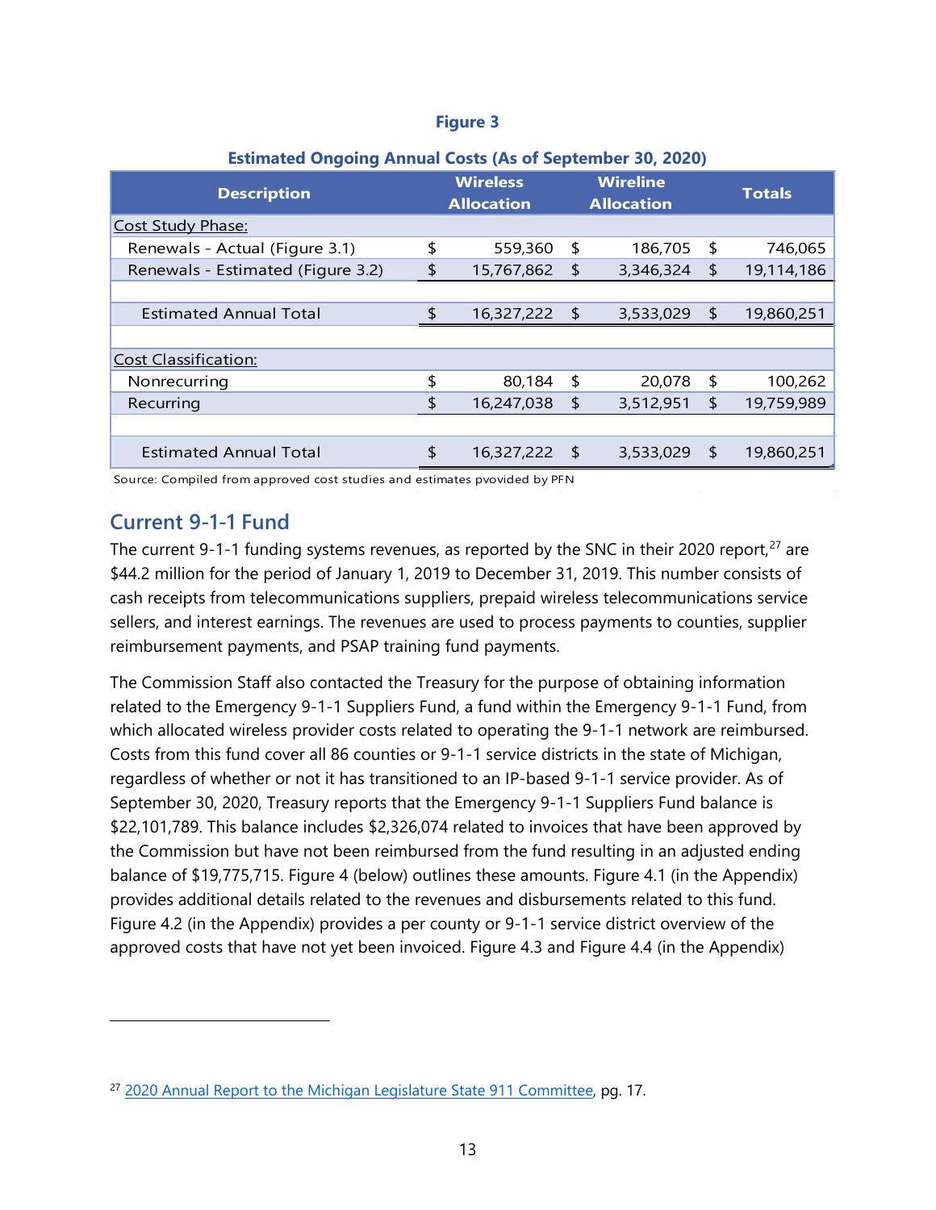**Figure 3**

**Estimated Ongoing Annual Costs (As of September 30, 2020)**

| Description | Wireless Allocation | Wireline Allocation | Totals |
|---|---|---|---|
| Cost Study Phase: | | | |
| Renewals - Actual (Figure 3.1) | $ 559,360 | $ 186,705 | $ 746,065 |
| Renewals - Estimated (Figure 3.2) | $ 15,767,862 | $ 3,346,324 | $ 19,114,186 |
| | | | |
| Estimated Annual Total | $ 16,327,222 | $ 3,533,029 | $ 19,860,251 |
| | | | |
| Cost Classification: | | | |
| Nonrecurring | $ 80,184 | $ 20,078 | $ 100,262 |
| Recurring | $ 16,247,038 | $ 3,512,951 | $ 19,759,989 |
| | | | |
| Estimated Annual Total | $ 16,327,222 | $ 3,533,029 | $ 19,860,251 |

Source: Compiled from approved cost studies and estimates pvovided by PFN

## Current 9-1-1 Fund

The current 9-1-1 funding systems revenues, as reported by the SNC in their 2020 report,[27] are $44.2 million for the period of January 1, 2019 to December 31, 2019. This number consists of cash receipts from telecommunications suppliers, prepaid wireless telecommunications service sellers, and interest earnings. The revenues are used to process payments to counties, supplier reimbursement payments, and PSAP training fund payments.

The Commission Staff also contacted the Treasury for the purpose of obtaining information related to the Emergency 9-1-1 Suppliers Fund, a fund within the Emergency 9-1-1 Fund, from which allocated wireless provider costs related to operating the 9-1-1 network are reimbursed. Costs from this fund cover all 86 counties or 9-1-1 service districts in the state of Michigan, regardless of whether or not it has transitioned to an IP-based 9-1-1 service provider. As of September 30, 2020, Treasury reports that the Emergency 9-1-1 Suppliers Fund balance is $22,101,789. This balance includes $2,326,074 related to invoices that have been approved by the Commission but have not been reimbursed from the fund resulting in an adjusted ending balance of $19,775,715. Figure 4 (below) outlines these amounts. Figure 4.1 (in the Appendix) provides additional details related to the revenues and disbursements related to this fund. Figure 4.2 (in the Appendix) provides a per county or 9-1-1 service district overview of the approved costs that have not yet been invoiced. Figure 4.3 and Figure 4.4 (in the Appendix)

[27] 2020 Annual Report to the Michigan Legislature State 911 Committee, pg. 17.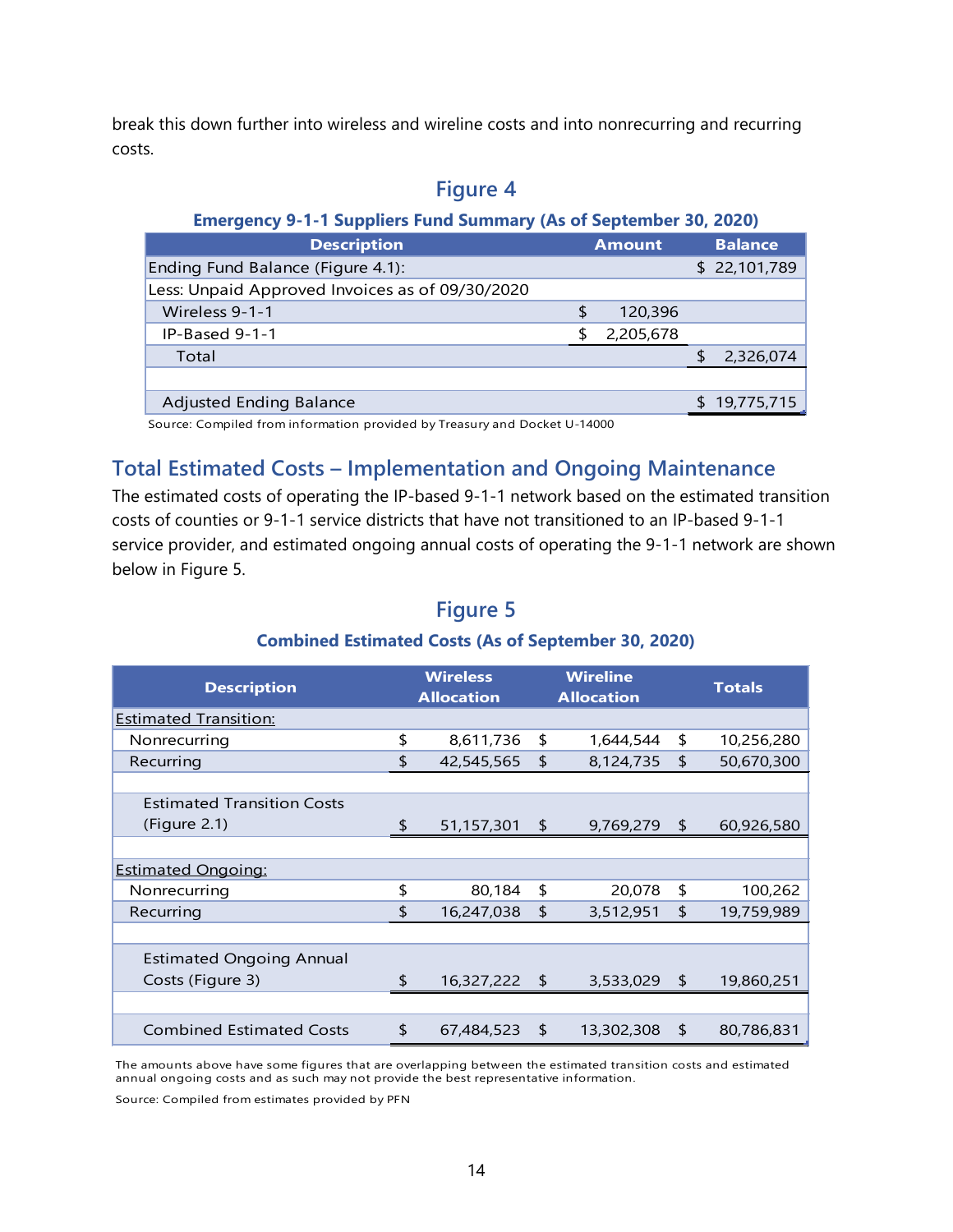break this down further into wireless and wireline costs and into nonrecurring and recurring costs.

**Figure 4**

**Emergency 9-1-1 Suppliers Fund Summary (As of September 30, 2020)**

| Description | Amount | Balance |
|---|---|---|
| Ending Fund Balance (Figure 4.1): | | $ 22,101,789 |
| Less: Unpaid Approved Invoices as of 09/30/2020 | | |
| Wireless 9-1-1 | $ 120,396 | |
| IP-Based 9-1-1 | $ 2,205,678 | |
| Total | | $ 2,326,074 |
| | | |
| Adjusted Ending Balance | | $ 19,775,715 |

Source: Compiled from information provided by Treasury and Docket U-14000

## Total Estimated Costs – Implementation and Ongoing Maintenance

The estimated costs of operating the IP-based 9-1-1 network based on the estimated transition costs of counties or 9-1-1 service districts that have not transitioned to an IP-based 9-1-1 service provider, and estimated ongoing annual costs of operating the 9-1-1 network are shown below in Figure 5.

**Figure 5**

**Combined Estimated Costs (As of September 30, 2020)**

| Description | Wireless Allocation | Wireline Allocation | Totals |
|---|---|---|---|
| Estimated Transition: | | | |
| Nonrecurring | $ 8,611,736 | $ 1,644,544 | $ 10,256,280 |
| Recurring | $ 42,545,565 | $ 8,124,735 | $ 50,670,300 |
| | | | |
| Estimated Transition Costs (Figure 2.1) | $ 51,157,301 | $ 9,769,279 | $ 60,926,580 |
| | | | |
| Estimated Ongoing: | | | |
| Nonrecurring | $ 80,184 | $ 20,078 | $ 100,262 |
| Recurring | $ 16,247,038 | $ 3,512,951 | $ 19,759,989 |
| | | | |
| Estimated Ongoing Annual Costs (Figure 3) | $ 16,327,222 | $ 3,533,029 | $ 19,860,251 |
| | | | |
| Combined Estimated Costs | $ 67,484,523 | $ 13,302,308 | $ 80,786,831 |

The amounts above have some figures that are overlapping between the estimated transition costs and estimated annual ongoing costs and as such may not provide the best representative information.

Source: Compiled from estimates provided by PFN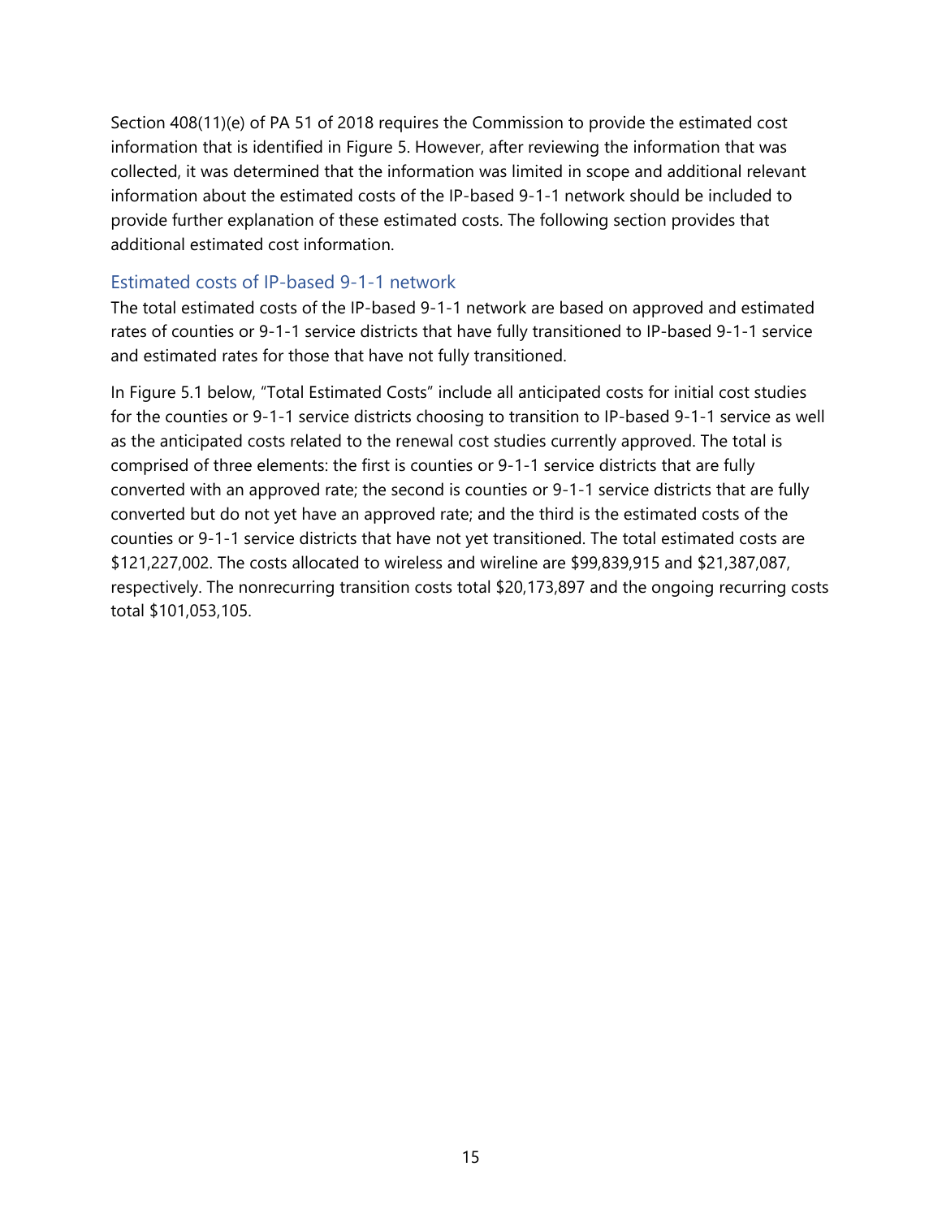Section 408(11)(e) of PA 51 of 2018 requires the Commission to provide the estimated cost information that is identified in Figure 5. However, after reviewing the information that was collected, it was determined that the information was limited in scope and additional relevant information about the estimated costs of the IP-based 9-1-1 network should be included to provide further explanation of these estimated costs. The following section provides that additional estimated cost information.

### Estimated costs of IP-based 9-1-1 network

The total estimated costs of the IP-based 9-1-1 network are based on approved and estimated rates of counties or 9-1-1 service districts that have fully transitioned to IP-based 9-1-1 service and estimated rates for those that have not fully transitioned.

In Figure 5.1 below, "Total Estimated Costs" include all anticipated costs for initial cost studies for the counties or 9-1-1 service districts choosing to transition to IP-based 9-1-1 service as well as the anticipated costs related to the renewal cost studies currently approved. The total is comprised of three elements: the first is counties or 9-1-1 service districts that are fully converted with an approved rate; the second is counties or 9-1-1 service districts that are fully converted but do not yet have an approved rate; and the third is the estimated costs of the counties or 9-1-1 service districts that have not yet transitioned. The total estimated costs are $121,227,002. The costs allocated to wireless and wireline are $99,839,915 and $21,387,087, respectively. The nonrecurring transition costs total $20,173,897 and the ongoing recurring costs total $101,053,105.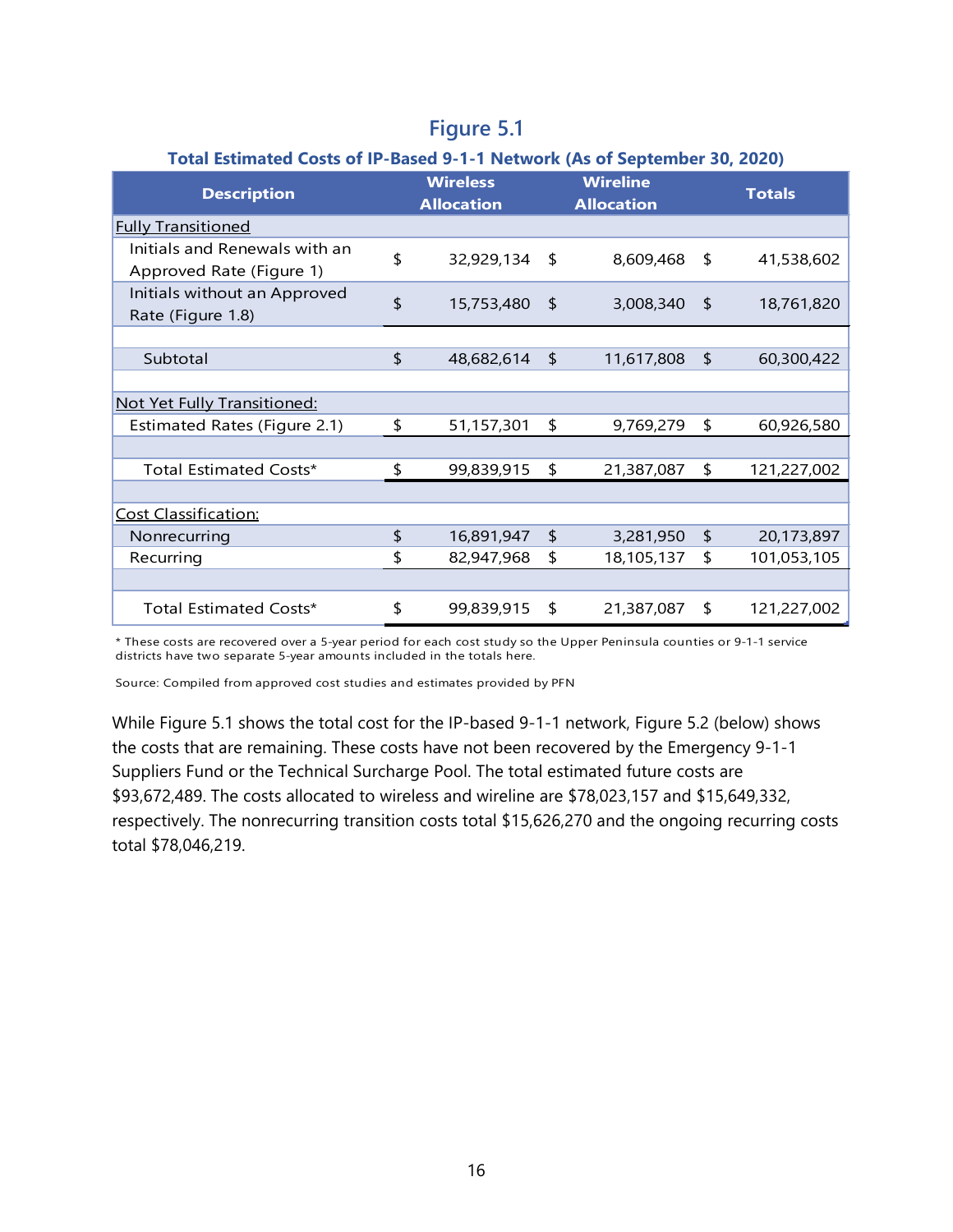## Figure 5.1

### Total Estimated Costs of IP-Based 9-1-1 Network (As of September 30, 2020)

| Description | Wireless Allocation | Wireline Allocation | Totals |
|---|---|---|---|
| Fully Transitioned | | | |
| Initials and Renewals with an Approved Rate (Figure 1) | $ 32,929,134 | $ 8,609,468 | $ 41,538,602 |
| Initials without an Approved Rate (Figure 1.8) | $ 15,753,480 | $ 3,008,340 | $ 18,761,820 |
| | | | |
| Subtotal | $ 48,682,614 | $ 11,617,808 | $ 60,300,422 |
| | | | |
| Not Yet Fully Transitioned: | | | |
| Estimated Rates (Figure 2.1) | $ 51,157,301 | $ 9,769,279 | $ 60,926,580 |
| | | | |
| Total Estimated Costs* | $ 99,839,915 | $ 21,387,087 | $ 121,227,002 |
| | | | |
| Cost Classification: | | | |
| Nonrecurring | $ 16,891,947 | $ 3,281,950 | $ 20,173,897 |
| Recurring | $ 82,947,968 | $ 18,105,137 | $ 101,053,105 |
| | | | |
| Total Estimated Costs* | $ 99,839,915 | $ 21,387,087 | $ 121,227,002 |

\* These costs are recovered over a 5-year period for each cost study so the Upper Peninsula counties or 9-1-1 service districts have two separate 5-year amounts included in the totals here.

Source: Compiled from approved cost studies and estimates provided by PFN

While Figure 5.1 shows the total cost for the IP-based 9-1-1 network, Figure 5.2 (below) shows the costs that are remaining. These costs have not been recovered by the Emergency 9-1-1 Suppliers Fund or the Technical Surcharge Pool. The total estimated future costs are $93,672,489. The costs allocated to wireless and wireline are $78,023,157 and $15,649,332, respectively. The nonrecurring transition costs total $15,626,270 and the ongoing recurring costs total $78,046,219.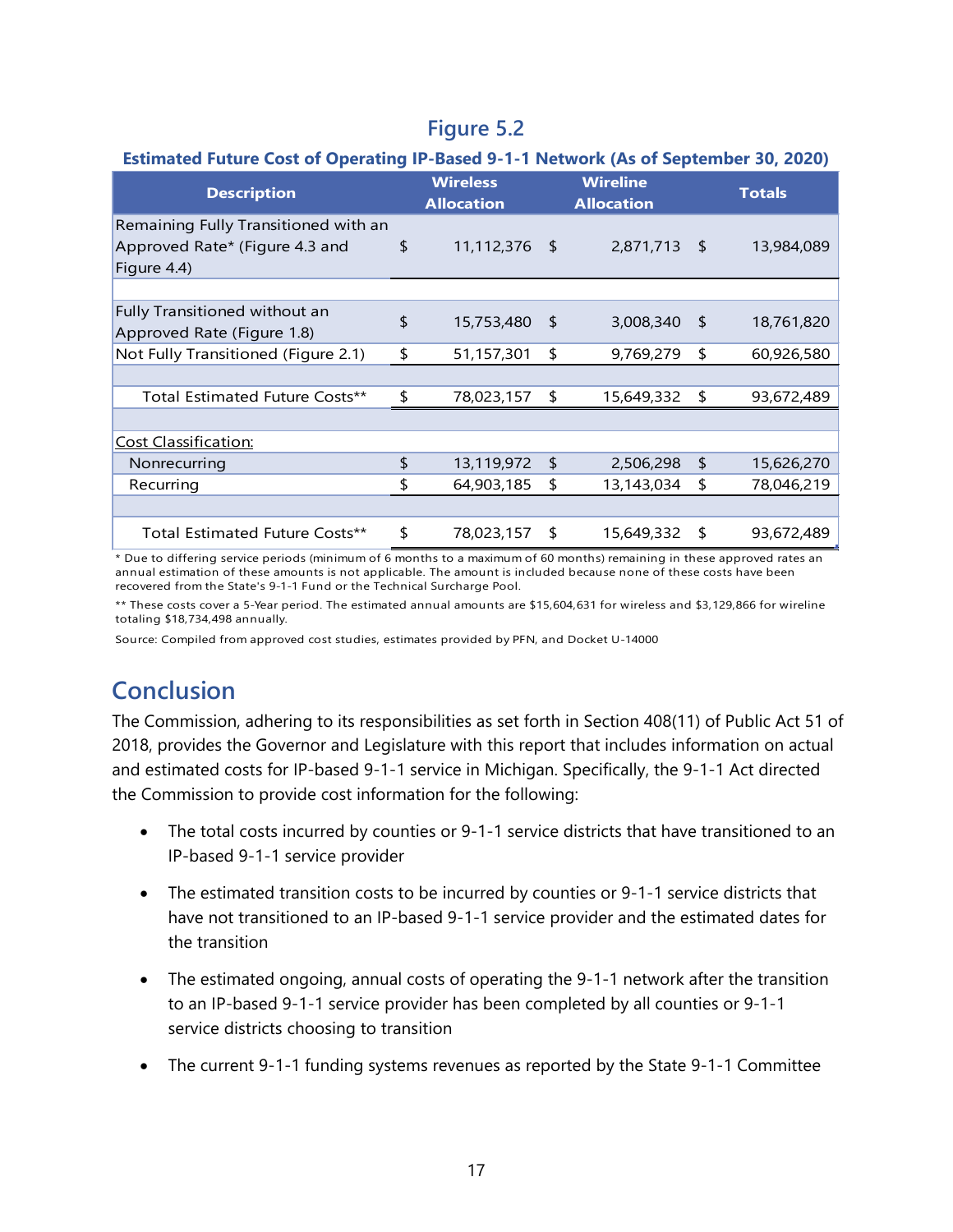## Figure 5.2

**Estimated Future Cost of Operating IP-Based 9-1-1 Network (As of September 30, 2020)**

| Description | Wireless Allocation | Wireline Allocation | Totals |
|---|---|---|---|
| Remaining Fully Transitioned with an Approved Rate* (Figure 4.3 and Figure 4.4) | $ 11,112,376 | $ 2,871,713 | $ 13,984,089 |
| | | | |
| Fully Transitioned without an Approved Rate (Figure 1.8) | $ 15,753,480 | $ 3,008,340 | $ 18,761,820 |
| Not Fully Transitioned (Figure 2.1) | $ 51,157,301 | $ 9,769,279 | $ 60,926,580 |
| | | | |
| Total Estimated Future Costs** | $ 78,023,157 | $ 15,649,332 | $ 93,672,489 |
| | | | |
| Cost Classification: | | | |
| Nonrecurring | $ 13,119,972 | $ 2,506,298 | $ 15,626,270 |
| Recurring | $ 64,903,185 | $ 13,143,034 | $ 78,046,219 |
| | | | |
| Total Estimated Future Costs** | $ 78,023,157 | $ 15,649,332 | $ 93,672,489 |

* Due to differing service periods (minimum of 6 months to a maximum of 60 months) remaining in these approved rates an annual estimation of these amounts is not applicable. The amount is included because none of these costs have been recovered from the State's 9-1-1 Fund or the Technical Surcharge Pool.

** These costs cover a 5-Year period. The estimated annual amounts are $15,604,631 for wireless and $3,129,866 for wireline totaling $18,734,498 annually.

Source: Compiled from approved cost studies, estimates provided by PFN, and Docket U-14000

# Conclusion

The Commission, adhering to its responsibilities as set forth in Section 408(11) of Public Act 51 of 2018, provides the Governor and Legislature with this report that includes information on actual and estimated costs for IP-based 9-1-1 service in Michigan. Specifically, the 9-1-1 Act directed the Commission to provide cost information for the following:

- The total costs incurred by counties or 9-1-1 service districts that have transitioned to an IP-based 9-1-1 service provider
- The estimated transition costs to be incurred by counties or 9-1-1 service districts that have not transitioned to an IP-based 9-1-1 service provider and the estimated dates for the transition
- The estimated ongoing, annual costs of operating the 9-1-1 network after the transition to an IP-based 9-1-1 service provider has been completed by all counties or 9-1-1 service districts choosing to transition
- The current 9-1-1 funding systems revenues as reported by the State 9-1-1 Committee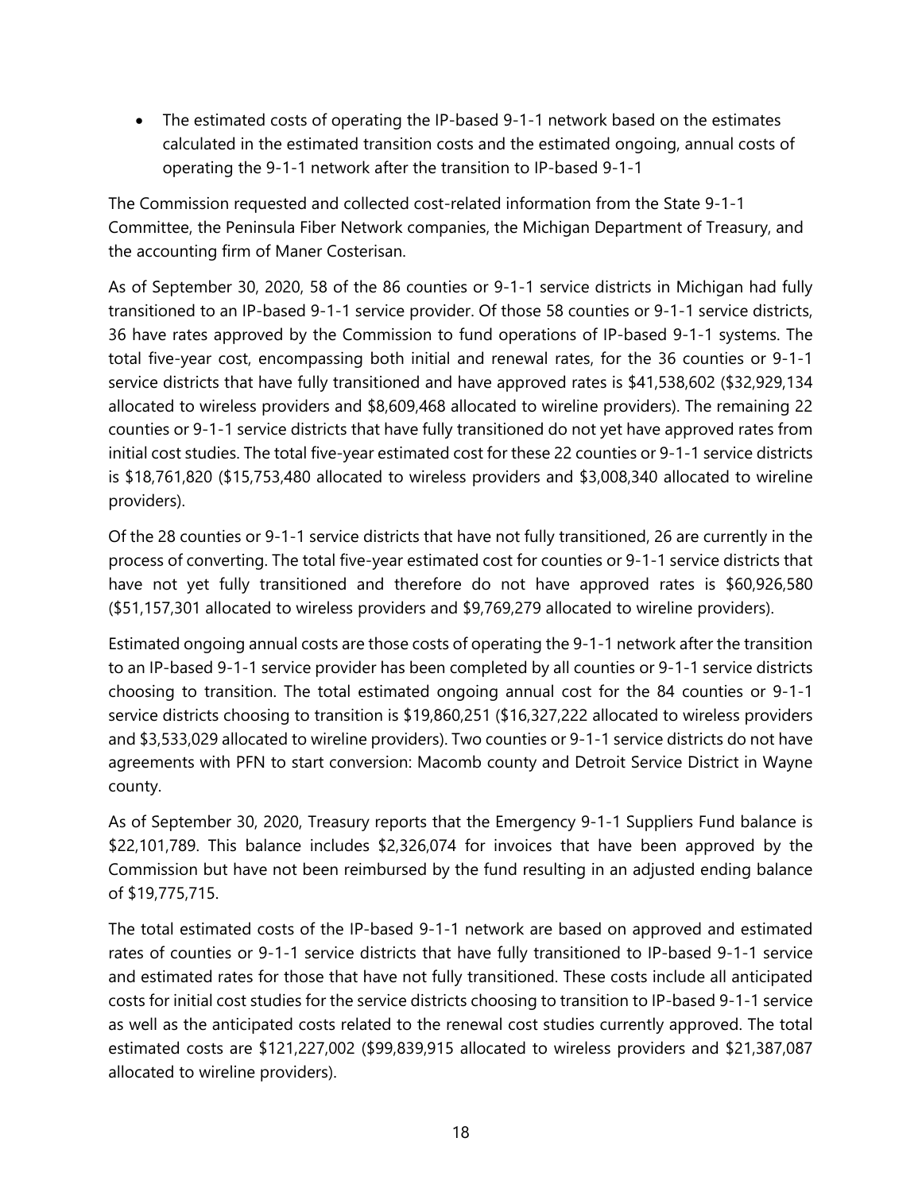- The estimated costs of operating the IP-based 9-1-1 network based on the estimates calculated in the estimated transition costs and the estimated ongoing, annual costs of operating the 9-1-1 network after the transition to IP-based 9-1-1

The Commission requested and collected cost-related information from the State 9-1-1 Committee, the Peninsula Fiber Network companies, the Michigan Department of Treasury, and the accounting firm of Maner Costerisan.

As of September 30, 2020, 58 of the 86 counties or 9-1-1 service districts in Michigan had fully transitioned to an IP-based 9-1-1 service provider. Of those 58 counties or 9-1-1 service districts, 36 have rates approved by the Commission to fund operations of IP-based 9-1-1 systems. The total five-year cost, encompassing both initial and renewal rates, for the 36 counties or 9-1-1 service districts that have fully transitioned and have approved rates is $41,538,602 ($32,929,134 allocated to wireless providers and $8,609,468 allocated to wireline providers). The remaining 22 counties or 9-1-1 service districts that have fully transitioned do not yet have approved rates from initial cost studies. The total five-year estimated cost for these 22 counties or 9-1-1 service districts is $18,761,820 ($15,753,480 allocated to wireless providers and $3,008,340 allocated to wireline providers).

Of the 28 counties or 9-1-1 service districts that have not fully transitioned, 26 are currently in the process of converting. The total five-year estimated cost for counties or 9-1-1 service districts that have not yet fully transitioned and therefore do not have approved rates is $60,926,580 ($51,157,301 allocated to wireless providers and $9,769,279 allocated to wireline providers).

Estimated ongoing annual costs are those costs of operating the 9-1-1 network after the transition to an IP-based 9-1-1 service provider has been completed by all counties or 9-1-1 service districts choosing to transition. The total estimated ongoing annual cost for the 84 counties or 9-1-1 service districts choosing to transition is $19,860,251 ($16,327,222 allocated to wireless providers and $3,533,029 allocated to wireline providers). Two counties or 9-1-1 service districts do not have agreements with PFN to start conversion: Macomb county and Detroit Service District in Wayne county.

As of September 30, 2020, Treasury reports that the Emergency 9-1-1 Suppliers Fund balance is $22,101,789. This balance includes $2,326,074 for invoices that have been approved by the Commission but have not been reimbursed by the fund resulting in an adjusted ending balance of $19,775,715.

The total estimated costs of the IP-based 9-1-1 network are based on approved and estimated rates of counties or 9-1-1 service districts that have fully transitioned to IP-based 9-1-1 service and estimated rates for those that have not fully transitioned. These costs include all anticipated costs for initial cost studies for the service districts choosing to transition to IP-based 9-1-1 service as well as the anticipated costs related to the renewal cost studies currently approved. The total estimated costs are $121,227,002 ($99,839,915 allocated to wireless providers and $21,387,087 allocated to wireline providers).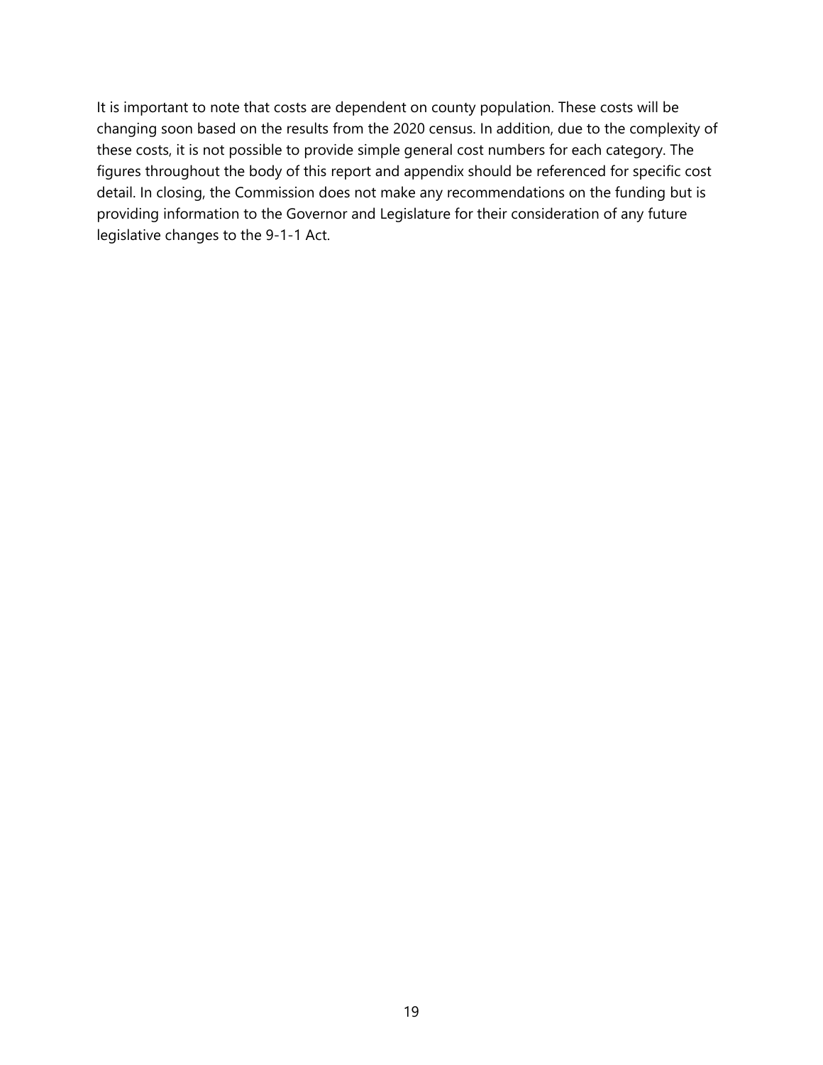It is important to note that costs are dependent on county population. These costs will be changing soon based on the results from the 2020 census. In addition, due to the complexity of these costs, it is not possible to provide simple general cost numbers for each category. The figures throughout the body of this report and appendix should be referenced for specific cost detail. In closing, the Commission does not make any recommendations on the funding but is providing information to the Governor and Legislature for their consideration of any future legislative changes to the 9-1-1 Act.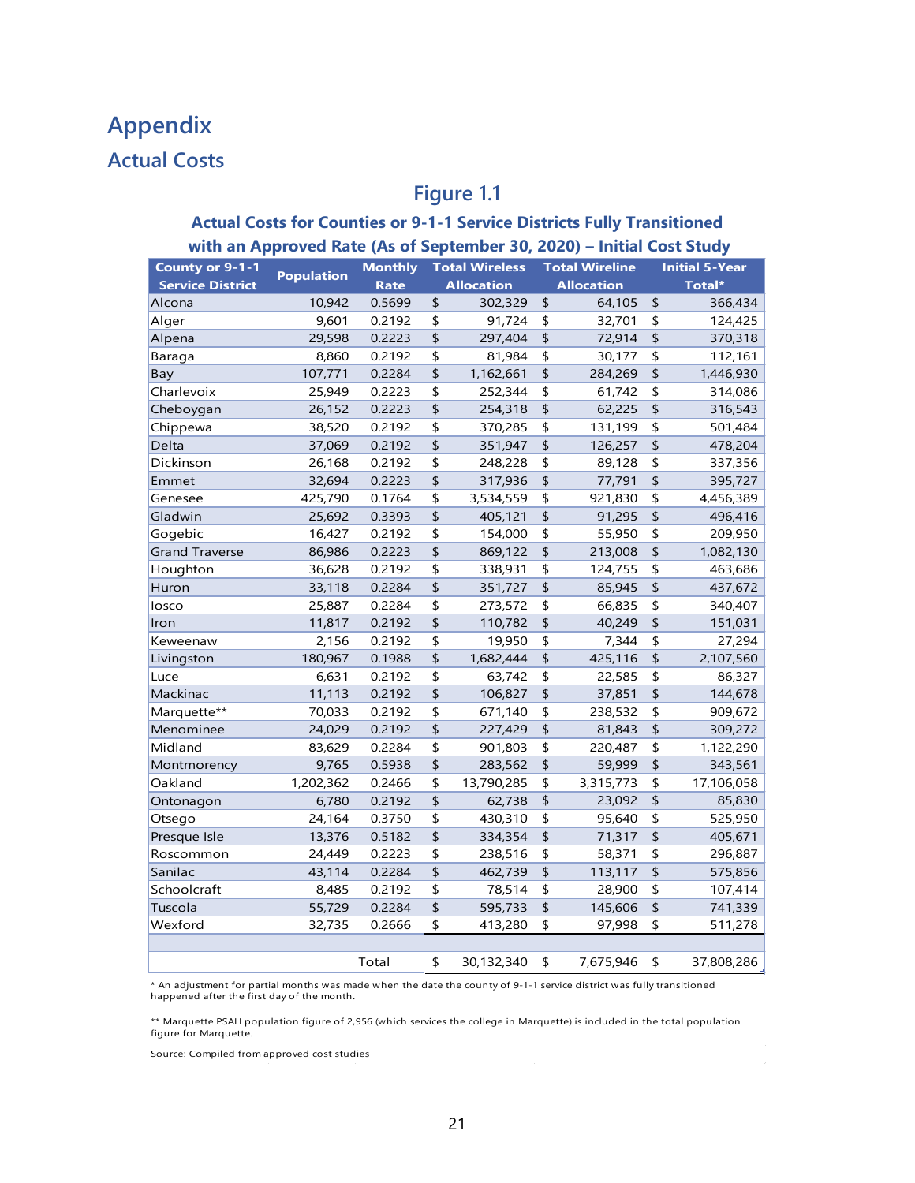# Appendix

## Actual Costs

### Figure 1.1

**Actual Costs for Counties or 9-1-1 Service Districts Fully Transitioned with an Approved Rate (As of September 30, 2020) – Initial Cost Study**

| County or 9-1-1 Service District | Population | Monthly Rate | Total Wireless Allocation | Total Wireline Allocation | Initial 5-Year Total* |
|---|---|---|---|---|---|
| Alcona | 10,942 | 0.5699 | $ 302,329 | $ 64,105 | $ 366,434 |
| Alger | 9,601 | 0.2192 | $ 91,724 | $ 32,701 | $ 124,425 |
| Alpena | 29,598 | 0.2223 | $ 297,404 | $ 72,914 | $ 370,318 |
| Baraga | 8,860 | 0.2192 | $ 81,984 | $ 30,177 | $ 112,161 |
| Bay | 107,771 | 0.2284 | $ 1,162,661 | $ 284,269 | $ 1,446,930 |
| Charlevoix | 25,949 | 0.2223 | $ 252,344 | $ 61,742 | $ 314,086 |
| Cheboygan | 26,152 | 0.2223 | $ 254,318 | $ 62,225 | $ 316,543 |
| Chippewa | 38,520 | 0.2192 | $ 370,285 | $ 131,199 | $ 501,484 |
| Delta | 37,069 | 0.2192 | $ 351,947 | $ 126,257 | $ 478,204 |
| Dickinson | 26,168 | 0.2192 | $ 248,228 | $ 89,128 | $ 337,356 |
| Emmet | 32,694 | 0.2223 | $ 317,936 | $ 77,791 | $ 395,727 |
| Genesee | 425,790 | 0.1764 | $ 3,534,559 | $ 921,830 | $ 4,456,389 |
| Gladwin | 25,692 | 0.3393 | $ 405,121 | $ 91,295 | $ 496,416 |
| Gogebic | 16,427 | 0.2192 | $ 154,000 | $ 55,950 | $ 209,950 |
| Grand Traverse | 86,986 | 0.2223 | $ 869,122 | $ 213,008 | $ 1,082,130 |
| Houghton | 36,628 | 0.2192 | $ 338,931 | $ 124,755 | $ 463,686 |
| Huron | 33,118 | 0.2284 | $ 351,727 | $ 85,945 | $ 437,672 |
| Iosco | 25,887 | 0.2284 | $ 273,572 | $ 66,835 | $ 340,407 |
| Iron | 11,817 | 0.2192 | $ 110,782 | $ 40,249 | $ 151,031 |
| Keweenaw | 2,156 | 0.2192 | $ 19,950 | $ 7,344 | $ 27,294 |
| Livingston | 180,967 | 0.1988 | $ 1,682,444 | $ 425,116 | $ 2,107,560 |
| Luce | 6,631 | 0.2192 | $ 63,742 | $ 22,585 | $ 86,327 |
| Mackinac | 11,113 | 0.2192 | $ 106,827 | $ 37,851 | $ 144,678 |
| Marquette** | 70,033 | 0.2192 | $ 671,140 | $ 238,532 | $ 909,672 |
| Menominee | 24,029 | 0.2192 | $ 227,429 | $ 81,843 | $ 309,272 |
| Midland | 83,629 | 0.2284 | $ 901,803 | $ 220,487 | $ 1,122,290 |
| Montmorency | 9,765 | 0.5938 | $ 283,562 | $ 59,999 | $ 343,561 |
| Oakland | 1,202,362 | 0.2466 | $ 13,790,285 | $ 3,315,773 | $ 17,106,058 |
| Ontonagon | 6,780 | 0.2192 | $ 62,738 | $ 23,092 | $ 85,830 |
| Otsego | 24,164 | 0.3750 | $ 430,310 | $ 95,640 | $ 525,950 |
| Presque Isle | 13,376 | 0.5182 | $ 334,354 | $ 71,317 | $ 405,671 |
| Roscommon | 24,449 | 0.2223 | $ 238,516 | $ 58,371 | $ 296,887 |
| Sanilac | 43,114 | 0.2284 | $ 462,739 | $ 113,117 | $ 575,856 |
| Schoolcraft | 8,485 | 0.2192 | $ 78,514 | $ 28,900 | $ 107,414 |
| Tuscola | 55,729 | 0.2284 | $ 595,733 | $ 145,606 | $ 741,339 |
| Wexford | 32,735 | 0.2666 | $ 413,280 | $ 97,998 | $ 511,278 |
| | | | | | |
| | | Total | $ 30,132,340 | $ 7,675,946 | $ 37,808,286 |

\* An adjustment for partial months was made when the date the county of 9-1-1 service district was fully transitioned happened after the first day of the month.

\*\* Marquette PSALI population figure of 2,956 (which services the college in Marquette) is included in the total population figure for Marquette.

Source: Compiled from approved cost studies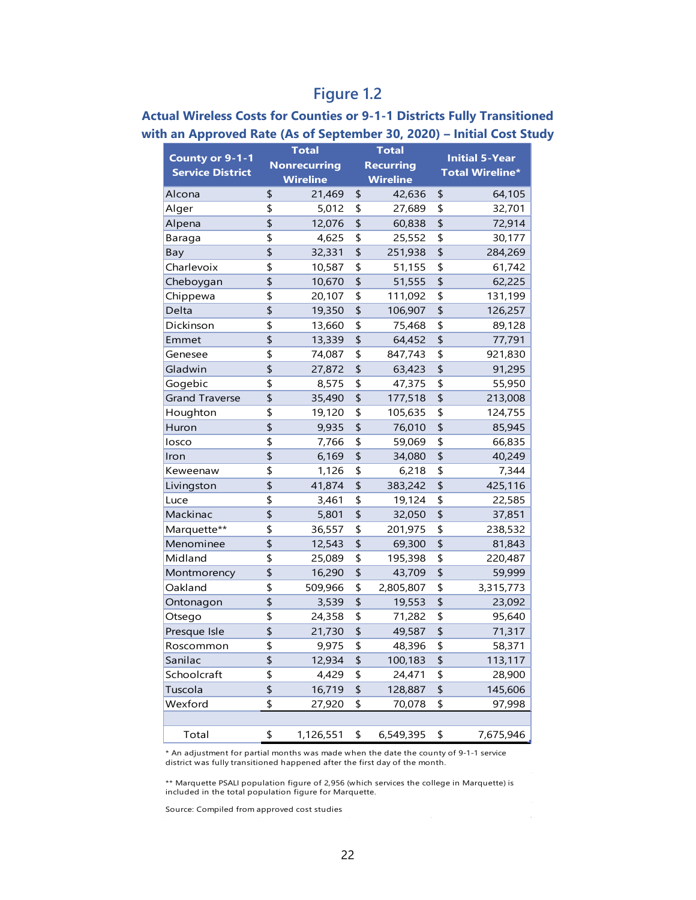# Figure 1.2

## Actual Wireless Costs for Counties or 9-1-1 Districts Fully Transitioned with an Approved Rate (As of September 30, 2020) – Initial Cost Study

| County or 9-1-1 Service District | Total Nonrecurring Wireline | Total Recurring Wireline | Initial 5-Year Total Wireline* |
|---|---|---|---|
| Alcona | $ 21,469 | $ 42,636 | $ 64,105 |
| Alger | $ 5,012 | $ 27,689 | $ 32,701 |
| Alpena | $ 12,076 | $ 60,838 | $ 72,914 |
| Baraga | $ 4,625 | $ 25,552 | $ 30,177 |
| Bay | $ 32,331 | $ 251,938 | $ 284,269 |
| Charlevoix | $ 10,587 | $ 51,155 | $ 61,742 |
| Cheboygan | $ 10,670 | $ 51,555 | $ 62,225 |
| Chippewa | $ 20,107 | $ 111,092 | $ 131,199 |
| Delta | $ 19,350 | $ 106,907 | $ 126,257 |
| Dickinson | $ 13,660 | $ 75,468 | $ 89,128 |
| Emmet | $ 13,339 | $ 64,452 | $ 77,791 |
| Genesee | $ 74,087 | $ 847,743 | $ 921,830 |
| Gladwin | $ 27,872 | $ 63,423 | $ 91,295 |
| Gogebic | $ 8,575 | $ 47,375 | $ 55,950 |
| Grand Traverse | $ 35,490 | $ 177,518 | $ 213,008 |
| Houghton | $ 19,120 | $ 105,635 | $ 124,755 |
| Huron | $ 9,935 | $ 76,010 | $ 85,945 |
| Iosco | $ 7,766 | $ 59,069 | $ 66,835 |
| Iron | $ 6,169 | $ 34,080 | $ 40,249 |
| Keweenaw | $ 1,126 | $ 6,218 | $ 7,344 |
| Livingston | $ 41,874 | $ 383,242 | $ 425,116 |
| Luce | $ 3,461 | $ 19,124 | $ 22,585 |
| Mackinac | $ 5,801 | $ 32,050 | $ 37,851 |
| Marquette** | $ 36,557 | $ 201,975 | $ 238,532 |
| Menominee | $ 12,543 | $ 69,300 | $ 81,843 |
| Midland | $ 25,089 | $ 195,398 | $ 220,487 |
| Montmorency | $ 16,290 | $ 43,709 | $ 59,999 |
| Oakland | $ 509,966 | $ 2,805,807 | $ 3,315,773 |
| Ontonagon | $ 3,539 | $ 19,553 | $ 23,092 |
| Otsego | $ 24,358 | $ 71,282 | $ 95,640 |
| Presque Isle | $ 21,730 | $ 49,587 | $ 71,317 |
| Roscommon | $ 9,975 | $ 48,396 | $ 58,371 |
| Sanilac | $ 12,934 | $ 100,183 | $ 113,117 |
| Schoolcraft | $ 4,429 | $ 24,471 | $ 28,900 |
| Tuscola | $ 16,719 | $ 128,887 | $ 145,606 |
| Wexford | $ 27,920 | $ 70,078 | $ 97,998 |
| | | | |
| Total | $ 1,126,551 | $ 6,549,395 | $ 7,675,946 |

* An adjustment for partial months was made when the date the county of 9-1-1 service district was fully transitioned happened after the first day of the month.

** Marquette PSALI population figure of 2,956 (which services the college in Marquette) is included in the total population figure for Marquette.

Source: Compiled from approved cost studies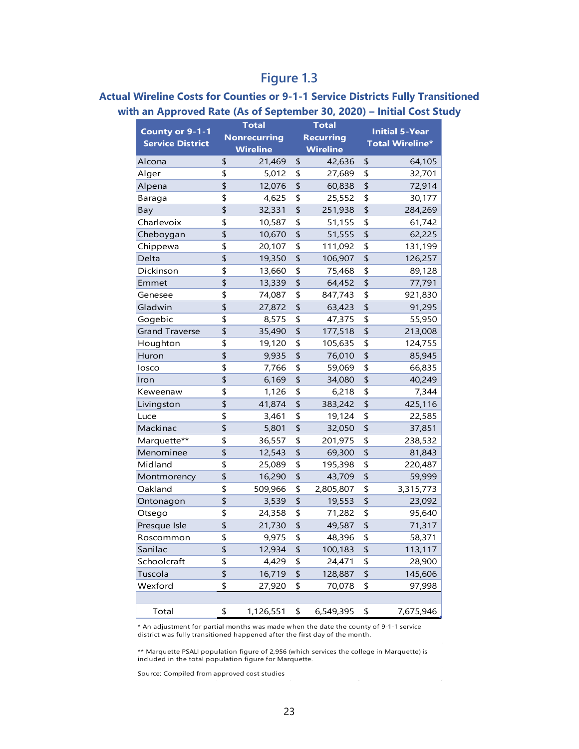## Figure 1.3

### Actual Wireline Costs for Counties or 9-1-1 Service Districts Fully Transitioned with an Approved Rate (As of September 30, 2020) – Initial Cost Study

| County or 9-1-1 Service District | Total Nonrecurring Wireline | Total Recurring Wireline | Initial 5-Year Total Wireline* |
|---|---|---|---|
| Alcona | $ 21,469 | $ 42,636 | $ 64,105 |
| Alger | $ 5,012 | $ 27,689 | $ 32,701 |
| Alpena | $ 12,076 | $ 60,838 | $ 72,914 |
| Baraga | $ 4,625 | $ 25,552 | $ 30,177 |
| Bay | $ 32,331 | $ 251,938 | $ 284,269 |
| Charlevoix | $ 10,587 | $ 51,155 | $ 61,742 |
| Cheboygan | $ 10,670 | $ 51,555 | $ 62,225 |
| Chippewa | $ 20,107 | $ 111,092 | $ 131,199 |
| Delta | $ 19,350 | $ 106,907 | $ 126,257 |
| Dickinson | $ 13,660 | $ 75,468 | $ 89,128 |
| Emmet | $ 13,339 | $ 64,452 | $ 77,791 |
| Genesee | $ 74,087 | $ 847,743 | $ 921,830 |
| Gladwin | $ 27,872 | $ 63,423 | $ 91,295 |
| Gogebic | $ 8,575 | $ 47,375 | $ 55,950 |
| Grand Traverse | $ 35,490 | $ 177,518 | $ 213,008 |
| Houghton | $ 19,120 | $ 105,635 | $ 124,755 |
| Huron | $ 9,935 | $ 76,010 | $ 85,945 |
| Iosco | $ 7,766 | $ 59,069 | $ 66,835 |
| Iron | $ 6,169 | $ 34,080 | $ 40,249 |
| Keweenaw | $ 1,126 | $ 6,218 | $ 7,344 |
| Livingston | $ 41,874 | $ 383,242 | $ 425,116 |
| Luce | $ 3,461 | $ 19,124 | $ 22,585 |
| Mackinac | $ 5,801 | $ 32,050 | $ 37,851 |
| Marquette** | $ 36,557 | $ 201,975 | $ 238,532 |
| Menominee | $ 12,543 | $ 69,300 | $ 81,843 |
| Midland | $ 25,089 | $ 195,398 | $ 220,487 |
| Montmorency | $ 16,290 | $ 43,709 | $ 59,999 |
| Oakland | $ 509,966 | $ 2,805,807 | $ 3,315,773 |
| Ontonagon | $ 3,539 | $ 19,553 | $ 23,092 |
| Otsego | $ 24,358 | $ 71,282 | $ 95,640 |
| Presque Isle | $ 21,730 | $ 49,587 | $ 71,317 |
| Roscommon | $ 9,975 | $ 48,396 | $ 58,371 |
| Sanilac | $ 12,934 | $ 100,183 | $ 113,117 |
| Schoolcraft | $ 4,429 | $ 24,471 | $ 28,900 |
| Tuscola | $ 16,719 | $ 128,887 | $ 145,606 |
| Wexford | $ 27,920 | $ 70,078 | $ 97,998 |
| | | | |
| Total | $ 1,126,551 | $ 6,549,395 | $ 7,675,946 |

* An adjustment for partial months was made when the date the county of 9-1-1 service district was fully transitioned happened after the first day of the month.

** Marquette PSALI population figure of 2,956 (which services the college in Marquette) is included in the total population figure for Marquette.

Source: Compiled from approved cost studies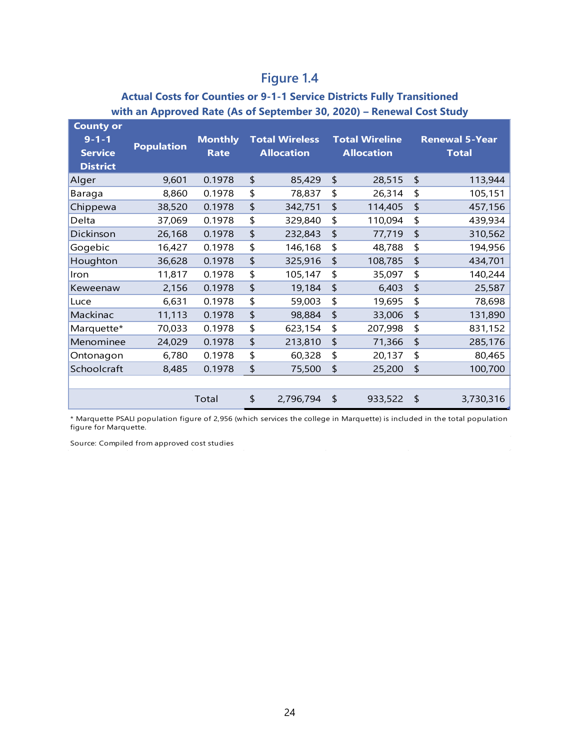## Figure 1.4

### Actual Costs for Counties or 9-1-1 Service Districts Fully Transitioned with an Approved Rate (As of September 30, 2020) – Renewal Cost Study

| County or 9-1-1 Service District | Population | Monthly Rate | Total Wireless Allocation | Total Wireline Allocation | Renewal 5-Year Total |
|---|---|---|---|---|---|
| Alger | 9,601 | 0.1978 | $ 85,429 | $ 28,515 | $ 113,944 |
| Baraga | 8,860 | 0.1978 | $ 78,837 | $ 26,314 | $ 105,151 |
| Chippewa | 38,520 | 0.1978 | $ 342,751 | $ 114,405 | $ 457,156 |
| Delta | 37,069 | 0.1978 | $ 329,840 | $ 110,094 | $ 439,934 |
| Dickinson | 26,168 | 0.1978 | $ 232,843 | $ 77,719 | $ 310,562 |
| Gogebic | 16,427 | 0.1978 | $ 146,168 | $ 48,788 | $ 194,956 |
| Houghton | 36,628 | 0.1978 | $ 325,916 | $ 108,785 | $ 434,701 |
| Iron | 11,817 | 0.1978 | $ 105,147 | $ 35,097 | $ 140,244 |
| Keweenaw | 2,156 | 0.1978 | $ 19,184 | $ 6,403 | $ 25,587 |
| Luce | 6,631 | 0.1978 | $ 59,003 | $ 19,695 | $ 78,698 |
| Mackinac | 11,113 | 0.1978 | $ 98,884 | $ 33,006 | $ 131,890 |
| Marquette* | 70,033 | 0.1978 | $ 623,154 | $ 207,998 | $ 831,152 |
| Menominee | 24,029 | 0.1978 | $ 213,810 | $ 71,366 | $ 285,176 |
| Ontonagon | 6,780 | 0.1978 | $ 60,328 | $ 20,137 | $ 80,465 |
| Schoolcraft | 8,485 | 0.1978 | $ 75,500 | $ 25,200 | $ 100,700 |
| | | | | | |
| | | Total | $ 2,796,794 | $ 933,522 | $ 3,730,316 |

* Marquette PSALI population figure of 2,956 (which services the college in Marquette) is included in the total population figure for Marquette.

Source: Compiled from approved cost studies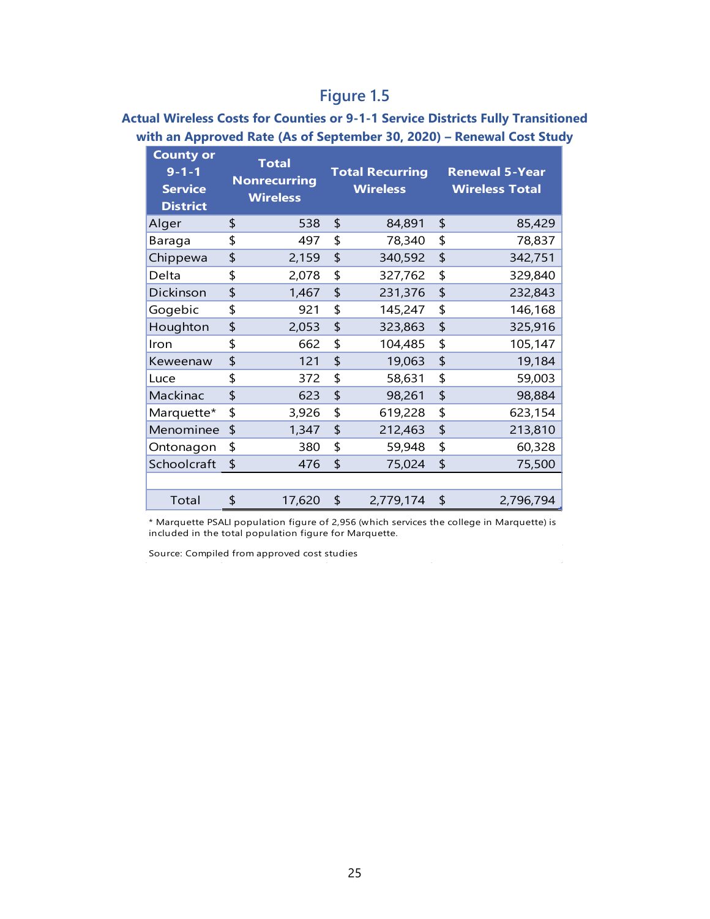## Figure 1.5

### Actual Wireless Costs for Counties or 9-1-1 Service Districts Fully Transitioned with an Approved Rate (As of September 30, 2020) – Renewal Cost Study

| County or 9-1-1 Service District | Total Nonrecurring Wireless | Total Recurring Wireless | Renewal 5-Year Wireless Total |
|---|---|---|---|
| Alger | $ 538 | $ 84,891 | $ 85,429 |
| Baraga | $ 497 | $ 78,340 | $ 78,837 |
| Chippewa | $ 2,159 | $ 340,592 | $ 342,751 |
| Delta | $ 2,078 | $ 327,762 | $ 329,840 |
| Dickinson | $ 1,467 | $ 231,376 | $ 232,843 |
| Gogebic | $ 921 | $ 145,247 | $ 146,168 |
| Houghton | $ 2,053 | $ 323,863 | $ 325,916 |
| Iron | $ 662 | $ 104,485 | $ 105,147 |
| Keweenaw | $ 121 | $ 19,063 | $ 19,184 |
| Luce | $ 372 | $ 58,631 | $ 59,003 |
| Mackinac | $ 623 | $ 98,261 | $ 98,884 |
| Marquette* | $ 3,926 | $ 619,228 | $ 623,154 |
| Menominee | $ 1,347 | $ 212,463 | $ 213,810 |
| Ontonagon | $ 380 | $ 59,948 | $ 60,328 |
| Schoolcraft | $ 476 | $ 75,024 | $ 75,500 |
| Total | $ 17,620 | $ 2,779,174 | $ 2,796,794 |

* Marquette PSALI population figure of 2,956 (which services the college in Marquette) is included in the total population figure for Marquette.

Source: Compiled from approved cost studies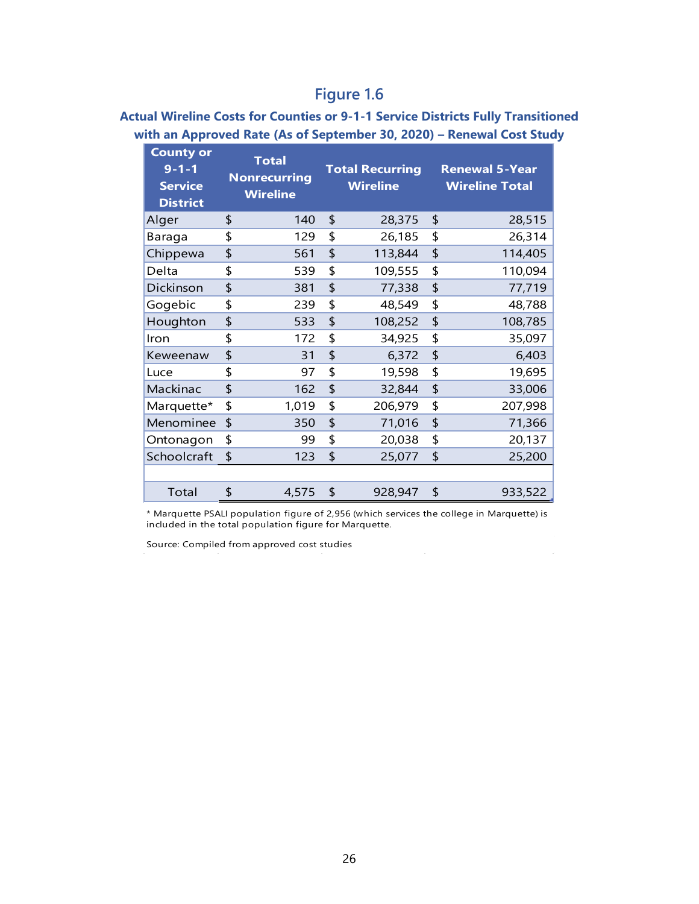## Figure 1.6

### Actual Wireline Costs for Counties or 9-1-1 Service Districts Fully Transitioned with an Approved Rate (As of September 30, 2020) – Renewal Cost Study

| County or 9-1-1 Service District | Total Nonrecurring Wireline | Total Recurring Wireline | Renewal 5-Year Wireline Total |
|---|---|---|---|
| Alger | $ 140 | $ 28,375 | $ 28,515 |
| Baraga | $ 129 | $ 26,185 | $ 26,314 |
| Chippewa | $ 561 | $ 113,844 | $ 114,405 |
| Delta | $ 539 | $ 109,555 | $ 110,094 |
| Dickinson | $ 381 | $ 77,338 | $ 77,719 |
| Gogebic | $ 239 | $ 48,549 | $ 48,788 |
| Houghton | $ 533 | $ 108,252 | $ 108,785 |
| Iron | $ 172 | $ 34,925 | $ 35,097 |
| Keweenaw | $ 31 | $ 6,372 | $ 6,403 |
| Luce | $ 97 | $ 19,598 | $ 19,695 |
| Mackinac | $ 162 | $ 32,844 | $ 33,006 |
| Marquette* | $ 1,019 | $ 206,979 | $ 207,998 |
| Menominee | $ 350 | $ 71,016 | $ 71,366 |
| Ontonagon | $ 99 | $ 20,038 | $ 20,137 |
| Schoolcraft | $ 123 | $ 25,077 | $ 25,200 |
| | | | |
| Total | $ 4,575 | $ 928,947 | $ 933,522 |

* Marquette PSALI population figure of 2,956 (which services the college in Marquette) is included in the total population figure for Marquette.

Source: Compiled from approved cost studies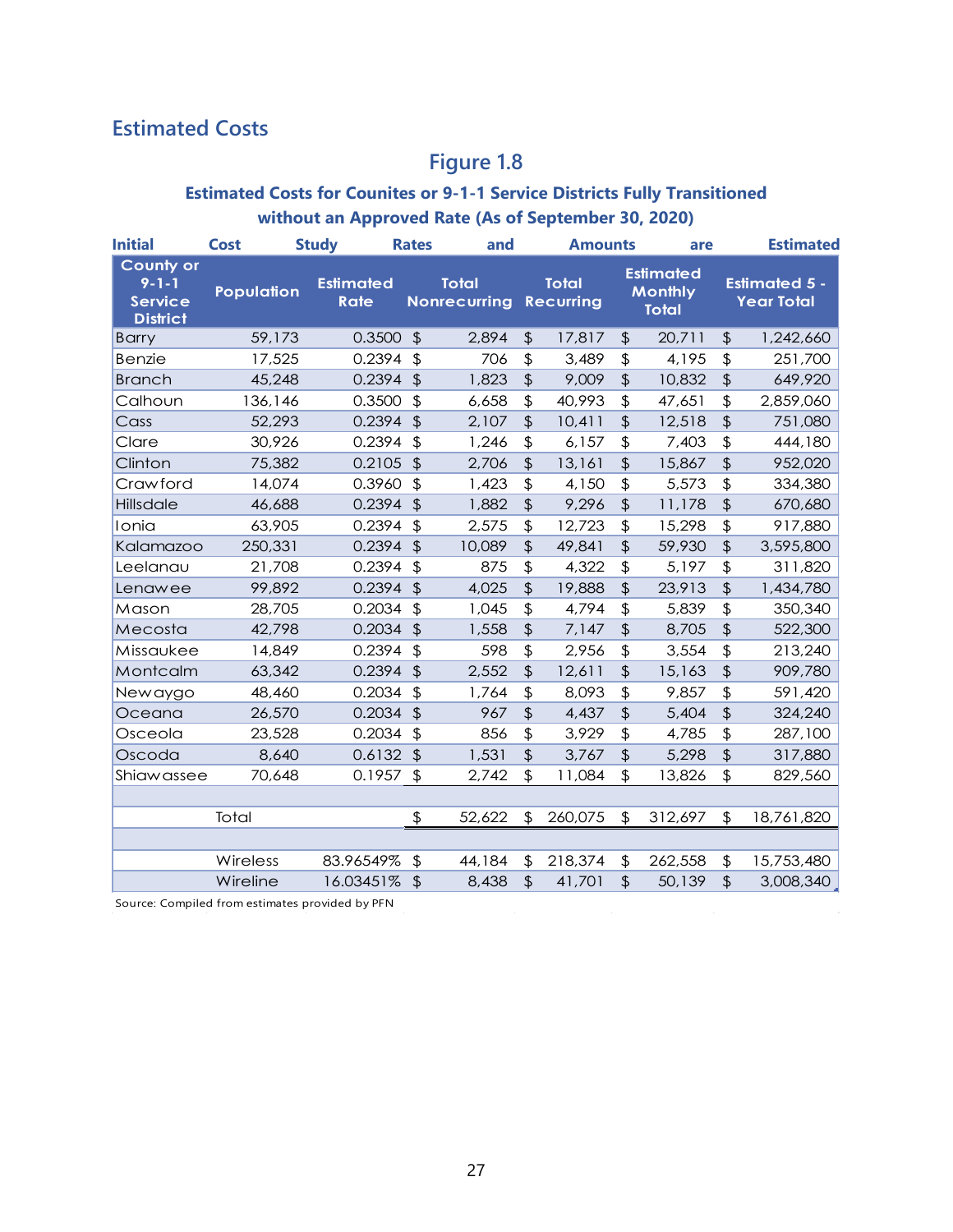## Estimated Costs

### Figure 1.8

**Estimated Costs for Counites or 9-1-1 Service Districts Fully Transitioned without an Approved Rate (As of September 30, 2020)**

**Initial Cost Study Rates and Amounts are Estimated**

| County or 9-1-1 Service District | Population | Estimated Rate | Total Nonrecurring | Total Recurring | Estimated Monthly Total | Estimated 5 - Year Total |
|---|---|---|---|---|---|---|
| Barry | 59,173 | 0.3500 | $ 2,894 | $ 17,817 | $ 20,711 | $ 1,242,660 |
| Benzie | 17,525 | 0.2394 | $ 706 | $ 3,489 | $ 4,195 | $ 251,700 |
| Branch | 45,248 | 0.2394 | $ 1,823 | $ 9,009 | $ 10,832 | $ 649,920 |
| Calhoun | 136,146 | 0.3500 | $ 6,658 | $ 40,993 | $ 47,651 | $ 2,859,060 |
| Cass | 52,293 | 0.2394 | $ 2,107 | $ 10,411 | $ 12,518 | $ 751,080 |
| Clare | 30,926 | 0.2394 | $ 1,246 | $ 6,157 | $ 7,403 | $ 444,180 |
| Clinton | 75,382 | 0.2105 | $ 2,706 | $ 13,161 | $ 15,867 | $ 952,020 |
| Crawford | 14,074 | 0.3960 | $ 1,423 | $ 4,150 | $ 5,573 | $ 334,380 |
| Hillsdale | 46,688 | 0.2394 | $ 1,882 | $ 9,296 | $ 11,178 | $ 670,680 |
| Ionia | 63,905 | 0.2394 | $ 2,575 | $ 12,723 | $ 15,298 | $ 917,880 |
| Kalamazoo | 250,331 | 0.2394 | $ 10,089 | $ 49,841 | $ 59,930 | $ 3,595,800 |
| Leelanau | 21,708 | 0.2394 | $ 875 | $ 4,322 | $ 5,197 | $ 311,820 |
| Lenawee | 99,892 | 0.2394 | $ 4,025 | $ 19,888 | $ 23,913 | $ 1,434,780 |
| Mason | 28,705 | 0.2034 | $ 1,045 | $ 4,794 | $ 5,839 | $ 350,340 |
| Mecosta | 42,798 | 0.2034 | $ 1,558 | $ 7,147 | $ 8,705 | $ 522,300 |
| Missaukee | 14,849 | 0.2394 | $ 598 | $ 2,956 | $ 3,554 | $ 213,240 |
| Montcalm | 63,342 | 0.2394 | $ 2,552 | $ 12,611 | $ 15,163 | $ 909,780 |
| Newaygo | 48,460 | 0.2034 | $ 1,764 | $ 8,093 | $ 9,857 | $ 591,420 |
| Oceana | 26,570 | 0.2034 | $ 967 | $ 4,437 | $ 5,404 | $ 324,240 |
| Osceola | 23,528 | 0.2034 | $ 856 | $ 3,929 | $ 4,785 | $ 287,100 |
| Oscoda | 8,640 | 0.6132 | $ 1,531 | $ 3,767 | $ 5,298 | $ 317,880 |
| Shiawassee | 70,648 | 0.1957 | $ 2,742 | $ 11,084 | $ 13,826 | $ 829,560 |
| | | | | | | |
| | Total | | $ 52,622 | $ 260,075 | $ 312,697 | $ 18,761,820 |
| | | | | | | |
| | Wireless | 83.96549% | $ 44,184 | $ 218,374 | $ 262,558 | $ 15,753,480 |
| | Wireline | 16.03451% | $ 8,438 | $ 41,701 | $ 50,139 | $ 3,008,340 |

Source: Compiled from estimates provided by PFN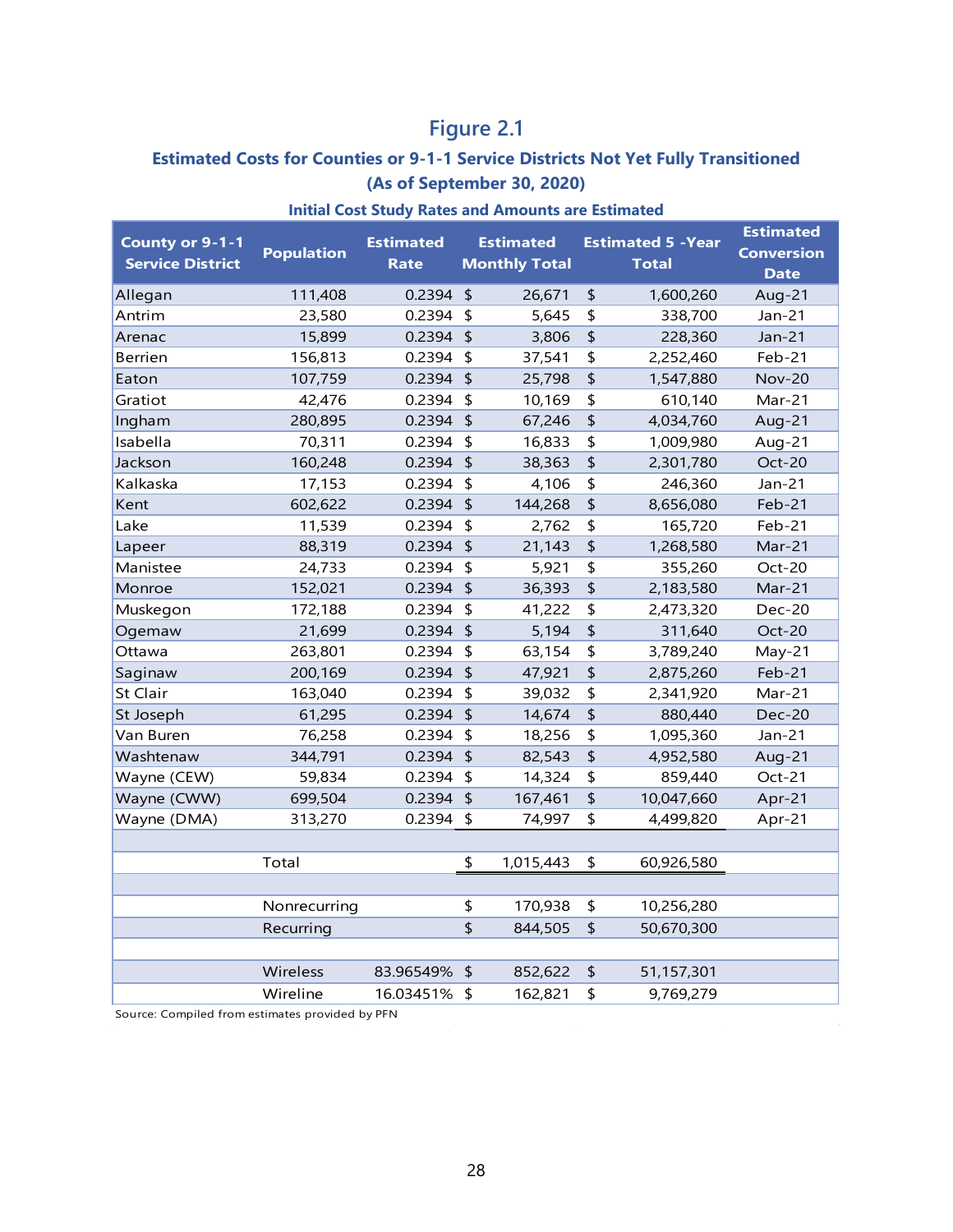## Figure 2.1

### Estimated Costs for Counties or 9-1-1 Service Districts Not Yet Fully Transitioned (As of September 30, 2020)

**Initial Cost Study Rates and Amounts are Estimated**

| County or 9-1-1 Service District | Population | Estimated Rate | Estimated Monthly Total | Estimated 5 -Year Total | Estimated Conversion Date |
|---|---|---|---|---|---|
| Allegan | 111,408 | 0.2394 | $ 26,671 | $ 1,600,260 | Aug-21 |
| Antrim | 23,580 | 0.2394 | $ 5,645 | $ 338,700 | Jan-21 |
| Arenac | 15,899 | 0.2394 | $ 3,806 | $ 228,360 | Jan-21 |
| Berrien | 156,813 | 0.2394 | $ 37,541 | $ 2,252,460 | Feb-21 |
| Eaton | 107,759 | 0.2394 | $ 25,798 | $ 1,547,880 | Nov-20 |
| Gratiot | 42,476 | 0.2394 | $ 10,169 | $ 610,140 | Mar-21 |
| Ingham | 280,895 | 0.2394 | $ 67,246 | $ 4,034,760 | Aug-21 |
| Isabella | 70,311 | 0.2394 | $ 16,833 | $ 1,009,980 | Aug-21 |
| Jackson | 160,248 | 0.2394 | $ 38,363 | $ 2,301,780 | Oct-20 |
| Kalkaska | 17,153 | 0.2394 | $ 4,106 | $ 246,360 | Jan-21 |
| Kent | 602,622 | 0.2394 | $ 144,268 | $ 8,656,080 | Feb-21 |
| Lake | 11,539 | 0.2394 | $ 2,762 | $ 165,720 | Feb-21 |
| Lapeer | 88,319 | 0.2394 | $ 21,143 | $ 1,268,580 | Mar-21 |
| Manistee | 24,733 | 0.2394 | $ 5,921 | $ 355,260 | Oct-20 |
| Monroe | 152,021 | 0.2394 | $ 36,393 | $ 2,183,580 | Mar-21 |
| Muskegon | 172,188 | 0.2394 | $ 41,222 | $ 2,473,320 | Dec-20 |
| Ogemaw | 21,699 | 0.2394 | $ 5,194 | $ 311,640 | Oct-20 |
| Ottawa | 263,801 | 0.2394 | $ 63,154 | $ 3,789,240 | May-21 |
| Saginaw | 200,169 | 0.2394 | $ 47,921 | $ 2,875,260 | Feb-21 |
| St Clair | 163,040 | 0.2394 | $ 39,032 | $ 2,341,920 | Mar-21 |
| St Joseph | 61,295 | 0.2394 | $ 14,674 | $ 880,440 | Dec-20 |
| Van Buren | 76,258 | 0.2394 | $ 18,256 | $ 1,095,360 | Jan-21 |
| Washtenaw | 344,791 | 0.2394 | $ 82,543 | $ 4,952,580 | Aug-21 |
| Wayne (CEW) | 59,834 | 0.2394 | $ 14,324 | $ 859,440 | Oct-21 |
| Wayne (CWW) | 699,504 | 0.2394 | $ 167,461 | $ 10,047,660 | Apr-21 |
| Wayne (DMA) | 313,270 | 0.2394 | $ 74,997 | $ 4,499,820 | Apr-21 |
| | | | | | |
| | Total | | $ 1,015,443 | $ 60,926,580 | |
| | | | | | |
| | Nonrecurring | | $ 170,938 | $ 10,256,280 | |
| | Recurring | | $ 844,505 | $ 50,670,300 | |
| | | | | | |
| | Wireless | 83.96549% | $ 852,622 | $ 51,157,301 | |
| | Wireline | 16.03451% | $ 162,821 | $ 9,769,279 | |

Source: Compiled from estimates provided by PFN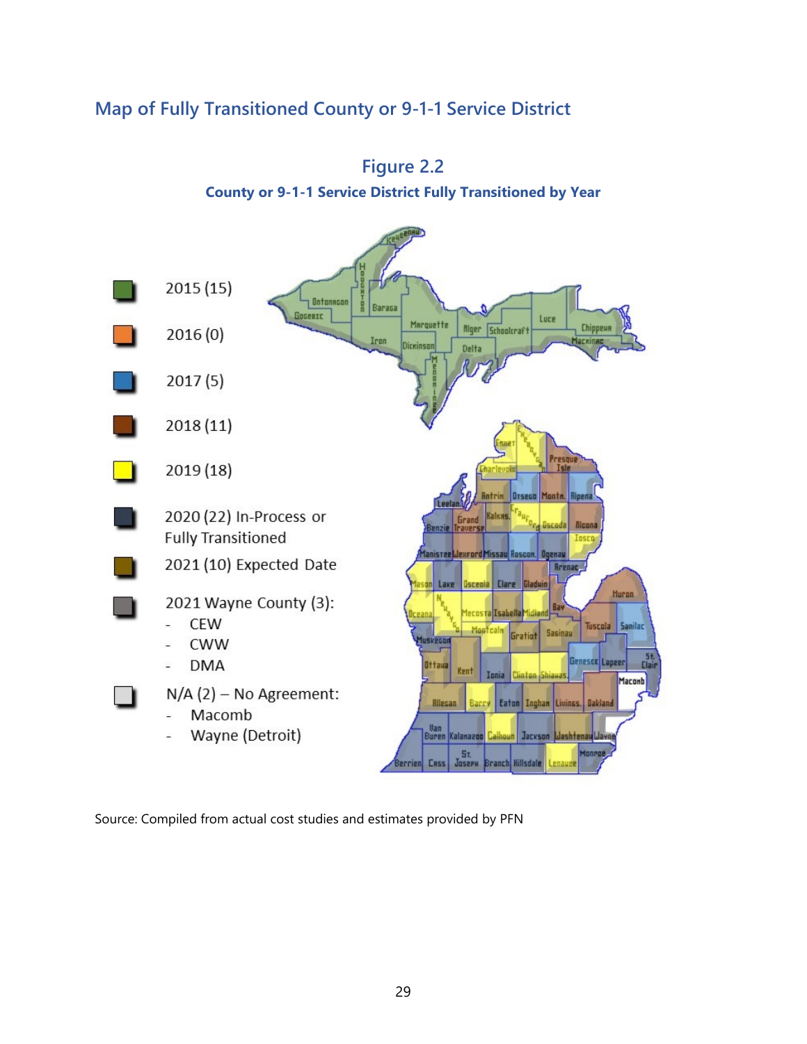## Map of Fully Transitioned County or 9-1-1 Service District

**Figure 2.2**

**County or 9-1-1 Service District Fully Transitioned by Year**

- 2015 (15)
- 2016 (0)
- 2017 (5)
- 2018 (11)
- 2019 (18)
- 2020 (22) In-Process or Fully Transitioned
- 2021 (10) Expected Date
- 2021 Wayne County (3):
  - CEW
  - CWW
  - DMA
- N/A (2) – No Agreement:
  - Macomb
  - Wayne (Detroit)

Source: Compiled from actual cost studies and estimates provided by PFN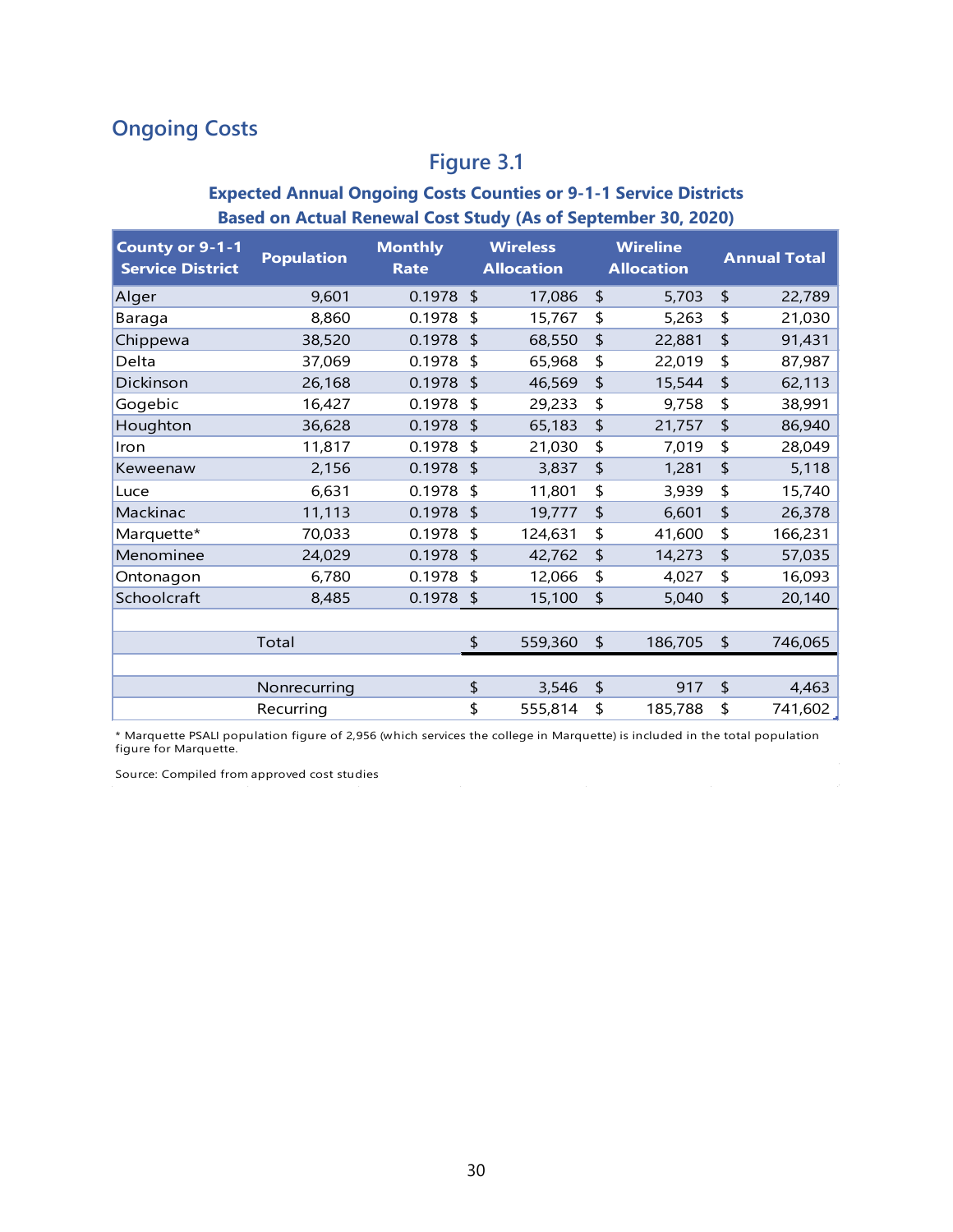## Ongoing Costs

### Figure 3.1

**Expected Annual Ongoing Costs Counties or 9-1-1 Service Districts Based on Actual Renewal Cost Study (As of September 30, 2020)**

| County or 9-1-1 Service District | Population | Monthly Rate | Wireless Allocation | Wireline Allocation | Annual Total |
|---|---|---|---|---|---|
| Alger | 9,601 | 0.1978 | $ 17,086 | $ 5,703 | $ 22,789 |
| Baraga | 8,860 | 0.1978 | $ 15,767 | $ 5,263 | $ 21,030 |
| Chippewa | 38,520 | 0.1978 | $ 68,550 | $ 22,881 | $ 91,431 |
| Delta | 37,069 | 0.1978 | $ 65,968 | $ 22,019 | $ 87,987 |
| Dickinson | 26,168 | 0.1978 | $ 46,569 | $ 15,544 | $ 62,113 |
| Gogebic | 16,427 | 0.1978 | $ 29,233 | $ 9,758 | $ 38,991 |
| Houghton | 36,628 | 0.1978 | $ 65,183 | $ 21,757 | $ 86,940 |
| Iron | 11,817 | 0.1978 | $ 21,030 | $ 7,019 | $ 28,049 |
| Keweenaw | 2,156 | 0.1978 | $ 3,837 | $ 1,281 | $ 5,118 |
| Luce | 6,631 | 0.1978 | $ 11,801 | $ 3,939 | $ 15,740 |
| Mackinac | 11,113 | 0.1978 | $ 19,777 | $ 6,601 | $ 26,378 |
| Marquette* | 70,033 | 0.1978 | $ 124,631 | $ 41,600 | $ 166,231 |
| Menominee | 24,029 | 0.1978 | $ 42,762 | $ 14,273 | $ 57,035 |
| Ontonagon | 6,780 | 0.1978 | $ 12,066 | $ 4,027 | $ 16,093 |
| Schoolcraft | 8,485 | 0.1978 | $ 15,100 | $ 5,040 | $ 20,140 |
| | | | | | |
| Total | | | $ 559,360 | $ 186,705 | $ 746,065 |
| | | | | | |
| Nonrecurring | | | $ 3,546 | $ 917 | $ 4,463 |
| Recurring | | | $ 555,814 | $ 185,788 | $ 741,602 |

\* Marquette PSALI population figure of 2,956 (which services the college in Marquette) is included in the total population figure for Marquette.

Source: Compiled from approved cost studies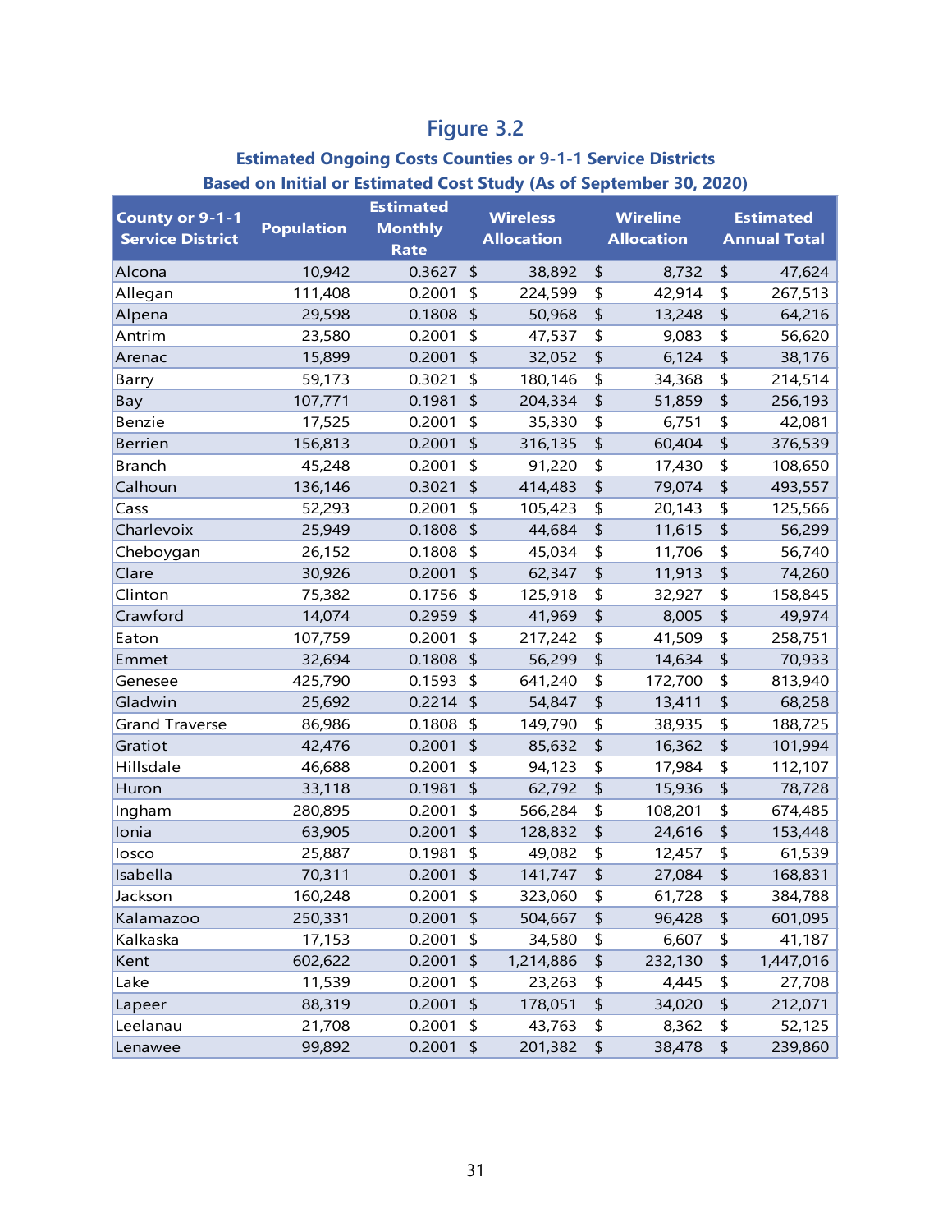## Figure 3.2

### Estimated Ongoing Costs Counties or 9-1-1 Service Districts
### Based on Initial or Estimated Cost Study (As of September 30, 2020)

| County or 9-1-1 Service District | Population | Estimated Monthly Rate | Wireless Allocation | Wireline Allocation | Estimated Annual Total |
|---|---|---|---|---|---|
| Alcona | 10,942 | 0.3627 | $ 38,892 | $ 8,732 | $ 47,624 |
| Allegan | 111,408 | 0.2001 | $ 224,599 | $ 42,914 | $ 267,513 |
| Alpena | 29,598 | 0.1808 | $ 50,968 | $ 13,248 | $ 64,216 |
| Antrim | 23,580 | 0.2001 | $ 47,537 | $ 9,083 | $ 56,620 |
| Arenac | 15,899 | 0.2001 | $ 32,052 | $ 6,124 | $ 38,176 |
| Barry | 59,173 | 0.3021 | $ 180,146 | $ 34,368 | $ 214,514 |
| Bay | 107,771 | 0.1981 | $ 204,334 | $ 51,859 | $ 256,193 |
| Benzie | 17,525 | 0.2001 | $ 35,330 | $ 6,751 | $ 42,081 |
| Berrien | 156,813 | 0.2001 | $ 316,135 | $ 60,404 | $ 376,539 |
| Branch | 45,248 | 0.2001 | $ 91,220 | $ 17,430 | $ 108,650 |
| Calhoun | 136,146 | 0.3021 | $ 414,483 | $ 79,074 | $ 493,557 |
| Cass | 52,293 | 0.2001 | $ 105,423 | $ 20,143 | $ 125,566 |
| Charlevoix | 25,949 | 0.1808 | $ 44,684 | $ 11,615 | $ 56,299 |
| Cheboygan | 26,152 | 0.1808 | $ 45,034 | $ 11,706 | $ 56,740 |
| Clare | 30,926 | 0.2001 | $ 62,347 | $ 11,913 | $ 74,260 |
| Clinton | 75,382 | 0.1756 | $ 125,918 | $ 32,927 | $ 158,845 |
| Crawford | 14,074 | 0.2959 | $ 41,969 | $ 8,005 | $ 49,974 |
| Eaton | 107,759 | 0.2001 | $ 217,242 | $ 41,509 | $ 258,751 |
| Emmet | 32,694 | 0.1808 | $ 56,299 | $ 14,634 | $ 70,933 |
| Genesee | 425,790 | 0.1593 | $ 641,240 | $ 172,700 | $ 813,940 |
| Gladwin | 25,692 | 0.2214 | $ 54,847 | $ 13,411 | $ 68,258 |
| Grand Traverse | 86,986 | 0.1808 | $ 149,790 | $ 38,935 | $ 188,725 |
| Gratiot | 42,476 | 0.2001 | $ 85,632 | $ 16,362 | $ 101,994 |
| Hillsdale | 46,688 | 0.2001 | $ 94,123 | $ 17,984 | $ 112,107 |
| Huron | 33,118 | 0.1981 | $ 62,792 | $ 15,936 | $ 78,728 |
| Ingham | 280,895 | 0.2001 | $ 566,284 | $ 108,201 | $ 674,485 |
| Ionia | 63,905 | 0.2001 | $ 128,832 | $ 24,616 | $ 153,448 |
| Iosco | 25,887 | 0.1981 | $ 49,082 | $ 12,457 | $ 61,539 |
| Isabella | 70,311 | 0.2001 | $ 141,747 | $ 27,084 | $ 168,831 |
| Jackson | 160,248 | 0.2001 | $ 323,060 | $ 61,728 | $ 384,788 |
| Kalamazoo | 250,331 | 0.2001 | $ 504,667 | $ 96,428 | $ 601,095 |
| Kalkaska | 17,153 | 0.2001 | $ 34,580 | $ 6,607 | $ 41,187 |
| Kent | 602,622 | 0.2001 | $ 1,214,886 | $ 232,130 | $ 1,447,016 |
| Lake | 11,539 | 0.2001 | $ 23,263 | $ 4,445 | $ 27,708 |
| Lapeer | 88,319 | 0.2001 | $ 178,051 | $ 34,020 | $ 212,071 |
| Leelanau | 21,708 | 0.2001 | $ 43,763 | $ 8,362 | $ 52,125 |
| Lenawee | 99,892 | 0.2001 | $ 201,382 | $ 38,478 | $ 239,860 |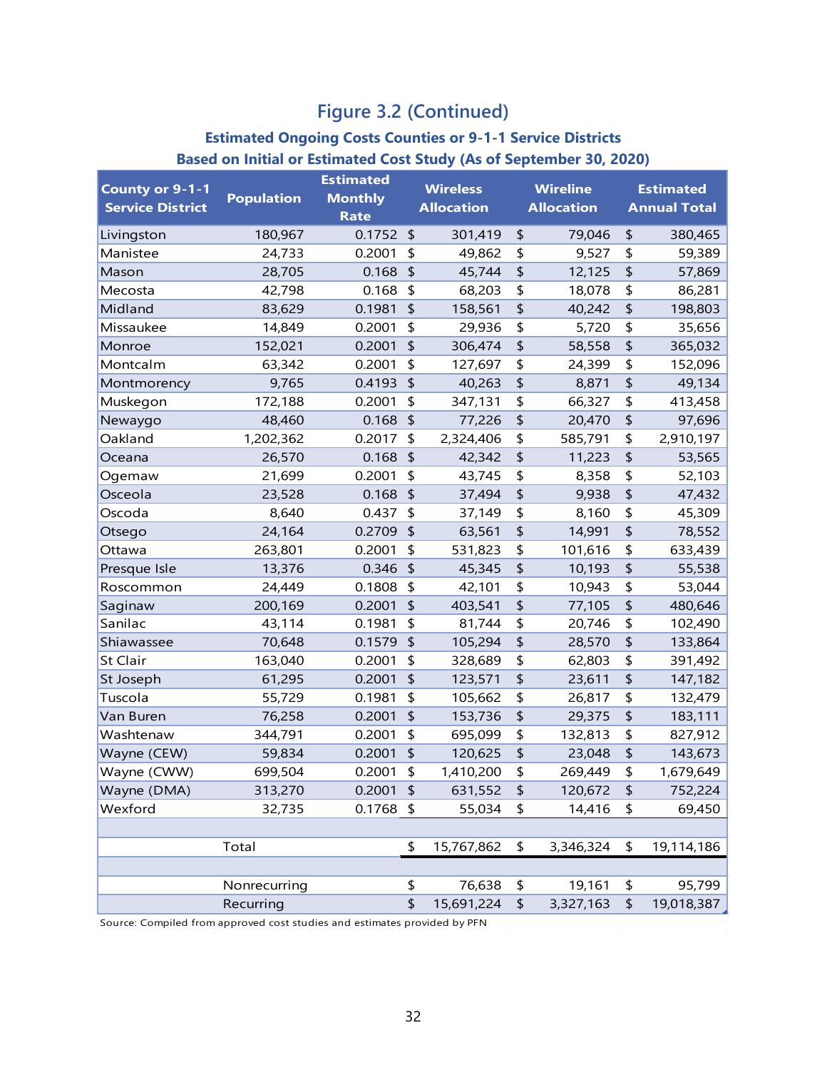## Figure 3.2 (Continued)

### Estimated Ongoing Costs Counties or 9-1-1 Service Districts
### Based on Initial or Estimated Cost Study (As of September 30, 2020)

| County or 9-1-1 Service District | Population | Estimated Monthly Rate | Wireless Allocation | Wireline Allocation | Estimated Annual Total |
|---|---|---|---|---|---|
| Livingston | 180,967 | 0.1752 | $ 301,419 | $ 79,046 | $ 380,465 |
| Manistee | 24,733 | 0.2001 | $ 49,862 | $ 9,527 | $ 59,389 |
| Mason | 28,705 | 0.168 | $ 45,744 | $ 12,125 | $ 57,869 |
| Mecosta | 42,798 | 0.168 | $ 68,203 | $ 18,078 | $ 86,281 |
| Midland | 83,629 | 0.1981 | $ 158,561 | $ 40,242 | $ 198,803 |
| Missaukee | 14,849 | 0.2001 | $ 29,936 | $ 5,720 | $ 35,656 |
| Monroe | 152,021 | 0.2001 | $ 306,474 | $ 58,558 | $ 365,032 |
| Montcalm | 63,342 | 0.2001 | $ 127,697 | $ 24,399 | $ 152,096 |
| Montmorency | 9,765 | 0.4193 | $ 40,263 | $ 8,871 | $ 49,134 |
| Muskegon | 172,188 | 0.2001 | $ 347,131 | $ 66,327 | $ 413,458 |
| Newaygo | 48,460 | 0.168 | $ 77,226 | $ 20,470 | $ 97,696 |
| Oakland | 1,202,362 | 0.2017 | $ 2,324,406 | $ 585,791 | $ 2,910,197 |
| Oceana | 26,570 | 0.168 | $ 42,342 | $ 11,223 | $ 53,565 |
| Ogemaw | 21,699 | 0.2001 | $ 43,745 | $ 8,358 | $ 52,103 |
| Osceola | 23,528 | 0.168 | $ 37,494 | $ 9,938 | $ 47,432 |
| Oscoda | 8,640 | 0.437 | $ 37,149 | $ 8,160 | $ 45,309 |
| Otsego | 24,164 | 0.2709 | $ 63,561 | $ 14,991 | $ 78,552 |
| Ottawa | 263,801 | 0.2001 | $ 531,823 | $ 101,616 | $ 633,439 |
| Presque Isle | 13,376 | 0.346 | $ 45,345 | $ 10,193 | $ 55,538 |
| Roscommon | 24,449 | 0.1808 | $ 42,101 | $ 10,943 | $ 53,044 |
| Saginaw | 200,169 | 0.2001 | $ 403,541 | $ 77,105 | $ 480,646 |
| Sanilac | 43,114 | 0.1981 | $ 81,744 | $ 20,746 | $ 102,490 |
| Shiawassee | 70,648 | 0.1579 | $ 105,294 | $ 28,570 | $ 133,864 |
| St Clair | 163,040 | 0.2001 | $ 328,689 | $ 62,803 | $ 391,492 |
| St Joseph | 61,295 | 0.2001 | $ 123,571 | $ 23,611 | $ 147,182 |
| Tuscola | 55,729 | 0.1981 | $ 105,662 | $ 26,817 | $ 132,479 |
| Van Buren | 76,258 | 0.2001 | $ 153,736 | $ 29,375 | $ 183,111 |
| Washtenaw | 344,791 | 0.2001 | $ 695,099 | $ 132,813 | $ 827,912 |
| Wayne (CEW) | 59,834 | 0.2001 | $ 120,625 | $ 23,048 | $ 143,673 |
| Wayne (CWW) | 699,504 | 0.2001 | $ 1,410,200 | $ 269,449 | $ 1,679,649 |
| Wayne (DMA) | 313,270 | 0.2001 | $ 631,552 | $ 120,672 | $ 752,224 |
| Wexford | 32,735 | 0.1768 | $ 55,034 | $ 14,416 | $ 69,450 |
| | | | | | |
| Total | | | $ 15,767,862 | $ 3,346,324 | $ 19,114,186 |
| | | | | | |
| Nonrecurring | | | $ 76,638 | $ 19,161 | $ 95,799 |
| Recurring | | | $ 15,691,224 | $ 3,327,163 | $ 19,018,387 |

Source: Compiled from approved cost studies and estimates provided by PFN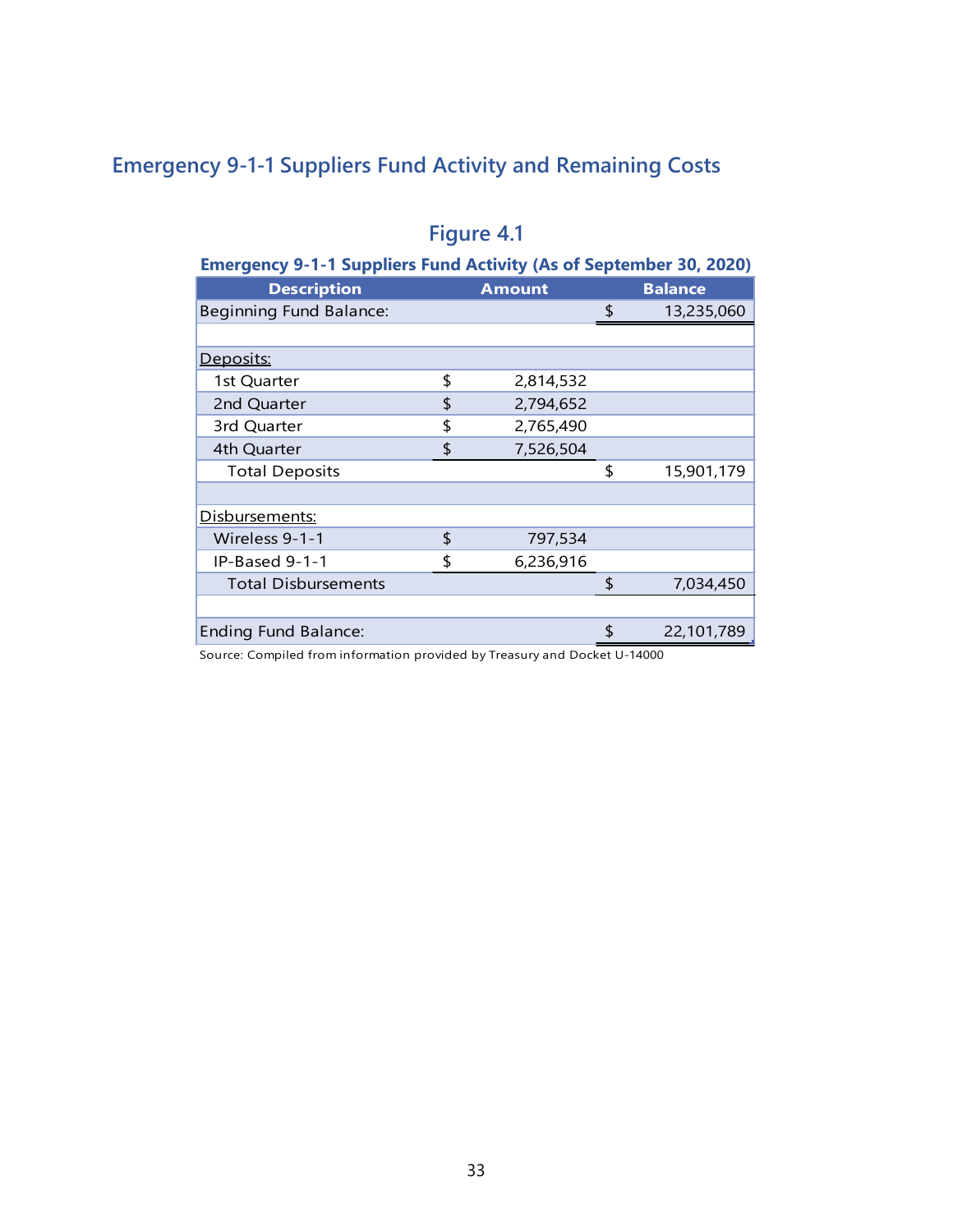## Emergency 9-1-1 Suppliers Fund Activity and Remaining Costs

### Figure 4.1

**Emergency 9-1-1 Suppliers Fund Activity (As of September 30, 2020)**

| Description | Amount | Balance |
|---|---|---|
| Beginning Fund Balance: | | $ 13,235,060 |
| | | |
| Deposits: | | |
| 1st Quarter | $ 2,814,532 | |
| 2nd Quarter | $ 2,794,652 | |
| 3rd Quarter | $ 2,765,490 | |
| 4th Quarter | $ 7,526,504 | |
| Total Deposits | | $ 15,901,179 |
| | | |
| Disbursements: | | |
| Wireless 9-1-1 | $ 797,534 | |
| IP-Based 9-1-1 | $ 6,236,916 | |
| Total Disbursements | | $ 7,034,450 |
| | | |
| Ending Fund Balance: | | $ 22,101,789 |

Source: Compiled from information provided by Treasury and Docket U-14000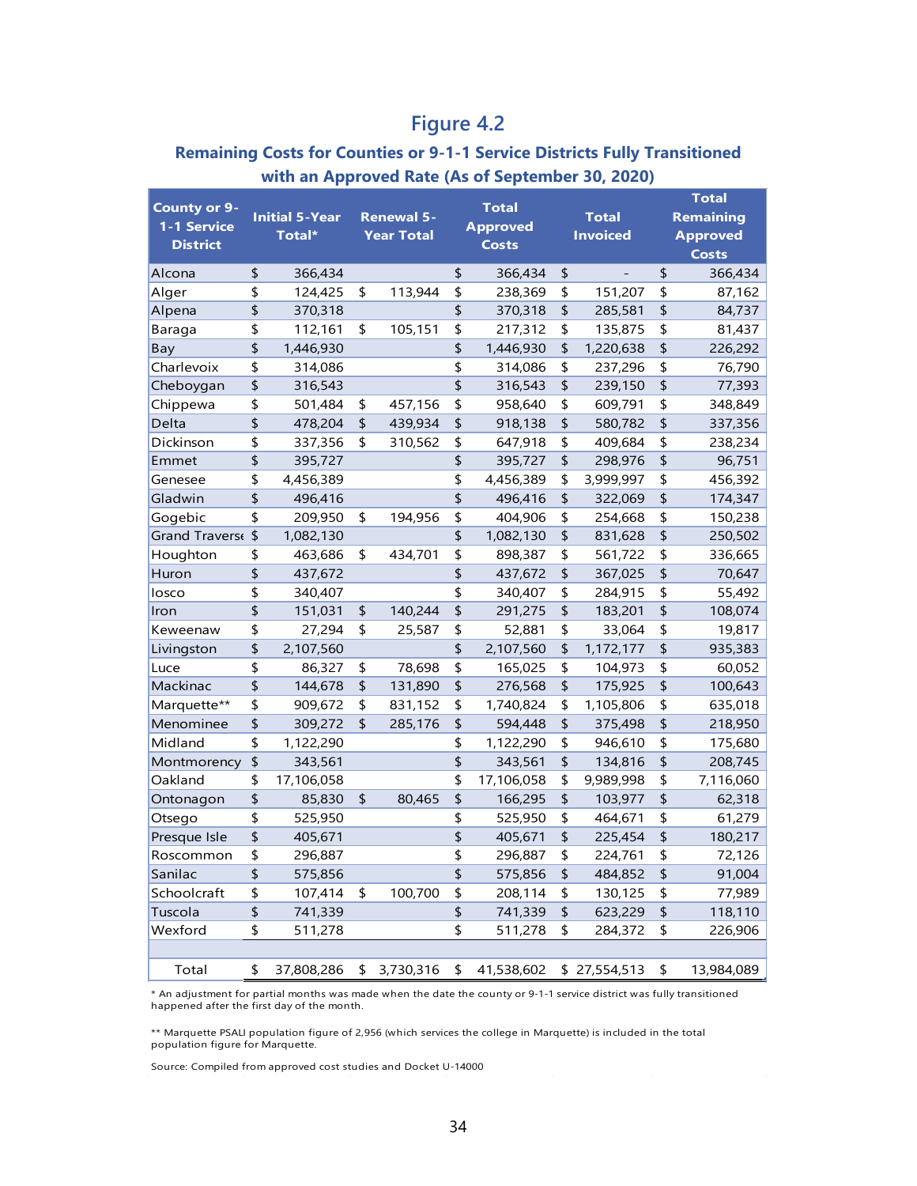## Figure 4.2

### Remaining Costs for Counties or 9-1-1 Service Districts Fully Transitioned with an Approved Rate (As of September 30, 2020)

| County or 9-1-1 Service District | Initial 5-Year Total* | Renewal 5-Year Total | Total Approved Costs | Total Invoiced | Total Remaining Approved Costs |
|---|---|---|---|---|---|
| Alcona | $ 366,434 | | $ 366,434 | $ - | $ 366,434 |
| Alger | $ 124,425 | $ 113,944 | $ 238,369 | $ 151,207 | $ 87,162 |
| Alpena | $ 370,318 | | $ 370,318 | $ 285,581 | $ 84,737 |
| Baraga | $ 112,161 | $ 105,151 | $ 217,312 | $ 135,875 | $ 81,437 |
| Bay | $ 1,446,930 | | $ 1,446,930 | $ 1,220,638 | $ 226,292 |
| Charlevoix | $ 314,086 | | $ 314,086 | $ 237,296 | $ 76,790 |
| Cheboygan | $ 316,543 | | $ 316,543 | $ 239,150 | $ 77,393 |
| Chippewa | $ 501,484 | $ 457,156 | $ 958,640 | $ 609,791 | $ 348,849 |
| Delta | $ 478,204 | $ 439,934 | $ 918,138 | $ 580,782 | $ 337,356 |
| Dickinson | $ 337,356 | $ 310,562 | $ 647,918 | $ 409,684 | $ 238,234 |
| Emmet | $ 395,727 | | $ 395,727 | $ 298,976 | $ 96,751 |
| Genesee | $ 4,456,389 | | $ 4,456,389 | $ 3,999,997 | $ 456,392 |
| Gladwin | $ 496,416 | | $ 496,416 | $ 322,069 | $ 174,347 |
| Gogebic | $ 209,950 | $ 194,956 | $ 404,906 | $ 254,668 | $ 150,238 |
| Grand Traverse | $ 1,082,130 | | $ 1,082,130 | $ 831,628 | $ 250,502 |
| Houghton | $ 463,686 | $ 434,701 | $ 898,387 | $ 561,722 | $ 336,665 |
| Huron | $ 437,672 | | $ 437,672 | $ 367,025 | $ 70,647 |
| Iosco | $ 340,407 | | $ 340,407 | $ 284,915 | $ 55,492 |
| Iron | $ 151,031 | $ 140,244 | $ 291,275 | $ 183,201 | $ 108,074 |
| Keweenaw | $ 27,294 | $ 25,587 | $ 52,881 | $ 33,064 | $ 19,817 |
| Livingston | $ 2,107,560 | | $ 2,107,560 | $ 1,172,177 | $ 935,383 |
| Luce | $ 86,327 | $ 78,698 | $ 165,025 | $ 104,973 | $ 60,052 |
| Mackinac | $ 144,678 | $ 131,890 | $ 276,568 | $ 175,925 | $ 100,643 |
| Marquette** | $ 909,672 | $ 831,152 | $ 1,740,824 | $ 1,105,806 | $ 635,018 |
| Menominee | $ 309,272 | $ 285,176 | $ 594,448 | $ 375,498 | $ 218,950 |
| Midland | $ 1,122,290 | | $ 1,122,290 | $ 946,610 | $ 175,680 |
| Montmorency | $ 343,561 | | $ 343,561 | $ 134,816 | $ 208,745 |
| Oakland | $ 17,106,058 | | $ 17,106,058 | $ 9,989,998 | $ 7,116,060 |
| Ontonagon | $ 85,830 | $ 80,465 | $ 166,295 | $ 103,977 | $ 62,318 |
| Otsego | $ 525,950 | | $ 525,950 | $ 464,671 | $ 61,279 |
| Presque Isle | $ 405,671 | | $ 405,671 | $ 225,454 | $ 180,217 |
| Roscommon | $ 296,887 | | $ 296,887 | $ 224,761 | $ 72,126 |
| Sanilac | $ 575,856 | | $ 575,856 | $ 484,852 | $ 91,004 |
| Schoolcraft | $ 107,414 | $ 100,700 | $ 208,114 | $ 130,125 | $ 77,989 |
| Tuscola | $ 741,339 | | $ 741,339 | $ 623,229 | $ 118,110 |
| Wexford | $ 511,278 | | $ 511,278 | $ 284,372 | $ 226,906 |
| | | | | | |
| Total | $ 37,808,286 | $ 3,730,316 | $ 41,538,602 | $ 27,554,513 | $ 13,984,089 |

* An adjustment for partial months was made when the date the county or 9-1-1 service district was fully transitioned happened after the first day of the month.

** Marquette PSALI population figure of 2,956 (which services the college in Marquette) is included in the total population figure for Marquette.

Source: Compiled from approved cost studies and Docket U-14000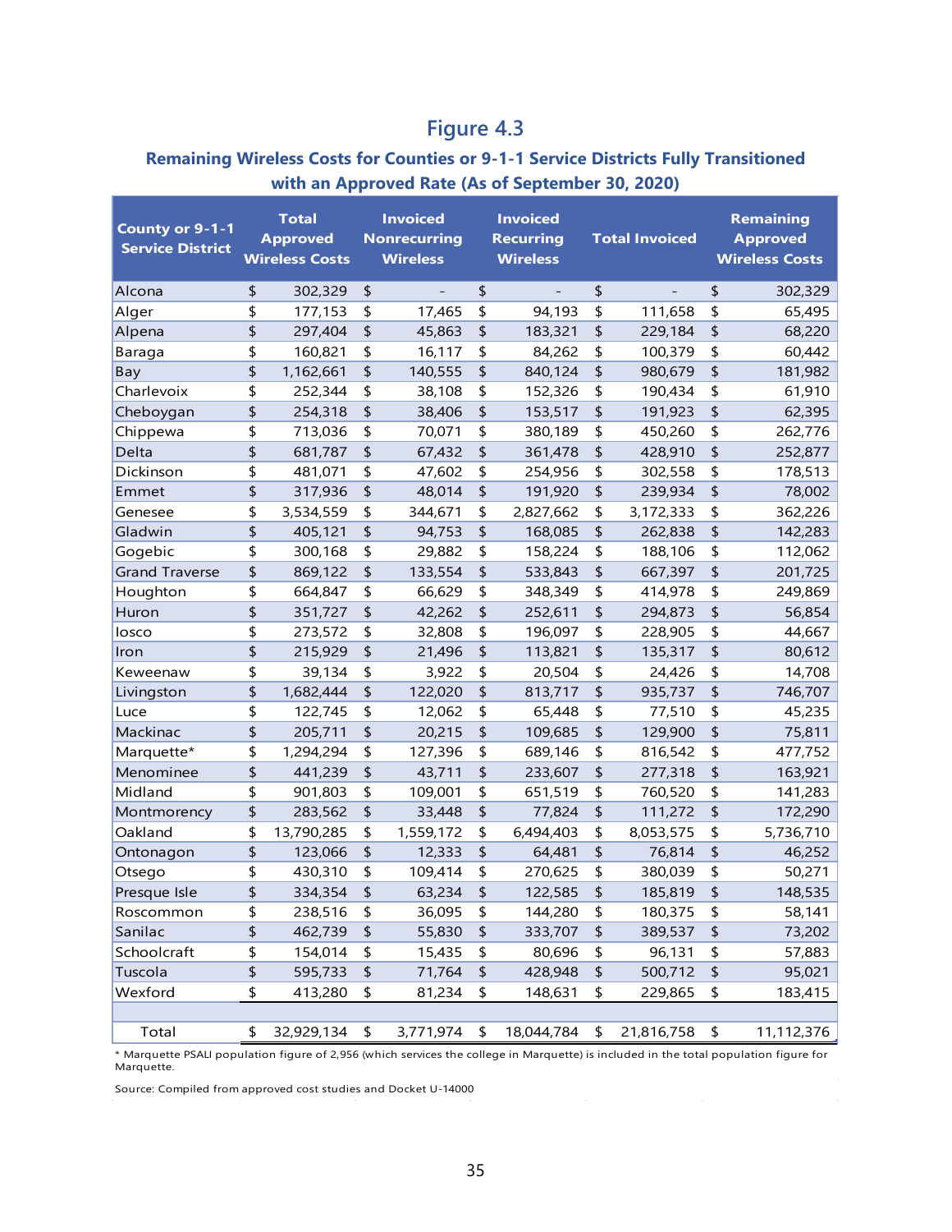# Figure 4.3

## Remaining Wireless Costs for Counties or 9-1-1 Service Districts Fully Transitioned with an Approved Rate (As of September 30, 2020)

| County or 9-1-1 Service District | Total Approved Wireless Costs | Invoiced Nonrecurring Wireless | Invoiced Recurring Wireless | Total Invoiced | Remaining Approved Wireless Costs |
|---|---|---|---|---|---|
| Alcona | $ 302,329 | $ - | $ - | $ - | $ 302,329 |
| Alger | $ 177,153 | $ 17,465 | $ 94,193 | $ 111,658 | $ 65,495 |
| Alpena | $ 297,404 | $ 45,863 | $ 183,321 | $ 229,184 | $ 68,220 |
| Baraga | $ 160,821 | $ 16,117 | $ 84,262 | $ 100,379 | $ 60,442 |
| Bay | $ 1,162,661 | $ 140,555 | $ 840,124 | $ 980,679 | $ 181,982 |
| Charlevoix | $ 252,344 | $ 38,108 | $ 152,326 | $ 190,434 | $ 61,910 |
| Cheboygan | $ 254,318 | $ 38,406 | $ 153,517 | $ 191,923 | $ 62,395 |
| Chippewa | $ 713,036 | $ 70,071 | $ 380,189 | $ 450,260 | $ 262,776 |
| Delta | $ 681,787 | $ 67,432 | $ 361,478 | $ 428,910 | $ 252,877 |
| Dickinson | $ 481,071 | $ 47,602 | $ 254,956 | $ 302,558 | $ 178,513 |
| Emmet | $ 317,936 | $ 48,014 | $ 191,920 | $ 239,934 | $ 78,002 |
| Genesee | $ 3,534,559 | $ 344,671 | $ 2,827,662 | $ 3,172,333 | $ 362,226 |
| Gladwin | $ 405,121 | $ 94,753 | $ 168,085 | $ 262,838 | $ 142,283 |
| Gogebic | $ 300,168 | $ 29,882 | $ 158,224 | $ 188,106 | $ 112,062 |
| Grand Traverse | $ 869,122 | $ 133,554 | $ 533,843 | $ 667,397 | $ 201,725 |
| Houghton | $ 664,847 | $ 66,629 | $ 348,349 | $ 414,978 | $ 249,869 |
| Huron | $ 351,727 | $ 42,262 | $ 252,611 | $ 294,873 | $ 56,854 |
| Iosco | $ 273,572 | $ 32,808 | $ 196,097 | $ 228,905 | $ 44,667 |
| Iron | $ 215,929 | $ 21,496 | $ 113,821 | $ 135,317 | $ 80,612 |
| Keweenaw | $ 39,134 | $ 3,922 | $ 20,504 | $ 24,426 | $ 14,708 |
| Livingston | $ 1,682,444 | $ 122,020 | $ 813,717 | $ 935,737 | $ 746,707 |
| Luce | $ 122,745 | $ 12,062 | $ 65,448 | $ 77,510 | $ 45,235 |
| Mackinac | $ 205,711 | $ 20,215 | $ 109,685 | $ 129,900 | $ 75,811 |
| Marquette* | $ 1,294,294 | $ 127,396 | $ 689,146 | $ 816,542 | $ 477,752 |
| Menominee | $ 441,239 | $ 43,711 | $ 233,607 | $ 277,318 | $ 163,921 |
| Midland | $ 901,803 | $ 109,001 | $ 651,519 | $ 760,520 | $ 141,283 |
| Montmorency | $ 283,562 | $ 33,448 | $ 77,824 | $ 111,272 | $ 172,290 |
| Oakland | $ 13,790,285 | $ 1,559,172 | $ 6,494,403 | $ 8,053,575 | $ 5,736,710 |
| Ontonagon | $ 123,066 | $ 12,333 | $ 64,481 | $ 76,814 | $ 46,252 |
| Otsego | $ 430,310 | $ 109,414 | $ 270,625 | $ 380,039 | $ 50,271 |
| Presque Isle | $ 334,354 | $ 63,234 | $ 122,585 | $ 185,819 | $ 148,535 |
| Roscommon | $ 238,516 | $ 36,095 | $ 144,280 | $ 180,375 | $ 58,141 |
| Sanilac | $ 462,739 | $ 55,830 | $ 333,707 | $ 389,537 | $ 73,202 |
| Schoolcraft | $ 154,014 | $ 15,435 | $ 80,696 | $ 96,131 | $ 57,883 |
| Tuscola | $ 595,733 | $ 71,764 | $ 428,948 | $ 500,712 | $ 95,021 |
| Wexford | $ 413,280 | $ 81,234 | $ 148,631 | $ 229,865 | $ 183,415 |
| | | | | | |
| Total | $ 32,929,134 | $ 3,771,974 | $ 18,044,784 | $ 21,816,758 | $ 11,112,376 |

\* Marquette PSALI population figure of 2,956 (which services the college in Marquette) is included in the total population figure for Marquette.

Source: Compiled from approved cost studies and Docket U-14000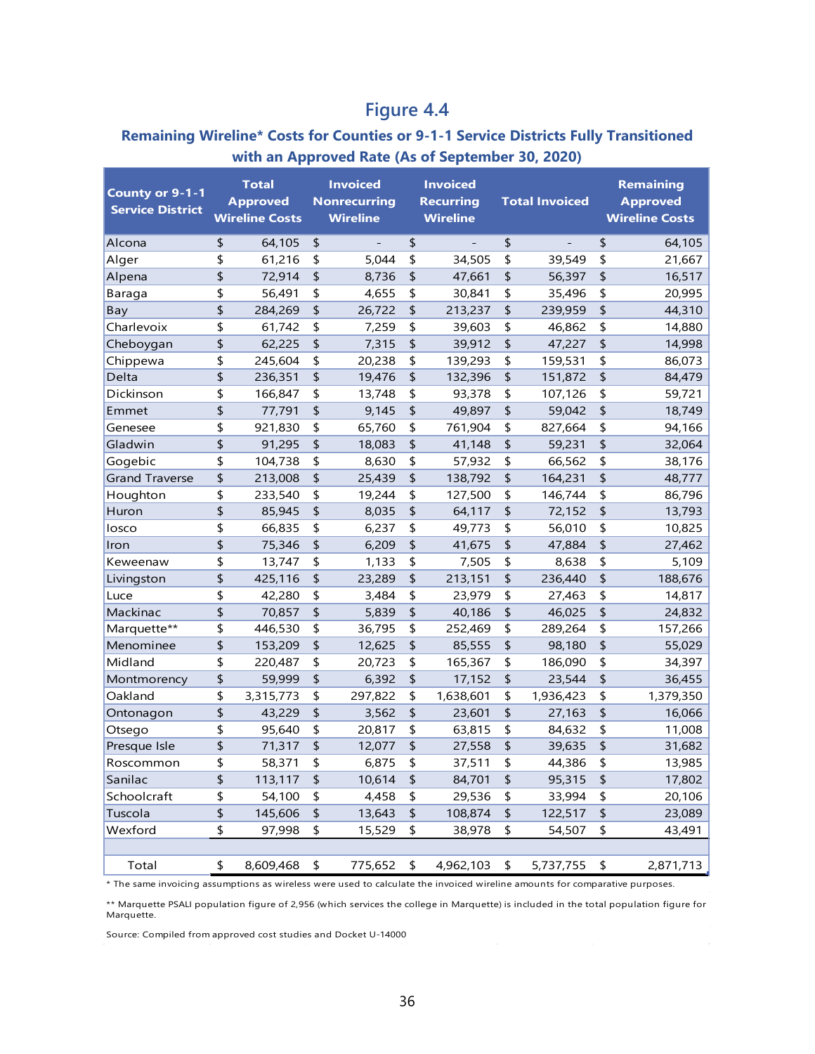## Figure 4.4

### Remaining Wireline* Costs for Counties or 9-1-1 Service Districts Fully Transitioned with an Approved Rate (As of September 30, 2020)

| County or 9-1-1 Service District | Total Approved Wireline Costs | Invoiced Nonrecurring Wireline | Invoiced Recurring Wireline | Total Invoiced | Remaining Approved Wireline Costs |
|---|---|---|---|---|---|
| Alcona | $ 64,105 | $ - | $ - | $ - | $ 64,105 |
| Alger | $ 61,216 | $ 5,044 | $ 34,505 | $ 39,549 | $ 21,667 |
| Alpena | $ 72,914 | $ 8,736 | $ 47,661 | $ 56,397 | $ 16,517 |
| Baraga | $ 56,491 | $ 4,655 | $ 30,841 | $ 35,496 | $ 20,995 |
| Bay | $ 284,269 | $ 26,722 | $ 213,237 | $ 239,959 | $ 44,310 |
| Charlevoix | $ 61,742 | $ 7,259 | $ 39,603 | $ 46,862 | $ 14,880 |
| Cheboygan | $ 62,225 | $ 7,315 | $ 39,912 | $ 47,227 | $ 14,998 |
| Chippewa | $ 245,604 | $ 20,238 | $ 139,293 | $ 159,531 | $ 86,073 |
| Delta | $ 236,351 | $ 19,476 | $ 132,396 | $ 151,872 | $ 84,479 |
| Dickinson | $ 166,847 | $ 13,748 | $ 93,378 | $ 107,126 | $ 59,721 |
| Emmet | $ 77,791 | $ 9,145 | $ 49,897 | $ 59,042 | $ 18,749 |
| Genesee | $ 921,830 | $ 65,760 | $ 761,904 | $ 827,664 | $ 94,166 |
| Gladwin | $ 91,295 | $ 18,083 | $ 41,148 | $ 59,231 | $ 32,064 |
| Gogebic | $ 104,738 | $ 8,630 | $ 57,932 | $ 66,562 | $ 38,176 |
| Grand Traverse | $ 213,008 | $ 25,439 | $ 138,792 | $ 164,231 | $ 48,777 |
| Houghton | $ 233,540 | $ 19,244 | $ 127,500 | $ 146,744 | $ 86,796 |
| Huron | $ 85,945 | $ 8,035 | $ 64,117 | $ 72,152 | $ 13,793 |
| Iosco | $ 66,835 | $ 6,237 | $ 49,773 | $ 56,010 | $ 10,825 |
| Iron | $ 75,346 | $ 6,209 | $ 41,675 | $ 47,884 | $ 27,462 |
| Keweenaw | $ 13,747 | $ 1,133 | $ 7,505 | $ 8,638 | $ 5,109 |
| Livingston | $ 425,116 | $ 23,289 | $ 213,151 | $ 236,440 | $ 188,676 |
| Luce | $ 42,280 | $ 3,484 | $ 23,979 | $ 27,463 | $ 14,817 |
| Mackinac | $ 70,857 | $ 5,839 | $ 40,186 | $ 46,025 | $ 24,832 |
| Marquette** | $ 446,530 | $ 36,795 | $ 252,469 | $ 289,264 | $ 157,266 |
| Menominee | $ 153,209 | $ 12,625 | $ 85,555 | $ 98,180 | $ 55,029 |
| Midland | $ 220,487 | $ 20,723 | $ 165,367 | $ 186,090 | $ 34,397 |
| Montmorency | $ 59,999 | $ 6,392 | $ 17,152 | $ 23,544 | $ 36,455 |
| Oakland | $ 3,315,773 | $ 297,822 | $ 1,638,601 | $ 1,936,423 | $ 1,379,350 |
| Ontonagon | $ 43,229 | $ 3,562 | $ 23,601 | $ 27,163 | $ 16,066 |
| Otsego | $ 95,640 | $ 20,817 | $ 63,815 | $ 84,632 | $ 11,008 |
| Presque Isle | $ 71,317 | $ 12,077 | $ 27,558 | $ 39,635 | $ 31,682 |
| Roscommon | $ 58,371 | $ 6,875 | $ 37,511 | $ 44,386 | $ 13,985 |
| Sanilac | $ 113,117 | $ 10,614 | $ 84,701 | $ 95,315 | $ 17,802 |
| Schoolcraft | $ 54,100 | $ 4,458 | $ 29,536 | $ 33,994 | $ 20,106 |
| Tuscola | $ 145,606 | $ 13,643 | $ 108,874 | $ 122,517 | $ 23,089 |
| Wexford | $ 97,998 | $ 15,529 | $ 38,978 | $ 54,507 | $ 43,491 |
| | | | | | |
| Total | $ 8,609,468 | $ 775,652 | $ 4,962,103 | $ 5,737,755 | $ 2,871,713 |

* The same invoicing assumptions as wireless were used to calculate the invoiced wireline amounts for comparative purposes.

** Marquette PSALI population figure of 2,956 (which services the college in Marquette) is included in the total population figure for Marquette.

Source: Compiled from approved cost studies and Docket U-14000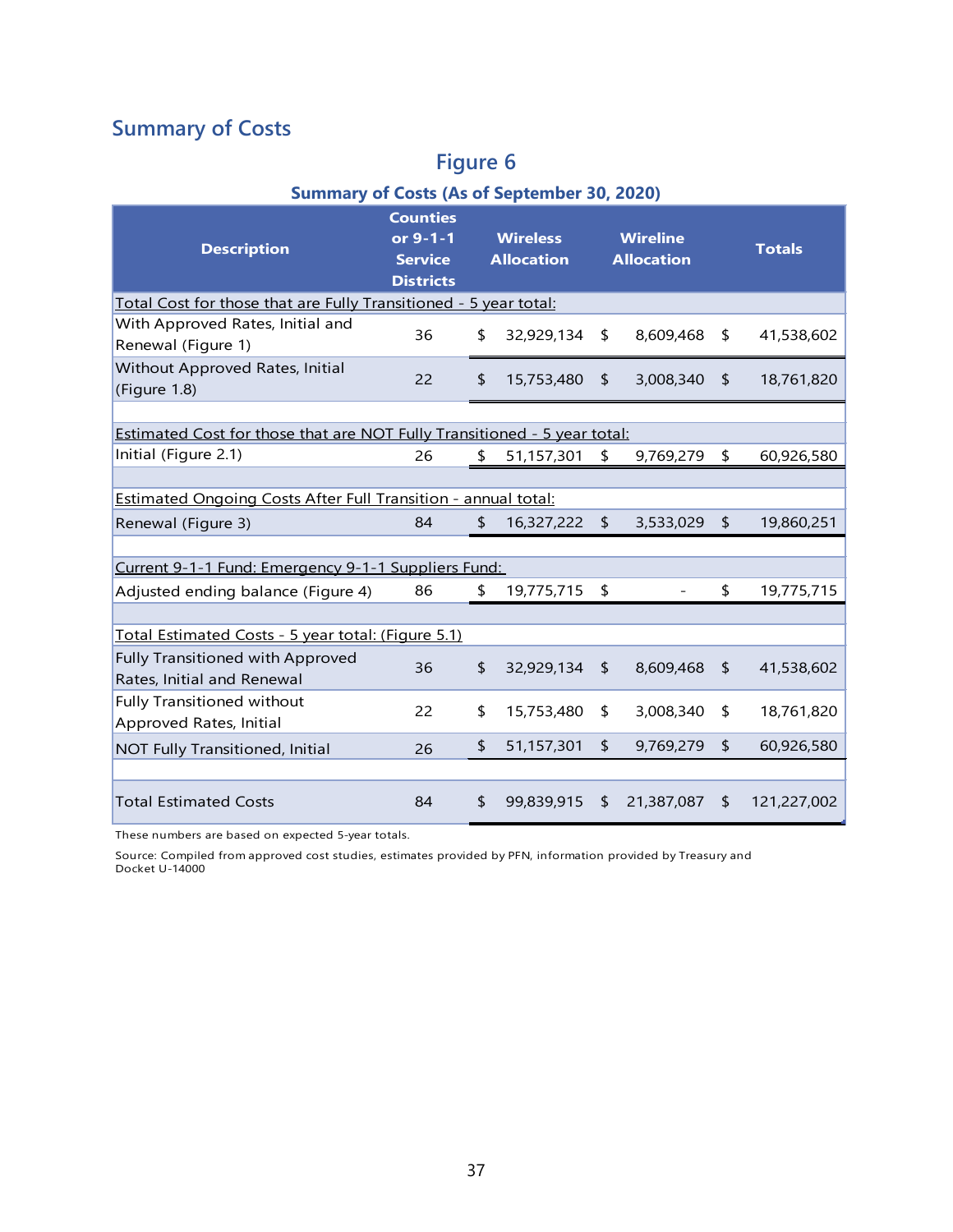## Summary of Costs

### Figure 6

**Summary of Costs (As of September 30, 2020)**

| Description | Counties or 9-1-1 Service Districts | Wireless Allocation | Wireline Allocation | Totals |
|---|---|---|---|---|
| Total Cost for those that are Fully Transitioned - 5 year total: | | | | |
| With Approved Rates, Initial and Renewal (Figure 1) | 36 | $ 32,929,134 | $ 8,609,468 | $ 41,538,602 |
| Without Approved Rates, Initial (Figure 1.8) | 22 | $ 15,753,480 | $ 3,008,340 | $ 18,761,820 |
| | | | | |
| Estimated Cost for those that are NOT Fully Transitioned - 5 year total: | | | | |
| Initial (Figure 2.1) | 26 | $ 51,157,301 | $ 9,769,279 | $ 60,926,580 |
| | | | | |
| Estimated Ongoing Costs After Full Transition - annual total: | | | | |
| Renewal (Figure 3) | 84 | $ 16,327,222 | $ 3,533,029 | $ 19,860,251 |
| | | | | |
| Current 9-1-1 Fund: Emergency 9-1-1 Suppliers Fund: | | | | |
| Adjusted ending balance (Figure 4) | 86 | $ 19,775,715 | $ - | $ 19,775,715 |
| | | | | |
| Total Estimated Costs - 5 year total: (Figure 5.1) | | | | |
| Fully Transitioned with Approved Rates, Initial and Renewal | 36 | $ 32,929,134 | $ 8,609,468 | $ 41,538,602 |
| Fully Transitioned without Approved Rates, Initial | 22 | $ 15,753,480 | $ 3,008,340 | $ 18,761,820 |
| NOT Fully Transitioned, Initial | 26 | $ 51,157,301 | $ 9,769,279 | $ 60,926,580 |
| | | | | |
| Total Estimated Costs | 84 | $ 99,839,915 | $ 21,387,087 | $ 121,227,002 |

These numbers are based on expected 5-year totals.

Source: Compiled from approved cost studies, estimates provided by PFN, information provided by Treasury and Docket U-14000